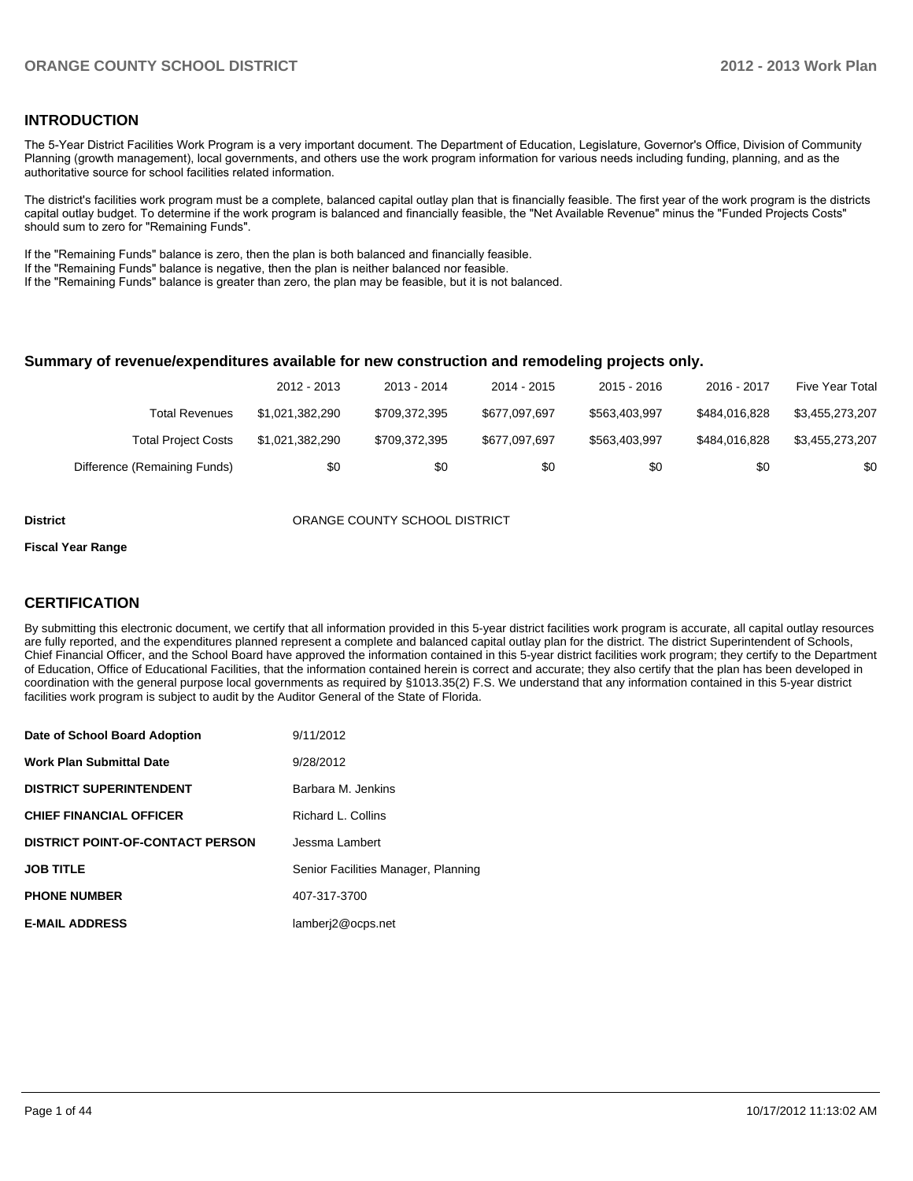## INTRODUCTION

The 5-Year District Facilities Work Program is a very important document. The Department of Education, Legislature, Governor's Office, Division of Community Planning (growth management), local governments, and others use the work program information for various needs including funding, planning, and as the authoritative source for school facilities related information.

The district's facilities work program must be a complete, balanced capital outlay plan that is financially feasible. The first year of the work program is the districts capital outlay budget. To determine if the work program is balanced and financially feasible, the "Net Available Revenue" minus the "Funded Projects Costs" should sum to zero for "Remaining Funds".

If the "Remaining Funds" balance is zero, then the plan is both balanced and financially feasible.
If the "Remaining Funds" balance is negative, then the plan is neither balanced nor feasible.
If the "Remaining Funds" balance is greater than zero, the plan may be feasible, but it is not balanced.

### Summary of revenue/expenditures available for new construction and remodeling projects only.

| | 2012 - 2013 | 2013 - 2014 | 2014 - 2015 | 2015 - 2016 | 2016 - 2017 | Five Year Total |
|---|---|---|---|---|---|---|
| Total Revenues | $1,021,382,290 | $709,372,395 | $677,097,697 | $563,403,997 | $484,016,828 | $3,455,273,207 |
| Total Project Costs | $1,021,382,290 | $709,372,395 | $677,097,697 | $563,403,997 | $484,016,828 | $3,455,273,207 |
| Difference (Remaining Funds) | $0 | $0 | $0 | $0 | $0 | $0 |

**District** ORANGE COUNTY SCHOOL DISTRICT

**Fiscal Year Range**

## CERTIFICATION

By submitting this electronic document, we certify that all information provided in this 5-year district facilities work program is accurate, all capital outlay resources are fully reported, and the expenditures planned represent a complete and balanced capital outlay plan for the district. The district Superintendent of Schools, Chief Financial Officer, and the School Board have approved the information contained in this 5-year district facilities work program; they certify to the Department of Education, Office of Educational Facilities, that the information contained herein is correct and accurate; they also certify that the plan has been developed in coordination with the general purpose local governments as required by §1013.35(2) F.S. We understand that any information contained in this 5-year district facilities work program is subject to audit by the Auditor General of the State of Florida.

| | |
|---|---|
| **Date of School Board Adoption** | 9/11/2012 |
| **Work Plan Submittal Date** | 9/28/2012 |
| **DISTRICT SUPERINTENDENT** | Barbara M. Jenkins |
| **CHIEF FINANCIAL OFFICER** | Richard L. Collins |
| **DISTRICT POINT-OF-CONTACT PERSON** | Jessma Lambert |
| **JOB TITLE** | Senior Facilities Manager, Planning |
| **PHONE NUMBER** | 407-317-3700 |
| **E-MAIL ADDRESS** | lamberj2@ocps.net |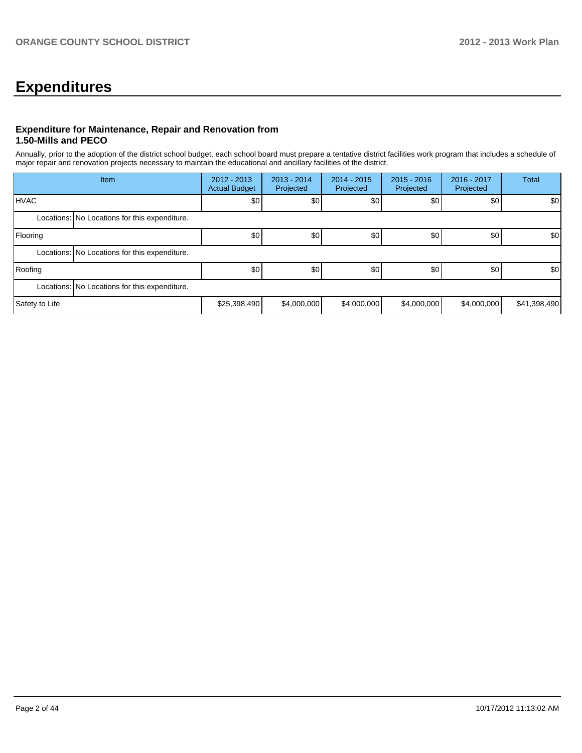# Expenditures

### Expenditure for Maintenance, Repair and Renovation from 1.50-Mills and PECO

Annually, prior to the adoption of the district school budget, each school board must prepare a tentative district facilities work program that includes a schedule of major repair and renovation projects necessary to maintain the educational and ancillary facilities of the district.

| Item | | 2012 - 2013 Actual Budget | 2013 - 2014 Projected | 2014 - 2015 Projected | 2015 - 2016 Projected | 2016 - 2017 Projected | Total |
|---|---|---|---|---|---|---|---|
| HVAC | | $0 | $0 | $0 | $0 | $0 | $0 |
| Locations: | No Locations for this expenditure. | | | | | | |
| Flooring | | $0 | $0 | $0 | $0 | $0 | $0 |
| Locations: | No Locations for this expenditure. | | | | | | |
| Roofing | | $0 | $0 | $0 | $0 | $0 | $0 |
| Locations: | No Locations for this expenditure. | | | | | | |
| Safety to Life | | $25,398,490 | $4,000,000 | $4,000,000 | $4,000,000 | $4,000,000 | $41,398,490 |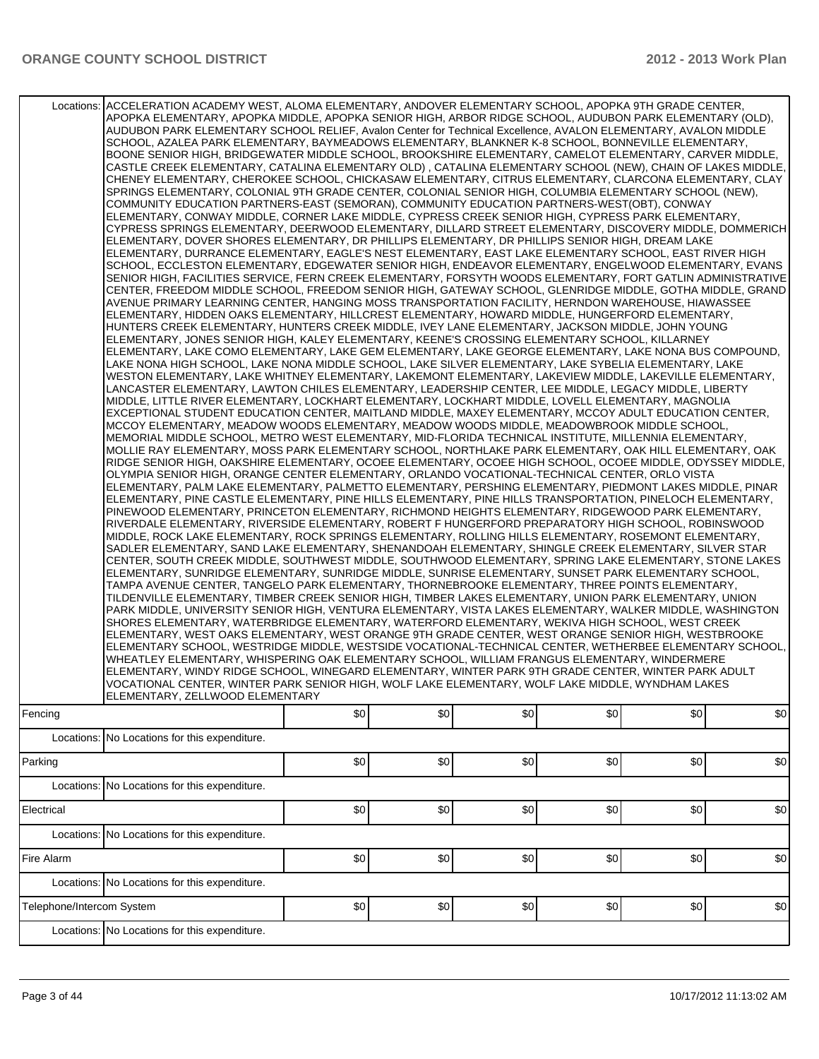| | | | | | | | |
|---|---|---|---|---|---|---|---|
| Locations: | ACCELERATION ACADEMY WEST, ALOMA ELEMENTARY, ANDOVER ELEMENTARY SCHOOL, APOPKA 9TH GRADE CENTER, APOPKA ELEMENTARY, APOPKA MIDDLE, APOPKA SENIOR HIGH, ARBOR RIDGE SCHOOL, AUDUBON PARK ELEMENTARY (OLD), AUDUBON PARK ELEMENTARY SCHOOL RELIEF, Avalon Center for Technical Excellence, AVALON ELEMENTARY, AVALON MIDDLE SCHOOL, AZALEA PARK ELEMENTARY, BAYMEADOWS ELEMENTARY, BLANKNER K-8 SCHOOL, BONNEVILLE ELEMENTARY, BOONE SENIOR HIGH, BRIDGEWATER MIDDLE SCHOOL, BROOKSHIRE ELEMENTARY, CAMELOT ELEMENTARY, CARVER MIDDLE, CASTLE CREEK ELEMENTARY, CATALINA ELEMENTARY OLD) , CATALINA ELEMENTARY SCHOOL (NEW), CHAIN OF LAKES MIDDLE, CHENEY ELEMENTARY, CHEROKEE SCHOOL, CHICKASAW ELEMENTARY, CITRUS ELEMENTARY, CLARCONA ELEMENTARY, CLAY SPRINGS ELEMENTARY, COLONIAL 9TH GRADE CENTER, COLONIAL SENIOR HIGH, COLUMBIA ELEMENTARY SCHOOL (NEW), COMMUNITY EDUCATION PARTNERS-EAST (SEMORAN), COMMUNITY EDUCATION PARTNERS-WEST(OBT), CONWAY ELEMENTARY, CONWAY MIDDLE, CORNER LAKE MIDDLE, CYPRESS CREEK SENIOR HIGH, CYPRESS PARK ELEMENTARY, CYPRESS SPRINGS ELEMENTARY, DEERWOOD ELEMENTARY, DILLARD STREET ELEMENTARY, DISCOVERY MIDDLE, DOMMERICH ELEMENTARY, DOVER SHORES ELEMENTARY, DR PHILLIPS ELEMENTARY, DR PHILLIPS SENIOR HIGH, DREAM LAKE ELEMENTARY, DURRANCE ELEMENTARY, EAGLE'S NEST ELEMENTARY, EAST LAKE ELEMENTARY SCHOOL, EAST RIVER HIGH SCHOOL, ECCLESTON ELEMENTARY, EDGEWATER SENIOR HIGH, ENDEAVOR ELEMENTARY, ENGELWOOD ELEMENTARY, EVANS SENIOR HIGH, FACILITIES SERVICE, FERN CREEK ELEMENTARY, FORSYTH WOODS ELEMENTARY, FORT GATLIN ADMINISTRATIVE CENTER, FREEDOM MIDDLE SCHOOL, FREEDOM SENIOR HIGH, GATEWAY SCHOOL, GLENRIDGE MIDDLE, GOTHA MIDDLE, GRAND AVENUE PRIMARY LEARNING CENTER, HANGING MOSS TRANSPORTATION FACILITY, HERNDON WAREHOUSE, HIAWASSEE ELEMENTARY, HIDDEN OAKS ELEMENTARY, HILLCREST ELEMENTARY, HOWARD MIDDLE, HUNGERFORD ELEMENTARY, HUNTERS CREEK ELEMENTARY, HUNTERS CREEK MIDDLE, IVEY LANE ELEMENTARY, JACKSON MIDDLE, JOHN YOUNG ELEMENTARY, JONES SENIOR HIGH, KALEY ELEMENTARY, KEENE'S CROSSING ELEMENTARY SCHOOL, KILLARNEY ELEMENTARY, LAKE COMO ELEMENTARY, LAKE GEM ELEMENTARY, LAKE GEORGE ELEMENTARY, LAKE NONA BUS COMPOUND, LAKE NONA HIGH SCHOOL, LAKE NONA MIDDLE SCHOOL, LAKE SILVER ELEMENTARY, LAKE SYBELIA ELEMENTARY, LAKE WESTON ELEMENTARY, LAKE WHITNEY ELEMENTARY, LAKEMONT ELEMENTARY, LAKEVIEW MIDDLE, LAKEVILLE ELEMENTARY, LANCASTER ELEMENTARY, LAWTON CHILES ELEMENTARY, LEADERSHIP CENTER, LEE MIDDLE, LEGACY MIDDLE, LIBERTY MIDDLE, LITTLE RIVER ELEMENTARY, LOCKHART ELEMENTARY, LOCKHART MIDDLE, LOVELL ELEMENTARY, MAGNOLIA EXCEPTIONAL STUDENT EDUCATION CENTER, MAITLAND MIDDLE, MAXEY ELEMENTARY, MCCOY ADULT EDUCATION CENTER, MCCOY ELEMENTARY, MEADOW WOODS ELEMENTARY, MEADOW WOODS MIDDLE, MEADOWBROOK MIDDLE SCHOOL, MEMORIAL MIDDLE SCHOOL, METRO WEST ELEMENTARY, MID-FLORIDA TECHNICAL INSTITUTE, MILLENNIA ELEMENTARY, MOLLIE RAY ELEMENTARY, MOSS PARK ELEMENTARY SCHOOL, NORTHLAKE PARK ELEMENTARY, OAK HILL ELEMENTARY, OAK RIDGE SENIOR HIGH, OAKSHIRE ELEMENTARY, OCOEE ELEMENTARY, OCOEE HIGH SCHOOL, OCOEE MIDDLE, ODYSSEY MIDDLE, OLYMPIA SENIOR HIGH, ORANGE CENTER ELEMENTARY, ORLANDO VOCATIONAL-TECHNICAL CENTER, ORLO VISTA ELEMENTARY, PALM LAKE ELEMENTARY, PALMETTO ELEMENTARY, PERSHING ELEMENTARY, PIEDMONT LAKES MIDDLE, PINAR ELEMENTARY, PINE CASTLE ELEMENTARY, PINE HILLS ELEMENTARY, PINE HILLS TRANSPORTATION, PINELOCH ELEMENTARY, PINEWOOD ELEMENTARY, PRINCETON ELEMENTARY, RICHMOND HEIGHTS ELEMENTARY, RIDGEWOOD PARK ELEMENTARY, RIVERDALE ELEMENTARY, RIVERSIDE ELEMENTARY, ROBERT F HUNGERFORD PREPARATORY HIGH SCHOOL, ROBINSWOOD MIDDLE, ROCK LAKE ELEMENTARY, ROCK SPRINGS ELEMENTARY, ROLLING HILLS ELEMENTARY, ROSEMONT ELEMENTARY, SADLER ELEMENTARY, SAND LAKE ELEMENTARY, SHENANDOAH ELEMENTARY, SHINGLE CREEK ELEMENTARY, SILVER STAR CENTER, SOUTH CREEK MIDDLE, SOUTHWEST MIDDLE, SOUTHWOOD ELEMENTARY, SPRING LAKE ELEMENTARY, STONE LAKES ELEMENTARY, SUNRIDGE ELEMENTARY, SUNRIDGE MIDDLE, SUNRISE ELEMENTARY, SUNSET PARK ELEMENTARY SCHOOL, TAMPA AVENUE CENTER, TANGELO PARK ELEMENTARY, THORNEBROOKE ELEMENTARY, THREE POINTS ELEMENTARY, TILDENVILLE ELEMENTARY, TIMBER CREEK SENIOR HIGH, TIMBER LAKES ELEMENTARY, UNION PARK ELEMENTARY, UNION PARK MIDDLE, UNIVERSITY SENIOR HIGH, VENTURA ELEMENTARY, VISTA LAKES ELEMENTARY, WALKER MIDDLE, WASHINGTON SHORES ELEMENTARY, WATERBRIDGE ELEMENTARY, WATERFORD ELEMENTARY, WEKIVA HIGH SCHOOL, WEST CREEK ELEMENTARY, WEST OAKS ELEMENTARY, WEST ORANGE 9TH GRADE CENTER, WEST ORANGE SENIOR HIGH, WESTBROOKE ELEMENTARY SCHOOL, WESTRIDGE MIDDLE, WESTSIDE VOCATIONAL-TECHNICAL CENTER, WETHERBEE ELEMENTARY SCHOOL, WHEATLEY ELEMENTARY, WHISPERING OAK ELEMENTARY SCHOOL, WILLIAM FRANGUS ELEMENTARY, WINDERMERE ELEMENTARY, WINDY RIDGE SCHOOL, WINEGARD ELEMENTARY, WINTER PARK 9TH GRADE CENTER, WINTER PARK ADULT VOCATIONAL CENTER, WINTER PARK SENIOR HIGH, WOLF LAKE ELEMENTARY, WOLF LAKE MIDDLE, WYNDHAM LAKES ELEMENTARY, ZELLWOOD ELEMENTARY | | | | | | |
| Fencing | | $0 | $0 | $0 | $0 | $0 | $0 |
| Locations: | No Locations for this expenditure. | | | | | | |
| Parking | | $0 | $0 | $0 | $0 | $0 | $0 |
| Locations: | No Locations for this expenditure. | | | | | | |
| Electrical | | $0 | $0 | $0 | $0 | $0 | $0 |
| Locations: | No Locations for this expenditure. | | | | | | |
| Fire Alarm | | $0 | $0 | $0 | $0 | $0 | $0 |
| Locations: | No Locations for this expenditure. | | | | | | |
| Telephone/Intercom System | | $0 | $0 | $0 | $0 | $0 | $0 |
| Locations: | No Locations for this expenditure. | | | | | | |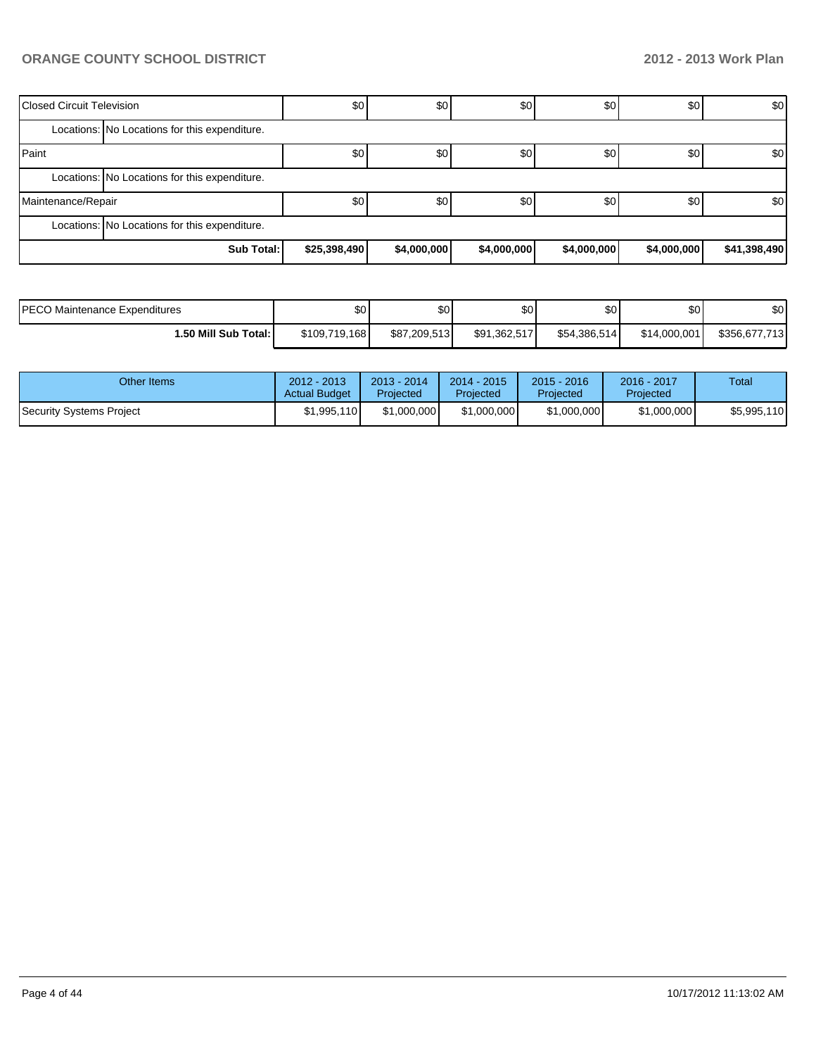| | | | | | | |
|---|---|---|---|---|---|---|
| Closed Circuit Television | $0 | $0 | $0 | $0 | $0 | $0 |
| Locations: No Locations for this expenditure. | | | | | | |
| Paint | $0 | $0 | $0 | $0 | $0 | $0 |
| Locations: No Locations for this expenditure. | | | | | | |
| Maintenance/Repair | $0 | $0 | $0 | $0 | $0 | $0 |
| Locations: No Locations for this expenditure. | | | | | | |
| **Sub Total:** | **$25,398,490** | **$4,000,000** | **$4,000,000** | **$4,000,000** | **$4,000,000** | **$41,398,490** |

| | | | | | | |
|---|---|---|---|---|---|---|
| PECO Maintenance Expenditures | $0 | $0 | $0 | $0 | $0 | $0 |
| **1.50 Mill Sub Total:** | $109,719,168 | $87,209,513 | $91,362,517 | $54,386,514 | $14,000,001 | $356,677,713 |

| Other Items | 2012 - 2013 Actual Budget | 2013 - 2014 Projected | 2014 - 2015 Projected | 2015 - 2016 Projected | 2016 - 2017 Projected | Total |
|---|---|---|---|---|---|---|
| Security Systems Project | $1,995,110 | $1,000,000 | $1,000,000 | $1,000,000 | $1,000,000 | $5,995,110 |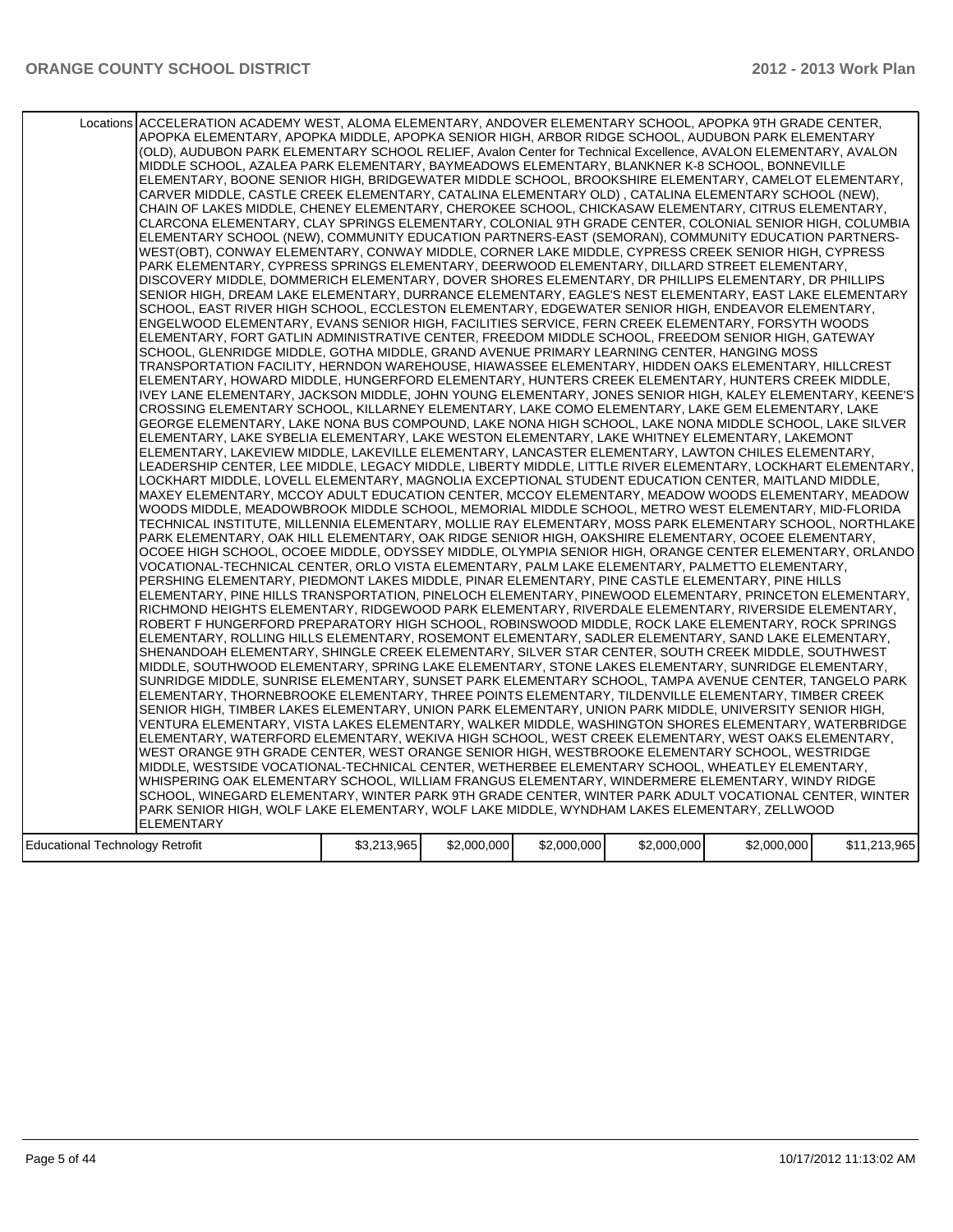| | | | | | | |
|---|---|---|---|---|---|---|
| Locations | ACCELERATION ACADEMY WEST, ALOMA ELEMENTARY, ANDOVER ELEMENTARY SCHOOL, APOPKA 9TH GRADE CENTER, APOPKA ELEMENTARY, APOPKA MIDDLE, APOPKA SENIOR HIGH, ARBOR RIDGE SCHOOL, AUDUBON PARK ELEMENTARY (OLD), AUDUBON PARK ELEMENTARY SCHOOL RELIEF, Avalon Center for Technical Excellence, AVALON ELEMENTARY, AVALON MIDDLE SCHOOL, AZALEA PARK ELEMENTARY, BAYMEADOWS ELEMENTARY, BLANKNER K-8 SCHOOL, BONNEVILLE ELEMENTARY, BOONE SENIOR HIGH, BRIDGEWATER MIDDLE SCHOOL, BROOKSHIRE ELEMENTARY, CAMELOT ELEMENTARY, CARVER MIDDLE, CASTLE CREEK ELEMENTARY, CATALINA ELEMENTARY OLD) , CATALINA ELEMENTARY SCHOOL (NEW), CHAIN OF LAKES MIDDLE, CHENEY ELEMENTARY, CHEROKEE SCHOOL, CHICKASAW ELEMENTARY, CITRUS ELEMENTARY, CLARCONA ELEMENTARY, CLAY SPRINGS ELEMENTARY, COLONIAL 9TH GRADE CENTER, COLONIAL SENIOR HIGH, COLUMBIA ELEMENTARY SCHOOL (NEW), COMMUNITY EDUCATION PARTNERS-EAST (SEMORAN), COMMUNITY EDUCATION PARTNERS-WEST(OBT), CONWAY ELEMENTARY, CONWAY MIDDLE, CORNER LAKE MIDDLE, CYPRESS CREEK SENIOR HIGH, CYPRESS PARK ELEMENTARY, CYPRESS SPRINGS ELEMENTARY, DEERWOOD ELEMENTARY, DILLARD STREET ELEMENTARY, DISCOVERY MIDDLE, DOMMERICH ELEMENTARY, DOVER SHORES ELEMENTARY, DR PHILLIPS ELEMENTARY, DR PHILLIPS SENIOR HIGH, DREAM LAKE ELEMENTARY, DURRANCE ELEMENTARY, EAGLE'S NEST ELEMENTARY, EAST LAKE ELEMENTARY SCHOOL, EAST RIVER HIGH SCHOOL, ECCLESTON ELEMENTARY, EDGEWATER SENIOR HIGH, ENDEAVOR ELEMENTARY, ENGELWOOD ELEMENTARY, EVANS SENIOR HIGH, FACILITIES SERVICE, FERN CREEK ELEMENTARY, FORSYTH WOODS ELEMENTARY, FORT GATLIN ADMINISTRATIVE CENTER, FREEDOM MIDDLE SCHOOL, FREEDOM SENIOR HIGH, GATEWAY SCHOOL, GLENRIDGE MIDDLE, GOTHA MIDDLE, GRAND AVENUE PRIMARY LEARNING CENTER, HANGING MOSS TRANSPORTATION FACILITY, HERNDON WAREHOUSE, HIAWASSEE ELEMENTARY, HIDDEN OAKS ELEMENTARY, HILLCREST ELEMENTARY, HOWARD MIDDLE, HUNGERFORD ELEMENTARY, HUNTERS CREEK ELEMENTARY, HUNTERS CREEK MIDDLE, IVEY LANE ELEMENTARY, JACKSON MIDDLE, JOHN YOUNG ELEMENTARY, JONES SENIOR HIGH, KALEY ELEMENTARY, KEENE'S CROSSING ELEMENTARY SCHOOL, KILLARNEY ELEMENTARY, LAKE COMO ELEMENTARY, LAKE GEM ELEMENTARY, LAKE GEORGE ELEMENTARY, LAKE NONA BUS COMPOUND, LAKE NONA HIGH SCHOOL, LAKE NONA MIDDLE SCHOOL, LAKE SILVER ELEMENTARY, LAKE SYBELIA ELEMENTARY, LAKE WESTON ELEMENTARY, LAKE WHITNEY ELEMENTARY, LAKEMONT ELEMENTARY, LAKEVIEW MIDDLE, LAKEVILLE ELEMENTARY, LANCASTER ELEMENTARY, LAWTON CHILES ELEMENTARY, LEADERSHIP CENTER, LEE MIDDLE, LEGACY MIDDLE, LIBERTY MIDDLE, LITTLE RIVER ELEMENTARY, LOCKHART ELEMENTARY, LOCKHART MIDDLE, LOVELL ELEMENTARY, MAGNOLIA EXCEPTIONAL STUDENT EDUCATION CENTER, MAITLAND MIDDLE, MAXEY ELEMENTARY, MCCOY ADULT EDUCATION CENTER, MCCOY ELEMENTARY, MEADOW WOODS ELEMENTARY, MEADOW WOODS MIDDLE, MEADOWBROOK MIDDLE SCHOOL, MEMORIAL MIDDLE SCHOOL, METRO WEST ELEMENTARY, MID-FLORIDA TECHNICAL INSTITUTE, MILLENNIA ELEMENTARY, MOLLIE RAY ELEMENTARY, MOSS PARK ELEMENTARY SCHOOL, NORTHLAKE PARK ELEMENTARY, OAK HILL ELEMENTARY, OAK RIDGE SENIOR HIGH, OAKSHIRE ELEMENTARY, OCOEE ELEMENTARY, OCOEE HIGH SCHOOL, OCOEE MIDDLE, ODYSSEY MIDDLE, OLYMPIA SENIOR HIGH, ORANGE CENTER ELEMENTARY, ORLANDO VOCATIONAL-TECHNICAL CENTER, ORLO VISTA ELEMENTARY, PALM LAKE ELEMENTARY, PALMETTO ELEMENTARY, PERSHING ELEMENTARY, PIEDMONT LAKES MIDDLE, PINAR ELEMENTARY, PINE CASTLE ELEMENTARY, PINE HILLS ELEMENTARY, PINE HILLS TRANSPORTATION, PINELOCH ELEMENTARY, PINEWOOD ELEMENTARY, PRINCETON ELEMENTARY, RICHMOND HEIGHTS ELEMENTARY, RIDGEWOOD PARK ELEMENTARY, RIVERDALE ELEMENTARY, RIVERSIDE ELEMENTARY, ROBERT F HUNGERFORD PREPARATORY HIGH SCHOOL, ROBINSWOOD MIDDLE, ROCK LAKE ELEMENTARY, ROCK SPRINGS ELEMENTARY, ROLLING HILLS ELEMENTARY, ROSEMONT ELEMENTARY, SADLER ELEMENTARY, SAND LAKE ELEMENTARY, SHENANDOAH ELEMENTARY, SHINGLE CREEK ELEMENTARY, SILVER STAR CENTER, SOUTH CREEK MIDDLE, SOUTHWEST MIDDLE, SOUTHWOOD ELEMENTARY, SPRING LAKE ELEMENTARY, STONE LAKES ELEMENTARY, SUNRIDGE ELEMENTARY, SUNRIDGE MIDDLE, SUNRISE ELEMENTARY, SUNSET PARK ELEMENTARY SCHOOL, TAMPA AVENUE CENTER, TANGELO PARK ELEMENTARY, THORNEBROOKE ELEMENTARY, THREE POINTS ELEMENTARY, TILDENVILLE ELEMENTARY, TIMBER CREEK SENIOR HIGH, TIMBER LAKES ELEMENTARY, UNION PARK ELEMENTARY, UNION PARK MIDDLE, UNIVERSITY SENIOR HIGH, VENTURA ELEMENTARY, VISTA LAKES ELEMENTARY, WALKER MIDDLE, WASHINGTON SHORES ELEMENTARY, WATERBRIDGE ELEMENTARY, WATERFORD ELEMENTARY, WEKIVA HIGH SCHOOL, WEST CREEK ELEMENTARY, WEST OAKS ELEMENTARY, WEST ORANGE 9TH GRADE CENTER, WEST ORANGE SENIOR HIGH, WESTBROOKE ELEMENTARY SCHOOL, WESTRIDGE MIDDLE, WESTSIDE VOCATIONAL-TECHNICAL CENTER, WETHERBEE ELEMENTARY SCHOOL, WHEATLEY ELEMENTARY, WHISPERING OAK ELEMENTARY SCHOOL, WILLIAM FRANGUS ELEMENTARY, WINDERMERE ELEMENTARY, WINDY RIDGE SCHOOL, WINEGARD ELEMENTARY, WINTER PARK 9TH GRADE CENTER, WINTER PARK ADULT VOCATIONAL CENTER, WINTER PARK SENIOR HIGH, WOLF LAKE ELEMENTARY, WOLF LAKE MIDDLE, WYNDHAM LAKES ELEMENTARY, ZELLWOOD ELEMENTARY | | | | | |
| Educational Technology Retrofit | $3,213,965 | $2,000,000 | $2,000,000 | $2,000,000 | $2,000,000 | $11,213,965 |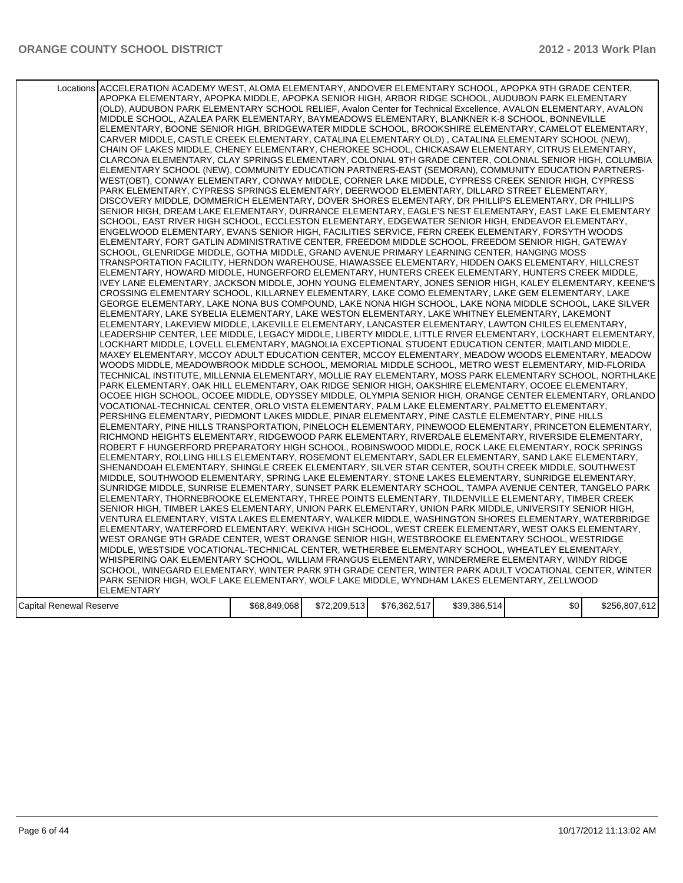| Locations | ACCELERATION ACADEMY WEST, ALOMA ELEMENTARY, ANDOVER ELEMENTARY SCHOOL, APOPKA 9TH GRADE CENTER, APOPKA ELEMENTARY, APOPKA MIDDLE, APOPKA SENIOR HIGH, ARBOR RIDGE SCHOOL, AUDUBON PARK ELEMENTARY (OLD), AUDUBON PARK ELEMENTARY SCHOOL RELIEF, Avalon Center for Technical Excellence, AVALON ELEMENTARY, AVALON MIDDLE SCHOOL, AZALEA PARK ELEMENTARY, BAYMEADOWS ELEMENTARY, BLANKNER K-8 SCHOOL, BONNEVILLE ELEMENTARY, BOONE SENIOR HIGH, BRIDGEWATER MIDDLE SCHOOL, BROOKSHIRE ELEMENTARY, CAMELOT ELEMENTARY, CARVER MIDDLE, CASTLE CREEK ELEMENTARY, CATALINA ELEMENTARY OLD) , CATALINA ELEMENTARY SCHOOL (NEW), CHAIN OF LAKES MIDDLE, CHENEY ELEMENTARY, CHEROKEE SCHOOL, CHICKASAW ELEMENTARY, CITRUS ELEMENTARY, CLARCONA ELEMENTARY, CLAY SPRINGS ELEMENTARY, COLONIAL 9TH GRADE CENTER, COLONIAL SENIOR HIGH, COLUMBIA ELEMENTARY SCHOOL (NEW), COMMUNITY EDUCATION PARTNERS-EAST (SEMORAN), COMMUNITY EDUCATION PARTNERS-WEST(OBT), CONWAY ELEMENTARY, CONWAY MIDDLE, CORNER LAKE MIDDLE, CYPRESS CREEK SENIOR HIGH, CYPRESS PARK ELEMENTARY, CYPRESS SPRINGS ELEMENTARY, DEERWOOD ELEMENTARY, DILLARD STREET ELEMENTARY, DISCOVERY MIDDLE, DOMMERICH ELEMENTARY, DOVER SHORES ELEMENTARY, DR PHILLIPS ELEMENTARY, DR PHILLIPS SENIOR HIGH, DREAM LAKE ELEMENTARY, DURRANCE ELEMENTARY, EAGLE'S NEST ELEMENTARY, EAST LAKE ELEMENTARY SCHOOL, EAST RIVER HIGH SCHOOL, ECCLESTON ELEMENTARY, EDGEWATER SENIOR HIGH, ENDEAVOR ELEMENTARY, ENGELWOOD ELEMENTARY, EVANS SENIOR HIGH, FACILITIES SERVICE, FERN CREEK ELEMENTARY, FORSYTH WOODS ELEMENTARY, FORT GATLIN ADMINISTRATIVE CENTER, FREEDOM MIDDLE SCHOOL, FREEDOM SENIOR HIGH, GATEWAY SCHOOL, GLENRIDGE MIDDLE, GOTHA MIDDLE, GRAND AVENUE PRIMARY LEARNING CENTER, HANGING MOSS TRANSPORTATION FACILITY, HERNDON WAREHOUSE, HIAWASSEE ELEMENTARY, HIDDEN OAKS ELEMENTARY, HILLCREST ELEMENTARY, HOWARD MIDDLE, HUNGERFORD ELEMENTARY, HUNTERS CREEK ELEMENTARY, HUNTERS CREEK MIDDLE, IVEY LANE ELEMENTARY, JACKSON MIDDLE, JOHN YOUNG ELEMENTARY, JONES SENIOR HIGH, KALEY ELEMENTARY, KEENE'S CROSSING ELEMENTARY SCHOOL, KILLARNEY ELEMENTARY, LAKE COMO ELEMENTARY, LAKE GEM ELEMENTARY, LAKE GEORGE ELEMENTARY, LAKE NONA BUS COMPOUND, LAKE NONA HIGH SCHOOL, LAKE NONA MIDDLE SCHOOL, LAKE SILVER ELEMENTARY, LAKE SYBELIA ELEMENTARY, LAKE WESTON ELEMENTARY, LAKE WHITNEY ELEMENTARY, LAKEMONT ELEMENTARY, LAKEVIEW MIDDLE, LAKEVILLE ELEMENTARY, LANCASTER ELEMENTARY, LAWTON CHILES ELEMENTARY, LEADERSHIP CENTER, LEE MIDDLE, LEGACY MIDDLE, LIBERTY MIDDLE, LITTLE RIVER ELEMENTARY, LOCKHART ELEMENTARY, LOCKHART MIDDLE, LOVELL ELEMENTARY, MAGNOLIA EXCEPTIONAL STUDENT EDUCATION CENTER, MAITLAND MIDDLE, MAXEY ELEMENTARY, MCCOY ADULT EDUCATION CENTER, MCCOY ELEMENTARY, MEADOW WOODS ELEMENTARY, MEADOW WOODS MIDDLE, MEADOWBROOK MIDDLE SCHOOL, MEMORIAL MIDDLE SCHOOL, METRO WEST ELEMENTARY, MID-FLORIDA TECHNICAL INSTITUTE, MILLENNIA ELEMENTARY, MOLLIE RAY ELEMENTARY, MOSS PARK ELEMENTARY SCHOOL, NORTHLAKE PARK ELEMENTARY, OAK HILL ELEMENTARY, OAK RIDGE SENIOR HIGH, OAKSHIRE ELEMENTARY, OCOEE ELEMENTARY, OCOEE HIGH SCHOOL, OCOEE MIDDLE, ODYSSEY MIDDLE, OLYMPIA SENIOR HIGH, ORANGE CENTER ELEMENTARY, ORLANDO VOCATIONAL-TECHNICAL CENTER, ORLO VISTA ELEMENTARY, PALM LAKE ELEMENTARY, PALMETTO ELEMENTARY, PERSHING ELEMENTARY, PIEDMONT LAKES MIDDLE, PINAR ELEMENTARY, PINE CASTLE ELEMENTARY, PINE HILLS ELEMENTARY, PINE HILLS TRANSPORTATION, PINELOCH ELEMENTARY, PINEWOOD ELEMENTARY, PRINCETON ELEMENTARY, RICHMOND HEIGHTS ELEMENTARY, RIDGEWOOD PARK ELEMENTARY, RIVERDALE ELEMENTARY, RIVERSIDE ELEMENTARY, ROBERT F HUNGERFORD PREPARATORY HIGH SCHOOL, ROBINSWOOD MIDDLE, ROCK LAKE ELEMENTARY, ROCK SPRINGS ELEMENTARY, ROLLING HILLS ELEMENTARY, ROSEMONT ELEMENTARY, SADLER ELEMENTARY, SAND LAKE ELEMENTARY, SHENANDOAH ELEMENTARY, SHINGLE CREEK ELEMENTARY, SILVER STAR CENTER, SOUTH CREEK MIDDLE, SOUTHWEST MIDDLE, SOUTHWOOD ELEMENTARY, SPRING LAKE ELEMENTARY, STONE LAKES ELEMENTARY, SUNRIDGE ELEMENTARY, SUNRIDGE MIDDLE, SUNRISE ELEMENTARY, SUNSET PARK ELEMENTARY SCHOOL, TAMPA AVENUE CENTER, TANGELO PARK ELEMENTARY, THORNEBROOKE ELEMENTARY, THREE POINTS ELEMENTARY, TILDENVILLE ELEMENTARY, TIMBER CREEK SENIOR HIGH, TIMBER LAKES ELEMENTARY, UNION PARK ELEMENTARY, UNION PARK MIDDLE, UNIVERSITY SENIOR HIGH, VENTURA ELEMENTARY, VISTA LAKES ELEMENTARY, WALKER MIDDLE, WASHINGTON SHORES ELEMENTARY, WATERBRIDGE ELEMENTARY, WATERFORD ELEMENTARY, WEKIVA HIGH SCHOOL, WEST CREEK ELEMENTARY, WEST OAKS ELEMENTARY, WEST ORANGE 9TH GRADE CENTER, WEST ORANGE SENIOR HIGH, WESTBROOKE ELEMENTARY SCHOOL, WESTRIDGE MIDDLE, WESTSIDE VOCATIONAL-TECHNICAL CENTER, WETHERBEE ELEMENTARY SCHOOL, WHEATLEY ELEMENTARY, WHISPERING OAK ELEMENTARY SCHOOL, WILLIAM FRANGUS ELEMENTARY, WINDERMERE ELEMENTARY, WINDY RIDGE SCHOOL, WINEGARD ELEMENTARY, WINTER PARK 9TH GRADE CENTER, WINTER PARK ADULT VOCATIONAL CENTER, WINTER PARK SENIOR HIGH, WOLF LAKE ELEMENTARY, WOLF LAKE MIDDLE, WYNDHAM LAKES ELEMENTARY, ZELLWOOD ELEMENTARY | | | | | |
|---|---|---|---|---|---|---|
| Capital Renewal Reserve | $68,849,068 | $72,209,513 | $76,362,517 | $39,386,514 | $0 | $256,807,612 |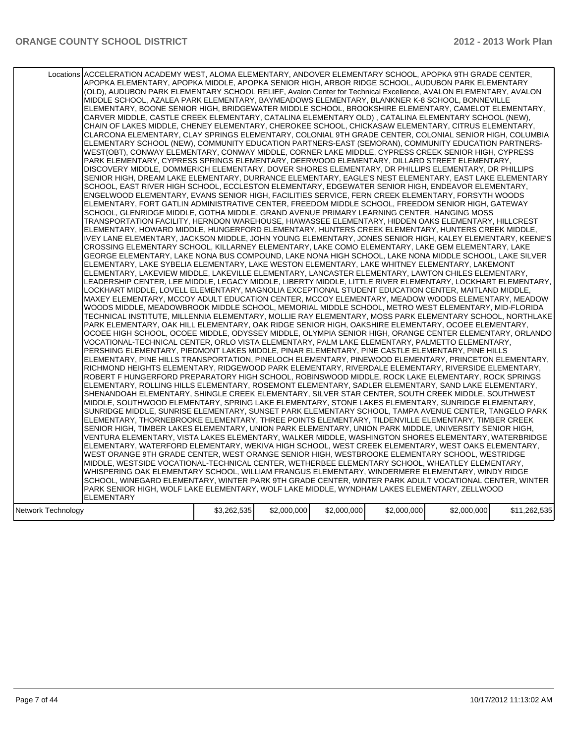| | | | | | | |
|---|---|---|---|---|---|---|
| Locations | ACCELERATION ACADEMY WEST, ALOMA ELEMENTARY, ANDOVER ELEMENTARY SCHOOL, APOPKA 9TH GRADE CENTER, APOPKA ELEMENTARY, APOPKA MIDDLE, APOPKA SENIOR HIGH, ARBOR RIDGE SCHOOL, AUDUBON PARK ELEMENTARY (OLD), AUDUBON PARK ELEMENTARY SCHOOL RELIEF, Avalon Center for Technical Excellence, AVALON ELEMENTARY, AVALON MIDDLE SCHOOL, AZALEA PARK ELEMENTARY, BAYMEADOWS ELEMENTARY, BLANKNER K-8 SCHOOL, BONNEVILLE ELEMENTARY, BOONE SENIOR HIGH, BRIDGEWATER MIDDLE SCHOOL, BROOKSHIRE ELEMENTARY, CAMELOT ELEMENTARY, CARVER MIDDLE, CASTLE CREEK ELEMENTARY, CATALINA ELEMENTARY OLD) , CATALINA ELEMENTARY SCHOOL (NEW), CHAIN OF LAKES MIDDLE, CHENEY ELEMENTARY, CHEROKEE SCHOOL, CHICKASAW ELEMENTARY, CITRUS ELEMENTARY, CLARCONA ELEMENTARY, CLAY SPRINGS ELEMENTARY, COLONIAL 9TH GRADE CENTER, COLONIAL SENIOR HIGH, COLUMBIA ELEMENTARY SCHOOL (NEW), COMMUNITY EDUCATION PARTNERS-EAST (SEMORAN), COMMUNITY EDUCATION PARTNERS-WEST(OBT), CONWAY ELEMENTARY, CONWAY MIDDLE, CORNER LAKE MIDDLE, CYPRESS CREEK SENIOR HIGH, CYPRESS PARK ELEMENTARY, CYPRESS SPRINGS ELEMENTARY, DEERWOOD ELEMENTARY, DILLARD STREET ELEMENTARY, DISCOVERY MIDDLE, DOMMERICH ELEMENTARY, DOVER SHORES ELEMENTARY, DR PHILLIPS ELEMENTARY, DR PHILLIPS SENIOR HIGH, DREAM LAKE ELEMENTARY, DURRANCE ELEMENTARY, EAGLE'S NEST ELEMENTARY, EAST LAKE ELEMENTARY SCHOOL, EAST RIVER HIGH SCHOOL, ECCLESTON ELEMENTARY, EDGEWATER SENIOR HIGH, ENDEAVOR ELEMENTARY, ENGELWOOD ELEMENTARY, EVANS SENIOR HIGH, FACILITIES SERVICE, FERN CREEK ELEMENTARY, FORSYTH WOODS ELEMENTARY, FORT GATLIN ADMINISTRATIVE CENTER, FREEDOM MIDDLE SCHOOL, FREEDOM SENIOR HIGH, GATEWAY SCHOOL, GLENRIDGE MIDDLE, GOTHA MIDDLE, GRAND AVENUE PRIMARY LEARNING CENTER, HANGING MOSS TRANSPORTATION FACILITY, HERNDON WAREHOUSE, HIAWASSEE ELEMENTARY, HIDDEN OAKS ELEMENTARY, HILLCREST ELEMENTARY, HOWARD MIDDLE, HUNGERFORD ELEMENTARY, HUNTERS CREEK ELEMENTARY, HUNTERS CREEK MIDDLE, IVEY LANE ELEMENTARY, JACKSON MIDDLE, JOHN YOUNG ELEMENTARY, JONES SENIOR HIGH, KALEY ELEMENTARY, KEENE'S CROSSING ELEMENTARY SCHOOL, KILLARNEY ELEMENTARY, LAKE COMO ELEMENTARY, LAKE GEM ELEMENTARY, LAKE GEORGE ELEMENTARY, LAKE NONA BUS COMPOUND, LAKE NONA HIGH SCHOOL, LAKE NONA MIDDLE SCHOOL, LAKE SILVER ELEMENTARY, LAKE SYBELIA ELEMENTARY, LAKE WESTON ELEMENTARY, LAKE WHITNEY ELEMENTARY, LAKEMONT ELEMENTARY, LAKEVIEW MIDDLE, LAKEVILLE ELEMENTARY, LANCASTER ELEMENTARY, LAWTON CHILES ELEMENTARY, LEADERSHIP CENTER, LEE MIDDLE, LEGACY MIDDLE, LIBERTY MIDDLE, LITTLE RIVER ELEMENTARY, LOCKHART ELEMENTARY, LOCKHART MIDDLE, LOVELL ELEMENTARY, MAGNOLIA EXCEPTIONAL STUDENT EDUCATION CENTER, MAITLAND MIDDLE, MAXEY ELEMENTARY, MCCOY ADULT EDUCATION CENTER, MCCOY ELEMENTARY, MEADOW WOODS ELEMENTARY, MEADOW WOODS MIDDLE, MEADOWBROOK MIDDLE SCHOOL, MEMORIAL MIDDLE SCHOOL, METRO WEST ELEMENTARY, MID-FLORIDA TECHNICAL INSTITUTE, MILLENNIA ELEMENTARY, MOLLIE RAY ELEMENTARY, MOSS PARK ELEMENTARY SCHOOL, NORTHLAKE PARK ELEMENTARY, OAK HILL ELEMENTARY, OAK RIDGE SENIOR HIGH, OAKSHIRE ELEMENTARY, OCOEE ELEMENTARY, OCOEE HIGH SCHOOL, OCOEE MIDDLE, ODYSSEY MIDDLE, OLYMPIA SENIOR HIGH, ORANGE CENTER ELEMENTARY, ORLANDO VOCATIONAL-TECHNICAL CENTER, ORLO VISTA ELEMENTARY, PALM LAKE ELEMENTARY, PALMETTO ELEMENTARY, PERSHING ELEMENTARY, PIEDMONT LAKES MIDDLE, PINAR ELEMENTARY, PINE CASTLE ELEMENTARY, PINE HILLS ELEMENTARY, PINE HILLS TRANSPORTATION, PINELOCH ELEMENTARY, PINEWOOD ELEMENTARY, PRINCETON ELEMENTARY, RICHMOND HEIGHTS ELEMENTARY, RIDGEWOOD PARK ELEMENTARY, RIVERDALE ELEMENTARY, RIVERSIDE ELEMENTARY, ROBERT F HUNGERFORD PREPARATORY HIGH SCHOOL, ROBINSWOOD MIDDLE, ROCK LAKE ELEMENTARY, ROCK SPRINGS ELEMENTARY, ROLLING HILLS ELEMENTARY, ROSEMONT ELEMENTARY, SADLER ELEMENTARY, SAND LAKE ELEMENTARY, SHENANDOAH ELEMENTARY, SHINGLE CREEK ELEMENTARY, SILVER STAR CENTER, SOUTH CREEK MIDDLE, SOUTHWEST MIDDLE, SOUTHWOOD ELEMENTARY, SPRING LAKE ELEMENTARY, STONE LAKES ELEMENTARY, SUNRIDGE ELEMENTARY, SUNRIDGE MIDDLE, SUNRISE ELEMENTARY, SUNSET PARK ELEMENTARY SCHOOL, TAMPA AVENUE CENTER, TANGELO PARK ELEMENTARY, THORNEBROOKE ELEMENTARY, THREE POINTS ELEMENTARY, TILDENVILLE ELEMENTARY, TIMBER CREEK SENIOR HIGH, TIMBER LAKES ELEMENTARY, UNION PARK ELEMENTARY, UNION PARK MIDDLE, UNIVERSITY SENIOR HIGH, VENTURA ELEMENTARY, VISTA LAKES ELEMENTARY, WALKER MIDDLE, WASHINGTON SHORES ELEMENTARY, WATERBRIDGE ELEMENTARY, WATERFORD ELEMENTARY, WEKIVA HIGH SCHOOL, WEST CREEK ELEMENTARY, WEST OAKS ELEMENTARY, WEST ORANGE 9TH GRADE CENTER, WEST ORANGE SENIOR HIGH, WESTBROOKE ELEMENTARY SCHOOL, WESTRIDGE MIDDLE, WESTSIDE VOCATIONAL-TECHNICAL CENTER, WETHERBEE ELEMENTARY SCHOOL, WHEATLEY ELEMENTARY, WHISPERING OAK ELEMENTARY SCHOOL, WILLIAM FRANGUS ELEMENTARY, WINDERMERE ELEMENTARY, WINDY RIDGE SCHOOL, WINEGARD ELEMENTARY, WINTER PARK 9TH GRADE CENTER, WINTER PARK ADULT VOCATIONAL CENTER, WINTER PARK SENIOR HIGH, WOLF LAKE ELEMENTARY, WOLF LAKE MIDDLE, WYNDHAM LAKES ELEMENTARY, ZELLWOOD ELEMENTARY | | | | | |
| Network Technology | | $3,262,535 | $2,000,000 | $2,000,000 | $2,000,000 | $2,000,000 | $11,262,535 |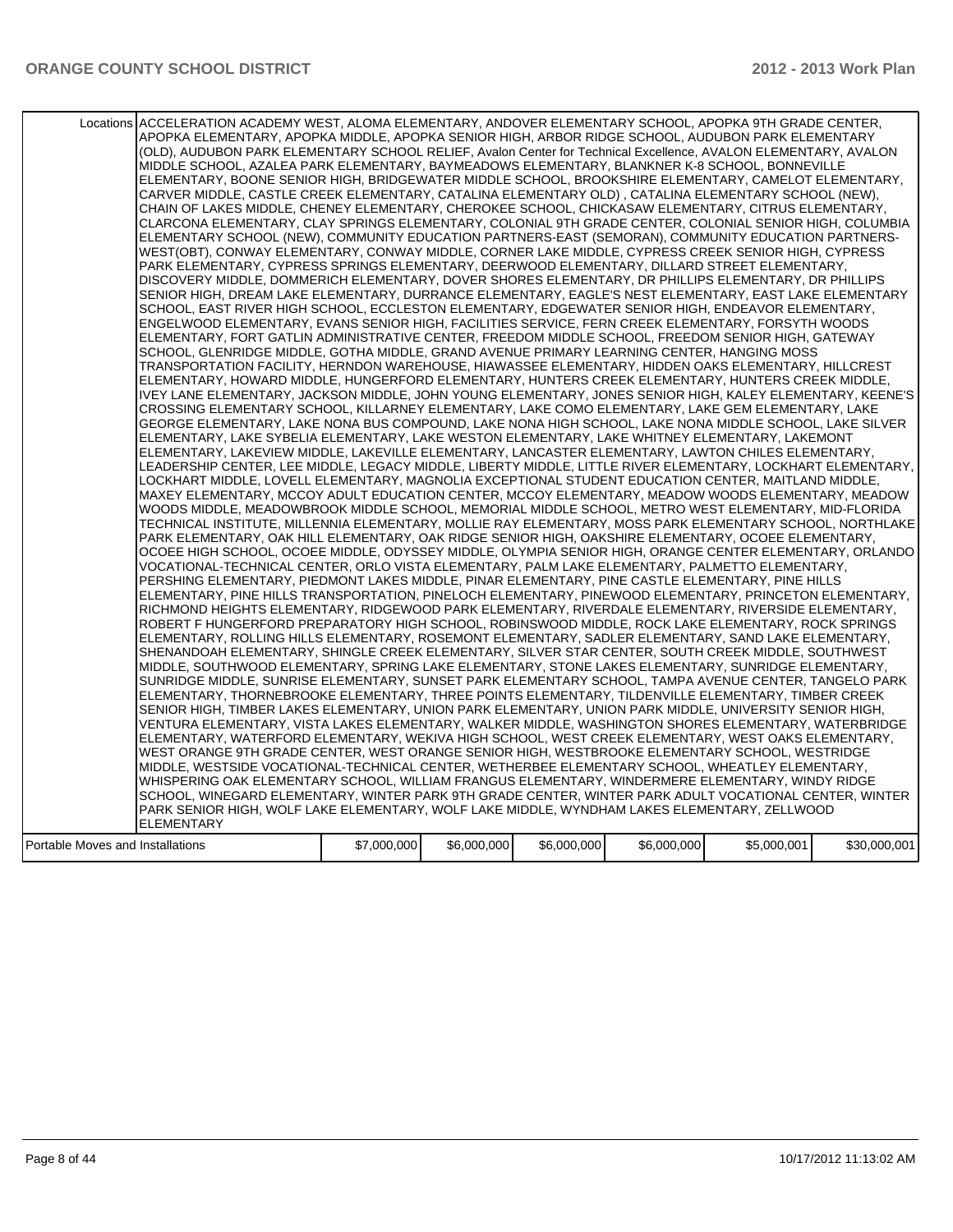| | | | | | | |
|---|---|---|---|---|---|---|
| Locations | ACCELERATION ACADEMY WEST, ALOMA ELEMENTARY, ANDOVER ELEMENTARY SCHOOL, APOPKA 9TH GRADE CENTER, APOPKA ELEMENTARY, APOPKA MIDDLE, APOPKA SENIOR HIGH, ARBOR RIDGE SCHOOL, AUDUBON PARK ELEMENTARY (OLD), AUDUBON PARK ELEMENTARY SCHOOL RELIEF, Avalon Center for Technical Excellence, AVALON ELEMENTARY, AVALON MIDDLE SCHOOL, AZALEA PARK ELEMENTARY, BAYMEADOWS ELEMENTARY, BLANKNER K-8 SCHOOL, BONNEVILLE ELEMENTARY, BOONE SENIOR HIGH, BRIDGEWATER MIDDLE SCHOOL, BROOKSHIRE ELEMENTARY, CAMELOT ELEMENTARY, CARVER MIDDLE, CASTLE CREEK ELEMENTARY, CATALINA ELEMENTARY OLD) , CATALINA ELEMENTARY SCHOOL (NEW), CHAIN OF LAKES MIDDLE, CHENEY ELEMENTARY, CHEROKEE SCHOOL, CHICKASAW ELEMENTARY, CITRUS ELEMENTARY, CLARCONA ELEMENTARY, CLAY SPRINGS ELEMENTARY, COLONIAL 9TH GRADE CENTER, COLONIAL SENIOR HIGH, COLUMBIA ELEMENTARY SCHOOL (NEW), COMMUNITY EDUCATION PARTNERS-EAST (SEMORAN), COMMUNITY EDUCATION PARTNERS-WEST(OBT), CONWAY ELEMENTARY, CONWAY MIDDLE, CORNER LAKE MIDDLE, CYPRESS CREEK SENIOR HIGH, CYPRESS PARK ELEMENTARY, CYPRESS SPRINGS ELEMENTARY, DEERWOOD ELEMENTARY, DILLARD STREET ELEMENTARY, DISCOVERY MIDDLE, DOMMERICH ELEMENTARY, DOVER SHORES ELEMENTARY, DR PHILLIPS ELEMENTARY, DR PHILLIPS SENIOR HIGH, DREAM LAKE ELEMENTARY, DURRANCE ELEMENTARY, EAGLE'S NEST ELEMENTARY, EAST LAKE ELEMENTARY SCHOOL, EAST RIVER HIGH SCHOOL, ECCLESTON ELEMENTARY, EDGEWATER SENIOR HIGH, ENDEAVOR ELEMENTARY, ENGELWOOD ELEMENTARY, EVANS SENIOR HIGH, FACILITIES SERVICE, FERN CREEK ELEMENTARY, FORSYTH WOODS ELEMENTARY, FORT GATLIN ADMINISTRATIVE CENTER, FREEDOM MIDDLE SCHOOL, FREEDOM SENIOR HIGH, GATEWAY SCHOOL, GLENRIDGE MIDDLE, GOTHA MIDDLE, GRAND AVENUE PRIMARY LEARNING CENTER, HANGING MOSS TRANSPORTATION FACILITY, HERNDON WAREHOUSE, HIAWASSEE ELEMENTARY, HIDDEN OAKS ELEMENTARY, HILLCREST ELEMENTARY, HOWARD MIDDLE, HUNGERFORD ELEMENTARY, HUNTERS CREEK ELEMENTARY, HUNTERS CREEK MIDDLE, IVEY LANE ELEMENTARY, JACKSON MIDDLE, JOHN YOUNG ELEMENTARY, JONES SENIOR HIGH, KALEY ELEMENTARY, KEENE'S CROSSING ELEMENTARY SCHOOL, KILLARNEY ELEMENTARY, LAKE COMO ELEMENTARY, LAKE GEM ELEMENTARY, LAKE GEORGE ELEMENTARY, LAKE NONA BUS COMPOUND, LAKE NONA HIGH SCHOOL, LAKE NONA MIDDLE SCHOOL, LAKE SILVER ELEMENTARY, LAKE SYBELIA ELEMENTARY, LAKE WESTON ELEMENTARY, LAKE WHITNEY ELEMENTARY, LAKEMONT ELEMENTARY, LAKEVIEW MIDDLE, LAKEVILLE ELEMENTARY, LANCASTER ELEMENTARY, LAWTON CHILES ELEMENTARY, LEADERSHIP CENTER, LEE MIDDLE, LEGACY MIDDLE, LIBERTY MIDDLE, LITTLE RIVER ELEMENTARY, LOCKHART ELEMENTARY, LOCKHART MIDDLE, LOVELL ELEMENTARY, MAGNOLIA EXCEPTIONAL STUDENT EDUCATION CENTER, MAITLAND MIDDLE, MAXEY ELEMENTARY, MCCOY ADULT EDUCATION CENTER, MCCOY ELEMENTARY, MEADOW WOODS ELEMENTARY, MEADOW WOODS MIDDLE, MEADOWBROOK MIDDLE SCHOOL, MEMORIAL MIDDLE SCHOOL, METRO WEST ELEMENTARY, MID-FLORIDA TECHNICAL INSTITUTE, MILLENNIA ELEMENTARY, MOLLIE RAY ELEMENTARY, MOSS PARK ELEMENTARY SCHOOL, NORTHLAKE PARK ELEMENTARY, OAK HILL ELEMENTARY, OAK RIDGE SENIOR HIGH, OAKSHIRE ELEMENTARY, OCOEE ELEMENTARY, OCOEE HIGH SCHOOL, OCOEE MIDDLE, ODYSSEY MIDDLE, OLYMPIA SENIOR HIGH, ORANGE CENTER ELEMENTARY, ORLANDO VOCATIONAL-TECHNICAL CENTER, ORLO VISTA ELEMENTARY, PALM LAKE ELEMENTARY, PALMETTO ELEMENTARY, PERSHING ELEMENTARY, PIEDMONT LAKES MIDDLE, PINAR ELEMENTARY, PINE CASTLE ELEMENTARY, PINE HILLS ELEMENTARY, PINE HILLS TRANSPORTATION, PINELOCH ELEMENTARY, PINEWOOD ELEMENTARY, PRINCETON ELEMENTARY, RICHMOND HEIGHTS ELEMENTARY, RIDGEWOOD PARK ELEMENTARY, RIVERDALE ELEMENTARY, RIVERSIDE ELEMENTARY, ROBERT F HUNGERFORD PREPARATORY HIGH SCHOOL, ROBINSWOOD MIDDLE, ROCK LAKE ELEMENTARY, ROCK SPRINGS ELEMENTARY, ROLLING HILLS ELEMENTARY, ROSEMONT ELEMENTARY, SADLER ELEMENTARY, SAND LAKE ELEMENTARY, SHENANDOAH ELEMENTARY, SHINGLE CREEK ELEMENTARY, SILVER STAR CENTER, SOUTH CREEK MIDDLE, SOUTHWEST MIDDLE, SOUTHWOOD ELEMENTARY, SPRING LAKE ELEMENTARY, STONE LAKES ELEMENTARY, SUNRIDGE ELEMENTARY, SUNRIDGE MIDDLE, SUNRISE ELEMENTARY, SUNSET PARK ELEMENTARY SCHOOL, TAMPA AVENUE CENTER, TANGELO PARK ELEMENTARY, THORNEBROOKE ELEMENTARY, THREE POINTS ELEMENTARY, TILDENVILLE ELEMENTARY, TIMBER CREEK SENIOR HIGH, TIMBER LAKES ELEMENTARY, UNION PARK ELEMENTARY, UNION PARK MIDDLE, UNIVERSITY SENIOR HIGH, VENTURA ELEMENTARY, VISTA LAKES ELEMENTARY, WALKER MIDDLE, WASHINGTON SHORES ELEMENTARY, WATERBRIDGE ELEMENTARY, WATERFORD ELEMENTARY, WEKIVA HIGH SCHOOL, WEST CREEK ELEMENTARY, WEST OAKS ELEMENTARY, WEST ORANGE 9TH GRADE CENTER, WEST ORANGE SENIOR HIGH, WESTBROOKE ELEMENTARY SCHOOL, WESTRIDGE MIDDLE, WESTSIDE VOCATIONAL-TECHNICAL CENTER, WETHERBEE ELEMENTARY SCHOOL, WHEATLEY ELEMENTARY, WHISPERING OAK ELEMENTARY SCHOOL, WILLIAM FRANGUS ELEMENTARY, WINDERMERE ELEMENTARY, WINDY RIDGE SCHOOL, WINEGARD ELEMENTARY, WINTER PARK 9TH GRADE CENTER, WINTER PARK ADULT VOCATIONAL CENTER, WINTER PARK SENIOR HIGH, WOLF LAKE ELEMENTARY, WOLF LAKE MIDDLE, WYNDHAM LAKES ELEMENTARY, ZELLWOOD ELEMENTARY | | | | | |
| Portable Moves and Installations | $7,000,000 | $6,000,000 | $6,000,000 | $6,000,000 | $5,000,001 | $30,000,001 |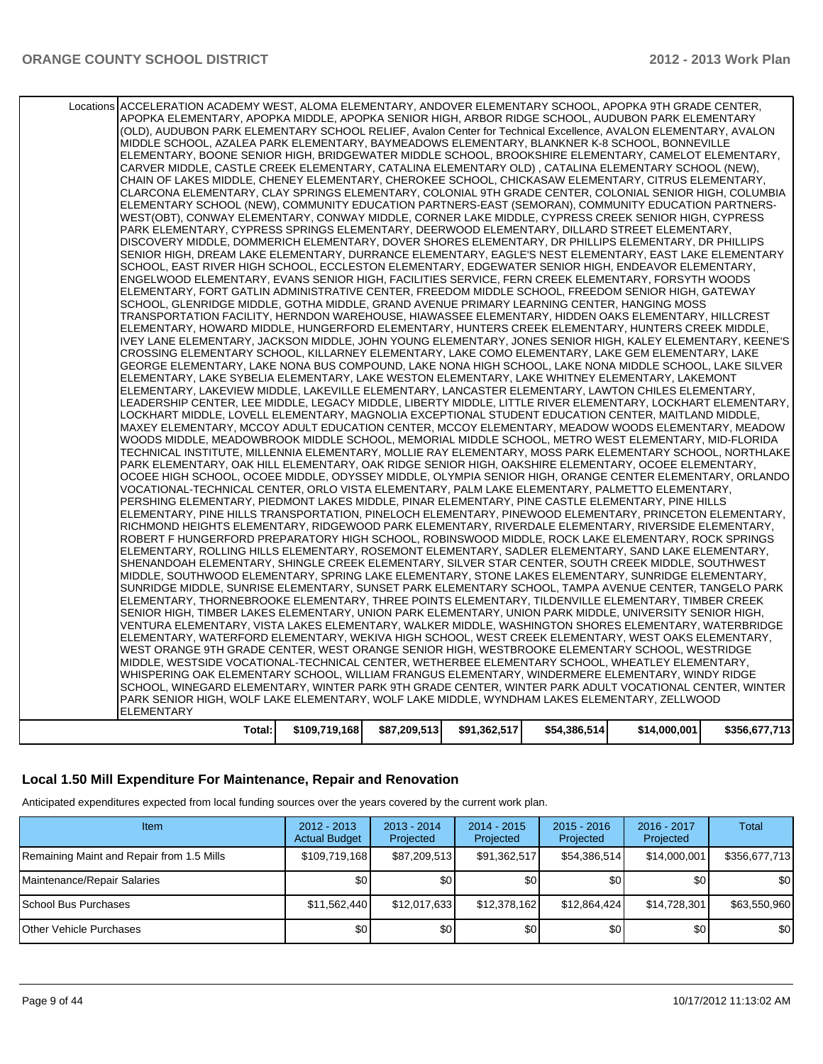| | | | | | | |
|---|---|---|---|---|---|---|
| Locations | ACCELERATION ACADEMY WEST, ALOMA ELEMENTARY, ANDOVER ELEMENTARY SCHOOL, APOPKA 9TH GRADE CENTER, APOPKA ELEMENTARY, APOPKA MIDDLE, APOPKA SENIOR HIGH, ARBOR RIDGE SCHOOL, AUDUBON PARK ELEMENTARY (OLD), AUDUBON PARK ELEMENTARY SCHOOL RELIEF, Avalon Center for Technical Excellence, AVALON ELEMENTARY, AVALON MIDDLE SCHOOL, AZALEA PARK ELEMENTARY, BAYMEADOWS ELEMENTARY, BLANKNER K-8 SCHOOL, BONNEVILLE ELEMENTARY, BOONE SENIOR HIGH, BRIDGEWATER MIDDLE SCHOOL, BROOKSHIRE ELEMENTARY, CAMELOT ELEMENTARY, CARVER MIDDLE, CASTLE CREEK ELEMENTARY, CATALINA ELEMENTARY OLD) , CATALINA ELEMENTARY SCHOOL (NEW), CHAIN OF LAKES MIDDLE, CHENEY ELEMENTARY, CHEROKEE SCHOOL, CHICKASAW ELEMENTARY, CITRUS ELEMENTARY, CLARCONA ELEMENTARY, CLAY SPRINGS ELEMENTARY, COLONIAL 9TH GRADE CENTER, COLONIAL SENIOR HIGH, COLUMBIA ELEMENTARY SCHOOL (NEW), COMMUNITY EDUCATION PARTNERS-EAST (SEMORAN), COMMUNITY EDUCATION PARTNERS-WEST(OBT), CONWAY ELEMENTARY, CONWAY MIDDLE, CORNER LAKE MIDDLE, CYPRESS CREEK SENIOR HIGH, CYPRESS PARK ELEMENTARY, CYPRESS SPRINGS ELEMENTARY, DEERWOOD ELEMENTARY, DILLARD STREET ELEMENTARY, DISCOVERY MIDDLE, DOMMERICH ELEMENTARY, DOVER SHORES ELEMENTARY, DR PHILLIPS ELEMENTARY, DR PHILLIPS SENIOR HIGH, DREAM LAKE ELEMENTARY, DURRANCE ELEMENTARY, EAGLE'S NEST ELEMENTARY, EAST LAKE ELEMENTARY SCHOOL, EAST RIVER HIGH SCHOOL, ECCLESTON ELEMENTARY, EDGEWATER SENIOR HIGH, ENDEAVOR ELEMENTARY, ENGELWOOD ELEMENTARY, EVANS SENIOR HIGH, FACILITIES SERVICE, FERN CREEK ELEMENTARY, FORSYTH WOODS ELEMENTARY, FORT GATLIN ADMINISTRATIVE CENTER, FREEDOM MIDDLE SCHOOL, FREEDOM SENIOR HIGH, GATEWAY SCHOOL, GLENRIDGE MIDDLE, GOTHA MIDDLE, GRAND AVENUE PRIMARY LEARNING CENTER, HANGING MOSS TRANSPORTATION FACILITY, HERNDON WAREHOUSE, HIAWASSEE ELEMENTARY, HIDDEN OAKS ELEMENTARY, HILLCREST ELEMENTARY, HOWARD MIDDLE, HUNGERFORD ELEMENTARY, HUNTERS CREEK ELEMENTARY, HUNTERS CREEK MIDDLE, IVEY LANE ELEMENTARY, JACKSON MIDDLE, JOHN YOUNG ELEMENTARY, JONES SENIOR HIGH, KALEY ELEMENTARY, KEENE'S CROSSING ELEMENTARY SCHOOL, KILLARNEY ELEMENTARY, LAKE COMO ELEMENTARY, LAKE GEM ELEMENTARY, LAKE GEORGE ELEMENTARY, LAKE NONA BUS COMPOUND, LAKE NONA HIGH SCHOOL, LAKE NONA MIDDLE SCHOOL, LAKE SILVER ELEMENTARY, LAKE SYBELIA ELEMENTARY, LAKE WESTON ELEMENTARY, LAKE WHITNEY ELEMENTARY, LAKEMONT ELEMENTARY, LAKEVIEW MIDDLE, LAKEVILLE ELEMENTARY, LANCASTER ELEMENTARY, LAWTON CHILES ELEMENTARY, LEADERSHIP CENTER, LEE MIDDLE, LEGACY MIDDLE, LIBERTY MIDDLE, LITTLE RIVER ELEMENTARY, LOCKHART ELEMENTARY, LOCKHART MIDDLE, LOVELL ELEMENTARY, MAGNOLIA EXCEPTIONAL STUDENT EDUCATION CENTER, MAITLAND MIDDLE, MAXEY ELEMENTARY, MCCOY ADULT EDUCATION CENTER, MCCOY ELEMENTARY, MEADOW WOODS ELEMENTARY, MEADOW WOODS MIDDLE, MEADOWBROOK MIDDLE SCHOOL, MEMORIAL MIDDLE SCHOOL, METRO WEST ELEMENTARY, MID-FLORIDA TECHNICAL INSTITUTE, MILLENNIA ELEMENTARY, MOLLIE RAY ELEMENTARY, MOSS PARK ELEMENTARY SCHOOL, NORTHLAKE PARK ELEMENTARY, OAK HILL ELEMENTARY, OAK RIDGE SENIOR HIGH, OAKSHIRE ELEMENTARY, OCOEE ELEMENTARY, OCOEE HIGH SCHOOL, OCOEE MIDDLE, ODYSSEY MIDDLE, OLYMPIA SENIOR HIGH, ORANGE CENTER ELEMENTARY, ORLANDO VOCATIONAL-TECHNICAL CENTER, ORLO VISTA ELEMENTARY, PALM LAKE ELEMENTARY, PALMETTO ELEMENTARY, PERSHING ELEMENTARY, PIEDMONT LAKES MIDDLE, PINAR ELEMENTARY, PINE CASTLE ELEMENTARY, PINE HILLS ELEMENTARY, PINE HILLS TRANSPORTATION, PINELOCH ELEMENTARY, PINEWOOD ELEMENTARY, PRINCETON ELEMENTARY, RICHMOND HEIGHTS ELEMENTARY, RIDGEWOOD PARK ELEMENTARY, RIVERDALE ELEMENTARY, RIVERSIDE ELEMENTARY, ROBERT F HUNGERFORD PREPARATORY HIGH SCHOOL, ROBINSWOOD MIDDLE, ROCK LAKE ELEMENTARY, ROCK SPRINGS ELEMENTARY, ROLLING HILLS ELEMENTARY, ROSEMONT ELEMENTARY, SADLER ELEMENTARY, SAND LAKE ELEMENTARY, SHENANDOAH ELEMENTARY, SHINGLE CREEK ELEMENTARY, SILVER STAR CENTER, SOUTH CREEK MIDDLE, SOUTHWEST MIDDLE, SOUTHWOOD ELEMENTARY, SPRING LAKE ELEMENTARY, STONE LAKES ELEMENTARY, SUNRIDGE ELEMENTARY, SUNRIDGE MIDDLE, SUNRISE ELEMENTARY, SUNSET PARK ELEMENTARY SCHOOL, TAMPA AVENUE CENTER, TANGELO PARK ELEMENTARY, THORNEBROOKE ELEMENTARY, THREE POINTS ELEMENTARY, TILDENVILLE ELEMENTARY, TIMBER CREEK SENIOR HIGH, TIMBER LAKES ELEMENTARY, UNION PARK ELEMENTARY, UNION PARK MIDDLE, UNIVERSITY SENIOR HIGH, VENTURA ELEMENTARY, VISTA LAKES ELEMENTARY, WALKER MIDDLE, WASHINGTON SHORES ELEMENTARY, WATERBRIDGE ELEMENTARY, WATERFORD ELEMENTARY, WEKIVA HIGH SCHOOL, WEST CREEK ELEMENTARY, WEST OAKS ELEMENTARY, WEST ORANGE 9TH GRADE CENTER, WEST ORANGE SENIOR HIGH, WESTBROOKE ELEMENTARY SCHOOL, WESTRIDGE MIDDLE, WESTSIDE VOCATIONAL-TECHNICAL CENTER, WETHERBEE ELEMENTARY SCHOOL, WHEATLEY ELEMENTARY, WHISPERING OAK ELEMENTARY SCHOOL, WILLIAM FRANGUS ELEMENTARY, WINDERMERE ELEMENTARY, WINDY RIDGE SCHOOL, WINEGARD ELEMENTARY, WINTER PARK 9TH GRADE CENTER, WINTER PARK ADULT VOCATIONAL CENTER, WINTER PARK SENIOR HIGH, WOLF LAKE ELEMENTARY, WOLF LAKE MIDDLE, WYNDHAM LAKES ELEMENTARY, ZELLWOOD ELEMENTARY | | | | | | |
| | Total: | $109,719,168 | $87,209,513 | $91,362,517 | $54,386,514 | $14,000,001 | $356,677,713 |

## Local 1.50 Mill Expenditure For Maintenance, Repair and Renovation

Anticipated expenditures expected from local funding sources over the years covered by the current work plan.

| Item | 2012 - 2013 Actual Budget | 2013 - 2014 Projected | 2014 - 2015 Projected | 2015 - 2016 Projected | 2016 - 2017 Projected | Total |
|---|---|---|---|---|---|---|
| Remaining Maint and Repair from 1.5 Mills | $109,719,168 | $87,209,513 | $91,362,517 | $54,386,514 | $14,000,001 | $356,677,713 |
| Maintenance/Repair Salaries | $0 | $0 | $0 | $0 | $0 | $0 |
| School Bus Purchases | $11,562,440 | $12,017,633 | $12,378,162 | $12,864,424 | $14,728,301 | $63,550,960 |
| Other Vehicle Purchases | $0 | $0 | $0 | $0 | $0 | $0 |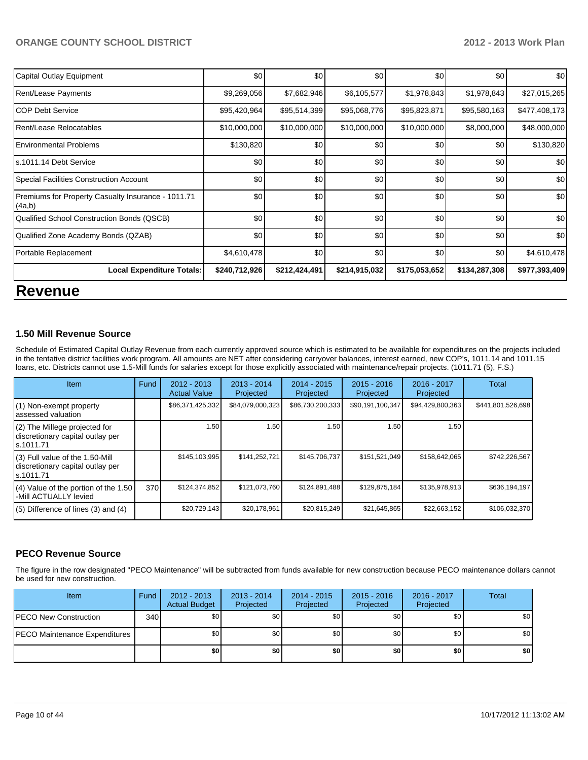| | | | | | | |
|---|---|---|---|---|---|---|
| Capital Outlay Equipment | $0 | $0 | $0 | $0 | $0 | $0 |
| Rent/Lease Payments | $9,269,056 | $7,682,946 | $6,105,577 | $1,978,843 | $1,978,843 | $27,015,265 |
| COP Debt Service | $95,420,964 | $95,514,399 | $95,068,776 | $95,823,871 | $95,580,163 | $477,408,173 |
| Rent/Lease Relocatables | $10,000,000 | $10,000,000 | $10,000,000 | $10,000,000 | $8,000,000 | $48,000,000 |
| Environmental Problems | $130,820 | $0 | $0 | $0 | $0 | $130,820 |
| s.1011.14 Debt Service | $0 | $0 | $0 | $0 | $0 | $0 |
| Special Facilities Construction Account | $0 | $0 | $0 | $0 | $0 | $0 |
| Premiums for Property Casualty Insurance - 1011.71 (4a,b) | $0 | $0 | $0 | $0 | $0 | $0 |
| Qualified School Construction Bonds (QSCB) | $0 | $0 | $0 | $0 | $0 | $0 |
| Qualified Zone Academy Bonds (QZAB) | $0 | $0 | $0 | $0 | $0 | $0 |
| Portable Replacement | $4,610,478 | $0 | $0 | $0 | $0 | $4,610,478 |
| **Local Expenditure Totals:** | **$240,712,926** | **$212,424,491** | **$214,915,032** | **$175,053,652** | **$134,287,308** | **$977,393,409** |

# Revenue

### 1.50 Mill Revenue Source

Schedule of Estimated Capital Outlay Revenue from each currently approved source which is estimated to be available for expenditures on the projects included in the tentative district facilities work program. All amounts are NET after considering carryover balances, interest earned, new COP's, 1011.14 and 1011.15 loans, etc. Districts cannot use 1.5-Mill funds for salaries except for those explicitly associated with maintenance/repair projects. (1011.71 (5), F.S.)

| Item | Fund | 2012 - 2013 Actual Value | 2013 - 2014 Projected | 2014 - 2015 Projected | 2015 - 2016 Projected | 2016 - 2017 Projected | Total |
|---|---|---|---|---|---|---|---|
| (1) Non-exempt property assessed valuation | | $86,371,425,332 | $84,079,000,323 | $86,730,200,333 | $90,191,100,347 | $94,429,800,363 | $441,801,526,698 |
| (2) The Millege projected for discretionary capital outlay per s.1011.71 | | 1.50 | 1.50 | 1.50 | 1.50 | 1.50 | |
| (3) Full value of the 1.50-Mill discretionary capital outlay per s.1011.71 | | $145,103,995 | $141,252,721 | $145,706,737 | $151,521,049 | $158,642,065 | $742,226,567 |
| (4) Value of the portion of the 1.50 -Mill ACTUALLY levied | 370 | $124,374,852 | $121,073,760 | $124,891,488 | $129,875,184 | $135,978,913 | $636,194,197 |
| (5) Difference of lines (3) and (4) | | $20,729,143 | $20,178,961 | $20,815,249 | $21,645,865 | $22,663,152 | $106,032,370 |

### PECO Revenue Source

The figure in the row designated "PECO Maintenance" will be subtracted from funds available for new construction because PECO maintenance dollars cannot be used for new construction.

| Item | Fund | 2012 - 2013 Actual Budget | 2013 - 2014 Projected | 2014 - 2015 Projected | 2015 - 2016 Projected | 2016 - 2017 Projected | Total |
|---|---|---|---|---|---|---|---|
| PECO New Construction | 340 | $0 | $0 | $0 | $0 | $0 | $0 |
| PECO Maintenance Expenditures | | $0 | $0 | $0 | $0 | $0 | $0 |
| | | **$0** | **$0** | **$0** | **$0** | **$0** | **$0** |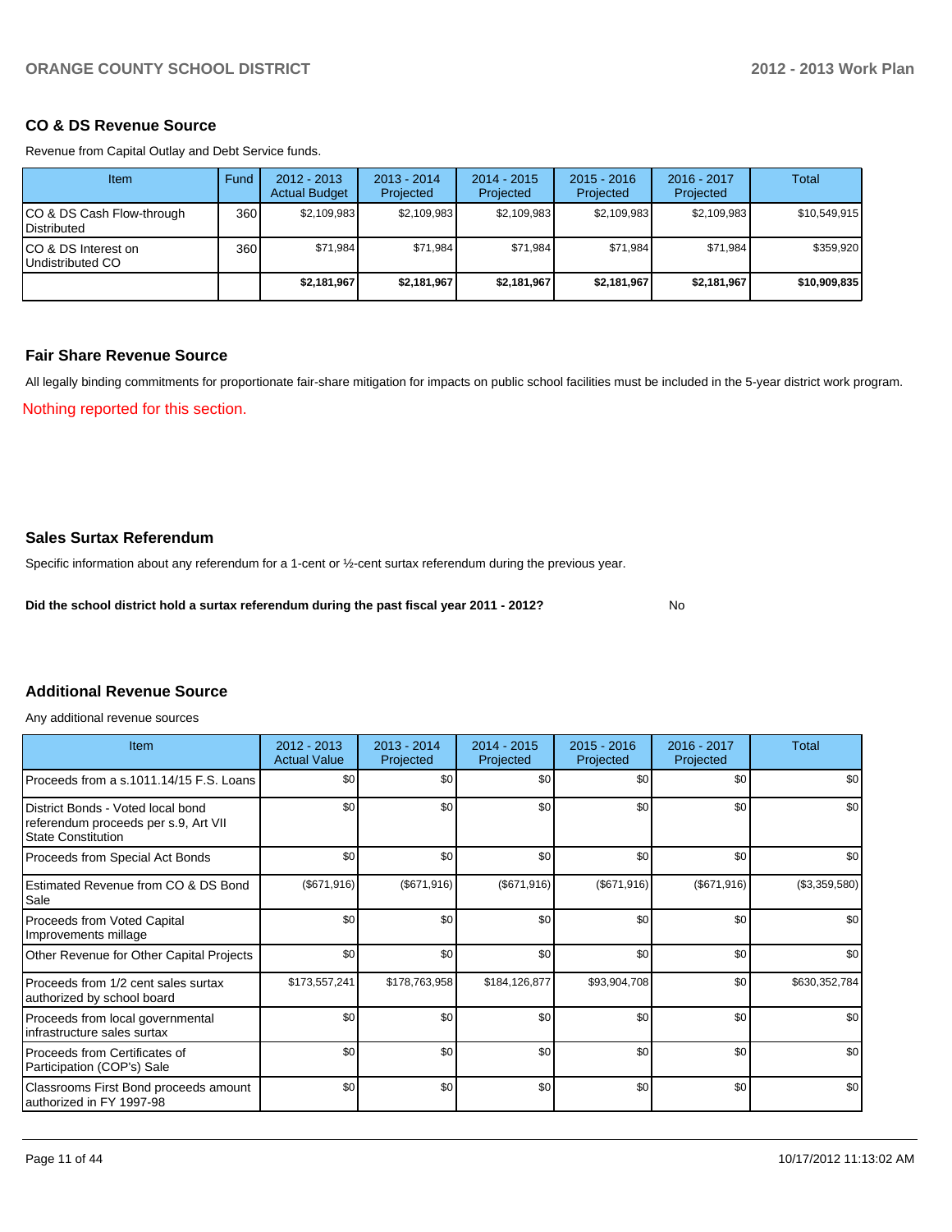## CO & DS Revenue Source

Revenue from Capital Outlay and Debt Service funds.

| Item | Fund | 2012 - 2013 Actual Budget | 2013 - 2014 Projected | 2014 - 2015 Projected | 2015 - 2016 Projected | 2016 - 2017 Projected | Total |
|---|---|---|---|---|---|---|---|
| CO & DS Cash Flow-through Distributed | 360 | $2,109,983 | $2,109,983 | $2,109,983 | $2,109,983 | $2,109,983 | $10,549,915 |
| CO & DS Interest on Undistributed CO | 360 | $71,984 | $71,984 | $71,984 | $71,984 | $71,984 | $359,920 |
| | | **$2,181,967** | **$2,181,967** | **$2,181,967** | **$2,181,967** | **$2,181,967** | **$10,909,835** |

## Fair Share Revenue Source

All legally binding commitments for proportionate fair-share mitigation for impacts on public school facilities must be included in the 5-year district work program.

Nothing reported for this section.

## Sales Surtax Referendum

Specific information about any referendum for a 1-cent or ½-cent surtax referendum during the previous year.

**Did the school district hold a surtax referendum during the past fiscal year 2011 - 2012?** No

## Additional Revenue Source

Any additional revenue sources

| Item | 2012 - 2013 Actual Value | 2013 - 2014 Projected | 2014 - 2015 Projected | 2015 - 2016 Projected | 2016 - 2017 Projected | Total |
|---|---|---|---|---|---|---|
| Proceeds from a s.1011.14/15 F.S. Loans | $0 | $0 | $0 | $0 | $0 | $0 |
| District Bonds - Voted local bond referendum proceeds per s.9, Art VII State Constitution | $0 | $0 | $0 | $0 | $0 | $0 |
| Proceeds from Special Act Bonds | $0 | $0 | $0 | $0 | $0 | $0 |
| Estimated Revenue from CO & DS Bond Sale | ($671,916) | ($671,916) | ($671,916) | ($671,916) | ($671,916) | ($3,359,580) |
| Proceeds from Voted Capital Improvements millage | $0 | $0 | $0 | $0 | $0 | $0 |
| Other Revenue for Other Capital Projects | $0 | $0 | $0 | $0 | $0 | $0 |
| Proceeds from 1/2 cent sales surtax authorized by school board | $173,557,241 | $178,763,958 | $184,126,877 | $93,904,708 | $0 | $630,352,784 |
| Proceeds from local governmental infrastructure sales surtax | $0 | $0 | $0 | $0 | $0 | $0 |
| Proceeds from Certificates of Participation (COP's) Sale | $0 | $0 | $0 | $0 | $0 | $0 |
| Classrooms First Bond proceeds amount authorized in FY 1997-98 | $0 | $0 | $0 | $0 | $0 | $0 |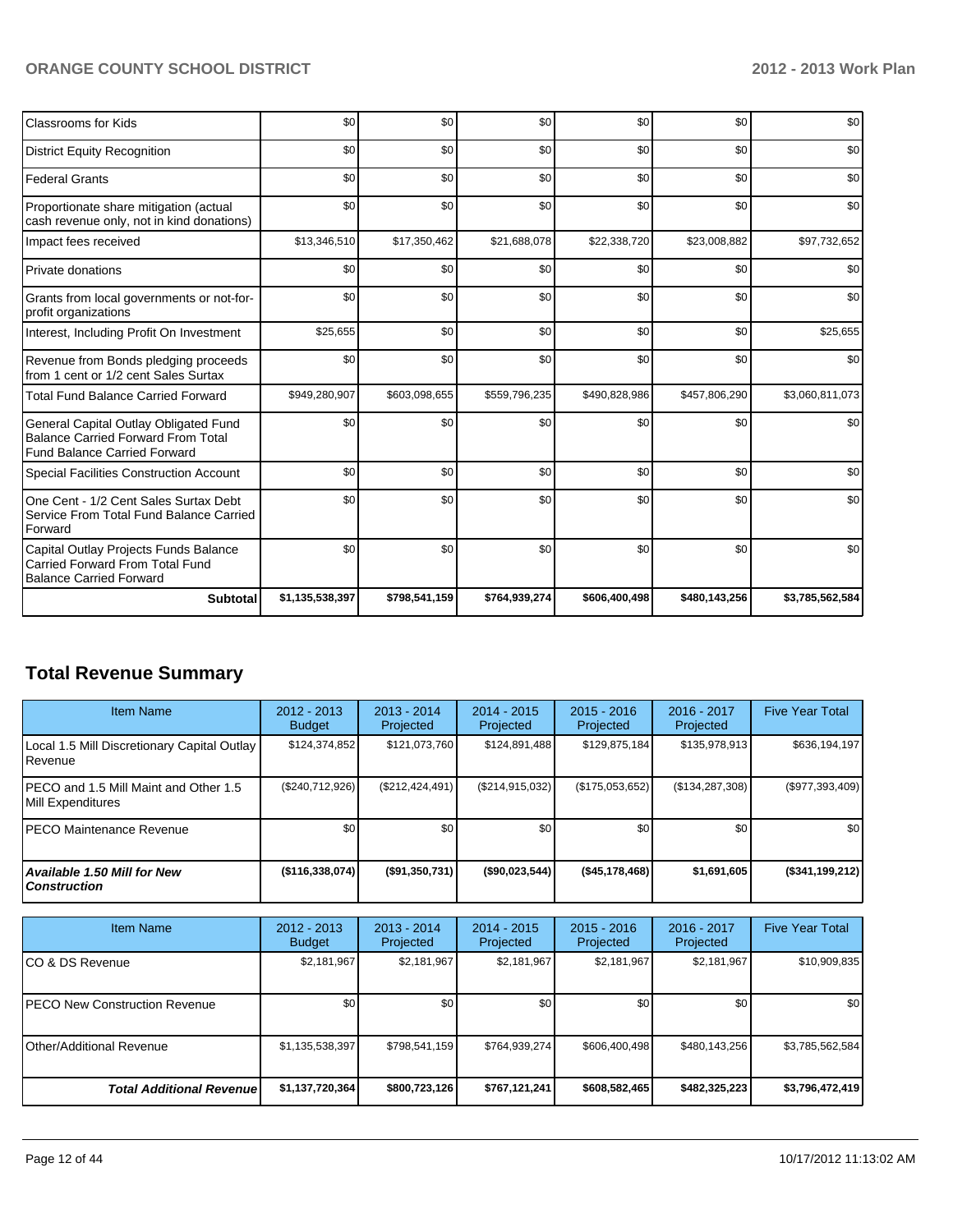| | | | | | | |
|---|---|---|---|---|---|---|
| Classrooms for Kids | $0 | $0 | $0 | $0 | $0 | $0 |
| District Equity Recognition | $0 | $0 | $0 | $0 | $0 | $0 |
| Federal Grants | $0 | $0 | $0 | $0 | $0 | $0 |
| Proportionate share mitigation (actual cash revenue only, not in kind donations) | $0 | $0 | $0 | $0 | $0 | $0 |
| Impact fees received | $13,346,510 | $17,350,462 | $21,688,078 | $22,338,720 | $23,008,882 | $97,732,652 |
| Private donations | $0 | $0 | $0 | $0 | $0 | $0 |
| Grants from local governments or not-for-profit organizations | $0 | $0 | $0 | $0 | $0 | $0 |
| Interest, Including Profit On Investment | $25,655 | $0 | $0 | $0 | $0 | $25,655 |
| Revenue from Bonds pledging proceeds from 1 cent or 1/2 cent Sales Surtax | $0 | $0 | $0 | $0 | $0 | $0 |
| Total Fund Balance Carried Forward | $949,280,907 | $603,098,655 | $559,796,235 | $490,828,986 | $457,806,290 | $3,060,811,073 |
| General Capital Outlay Obligated Fund Balance Carried Forward From Total Fund Balance Carried Forward | $0 | $0 | $0 | $0 | $0 | $0 |
| Special Facilities Construction Account | $0 | $0 | $0 | $0 | $0 | $0 |
| One Cent - 1/2 Cent Sales Surtax Debt Service From Total Fund Balance Carried Forward | $0 | $0 | $0 | $0 | $0 | $0 |
| Capital Outlay Projects Funds Balance Carried Forward From Total Fund Balance Carried Forward | $0 | $0 | $0 | $0 | $0 | $0 |
| **Subtotal** | **$1,135,538,397** | **$798,541,159** | **$764,939,274** | **$606,400,498** | **$480,143,256** | **$3,785,562,584** |

## Total Revenue Summary

| Item Name | 2012 - 2013 Budget | 2013 - 2014 Projected | 2014 - 2015 Projected | 2015 - 2016 Projected | 2016 - 2017 Projected | Five Year Total |
|---|---|---|---|---|---|---|
| Local 1.5 Mill Discretionary Capital Outlay Revenue | $124,374,852 | $121,073,760 | $124,891,488 | $129,875,184 | $135,978,913 | $636,194,197 |
| PECO and 1.5 Mill Maint and Other 1.5 Mill Expenditures | ($240,712,926) | ($212,424,491) | ($214,915,032) | ($175,053,652) | ($134,287,308) | ($977,393,409) |
| PECO Maintenance Revenue | $0 | $0 | $0 | $0 | $0 | $0 |
| ***Available 1.50 Mill for New Construction*** | **($116,338,074)** | **($91,350,731)** | **($90,023,544)** | **($45,178,468)** | **$1,691,605** | **($341,199,212)** |

| Item Name | 2012 - 2013 Budget | 2013 - 2014 Projected | 2014 - 2015 Projected | 2015 - 2016 Projected | 2016 - 2017 Projected | Five Year Total |
|---|---|---|---|---|---|---|
| CO & DS Revenue | $2,181,967 | $2,181,967 | $2,181,967 | $2,181,967 | $2,181,967 | $10,909,835 |
| PECO New Construction Revenue | $0 | $0 | $0 | $0 | $0 | $0 |
| Other/Additional Revenue | $1,135,538,397 | $798,541,159 | $764,939,274 | $606,400,498 | $480,143,256 | $3,785,562,584 |
| ***Total Additional Revenue*** | **$1,137,720,364** | **$800,723,126** | **$767,121,241** | **$608,582,465** | **$482,325,223** | **$3,796,472,419** |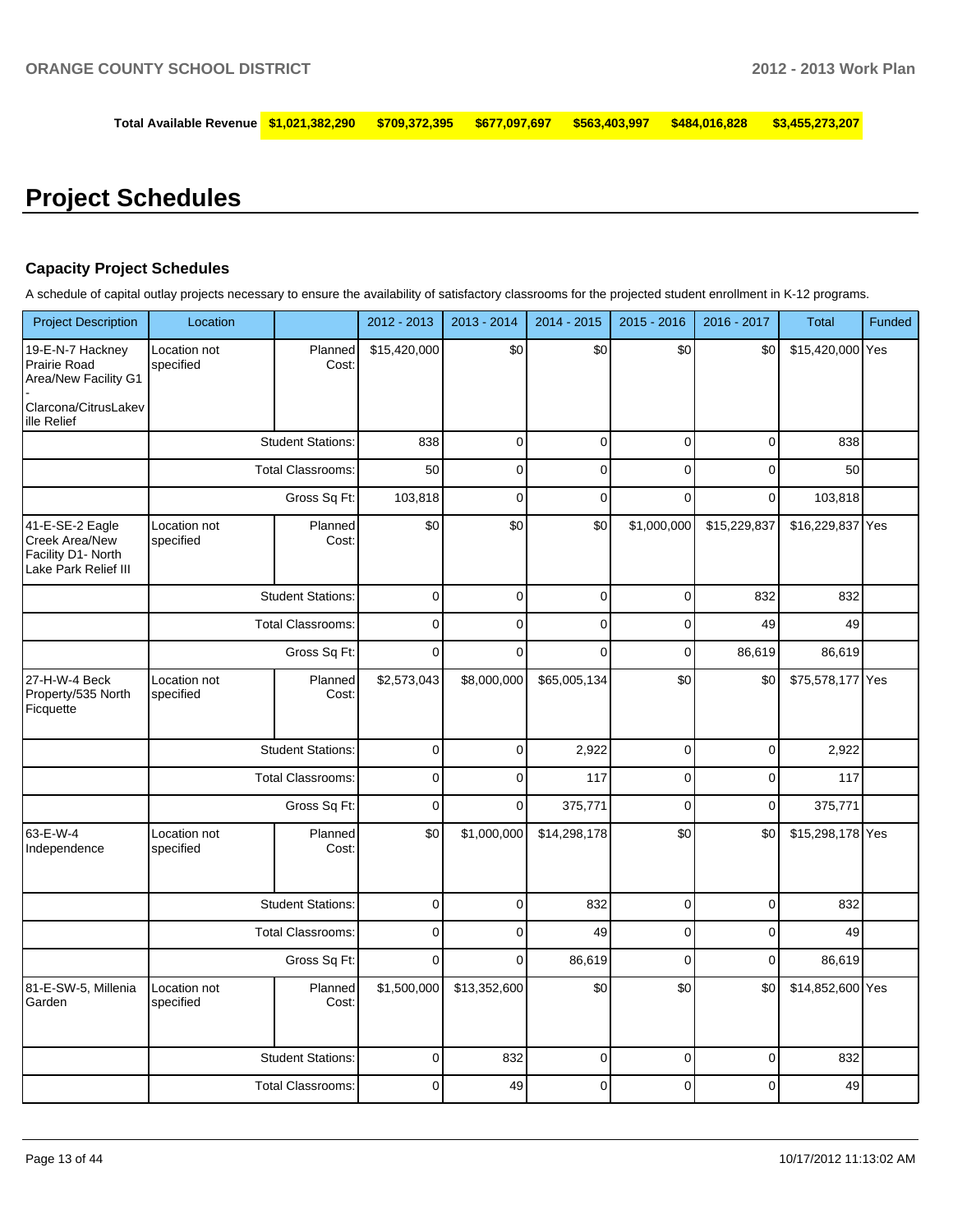| Total Available Revenue | $1,021,382,290 | $709,372,395 | $677,097,697 | $563,403,997 | $484,016,828 | $3,455,273,207 |
|---|---|---|---|---|---|---|

# Project Schedules

### Capacity Project Schedules

A schedule of capital outlay projects necessary to ensure the availability of satisfactory classrooms for the projected student enrollment in K-12 programs.

| Project Description | Location | | 2012 - 2013 | 2013 - 2014 | 2014 - 2015 | 2015 - 2016 | 2016 - 2017 | Total | Funded |
|---|---|---|---|---|---|---|---|---|---|
| 19-E-N-7 Hackney Prairie Road Area/New Facility G1 - Clarcona/CitrusLakeville Relief | Location not specified | Planned Cost: | $15,420,000 | $0 | $0 | $0 | $0 | $15,420,000 | Yes |
| | | Student Stations: | 838 | 0 | 0 | 0 | 0 | 838 | |
| | | Total Classrooms: | 50 | 0 | 0 | 0 | 0 | 50 | |
| | | Gross Sq Ft: | 103,818 | 0 | 0 | 0 | 0 | 103,818 | |
| 41-E-SE-2 Eagle Creek Area/New Facility D1- North Lake Park Relief III | Location not specified | Planned Cost: | $0 | $0 | $0 | $1,000,000 | $15,229,837 | $16,229,837 | Yes |
| | | Student Stations: | 0 | 0 | 0 | 0 | 832 | 832 | |
| | | Total Classrooms: | 0 | 0 | 0 | 0 | 49 | 49 | |
| | | Gross Sq Ft: | 0 | 0 | 0 | 0 | 86,619 | 86,619 | |
| 27-H-W-4 Beck Property/535 North Ficquette | Location not specified | Planned Cost: | $2,573,043 | $8,000,000 | $65,005,134 | $0 | $0 | $75,578,177 | Yes |
| | | Student Stations: | 0 | 0 | 2,922 | 0 | 0 | 2,922 | |
| | | Total Classrooms: | 0 | 0 | 117 | 0 | 0 | 117 | |
| | | Gross Sq Ft: | 0 | 0 | 375,771 | 0 | 0 | 375,771 | |
| 63-E-W-4 Independence | Location not specified | Planned Cost: | $0 | $1,000,000 | $14,298,178 | $0 | $0 | $15,298,178 | Yes |
| | | Student Stations: | 0 | 0 | 832 | 0 | 0 | 832 | |
| | | Total Classrooms: | 0 | 0 | 49 | 0 | 0 | 49 | |
| | | Gross Sq Ft: | 0 | 0 | 86,619 | 0 | 0 | 86,619 | |
| 81-E-SW-5, Millenia Garden | Location not specified | Planned Cost: | $1,500,000 | $13,352,600 | $0 | $0 | $0 | $14,852,600 | Yes |
| | | Student Stations: | 0 | 832 | 0 | 0 | 0 | 832 | |
| | | Total Classrooms: | 0 | 49 | 0 | 0 | 0 | 49 | |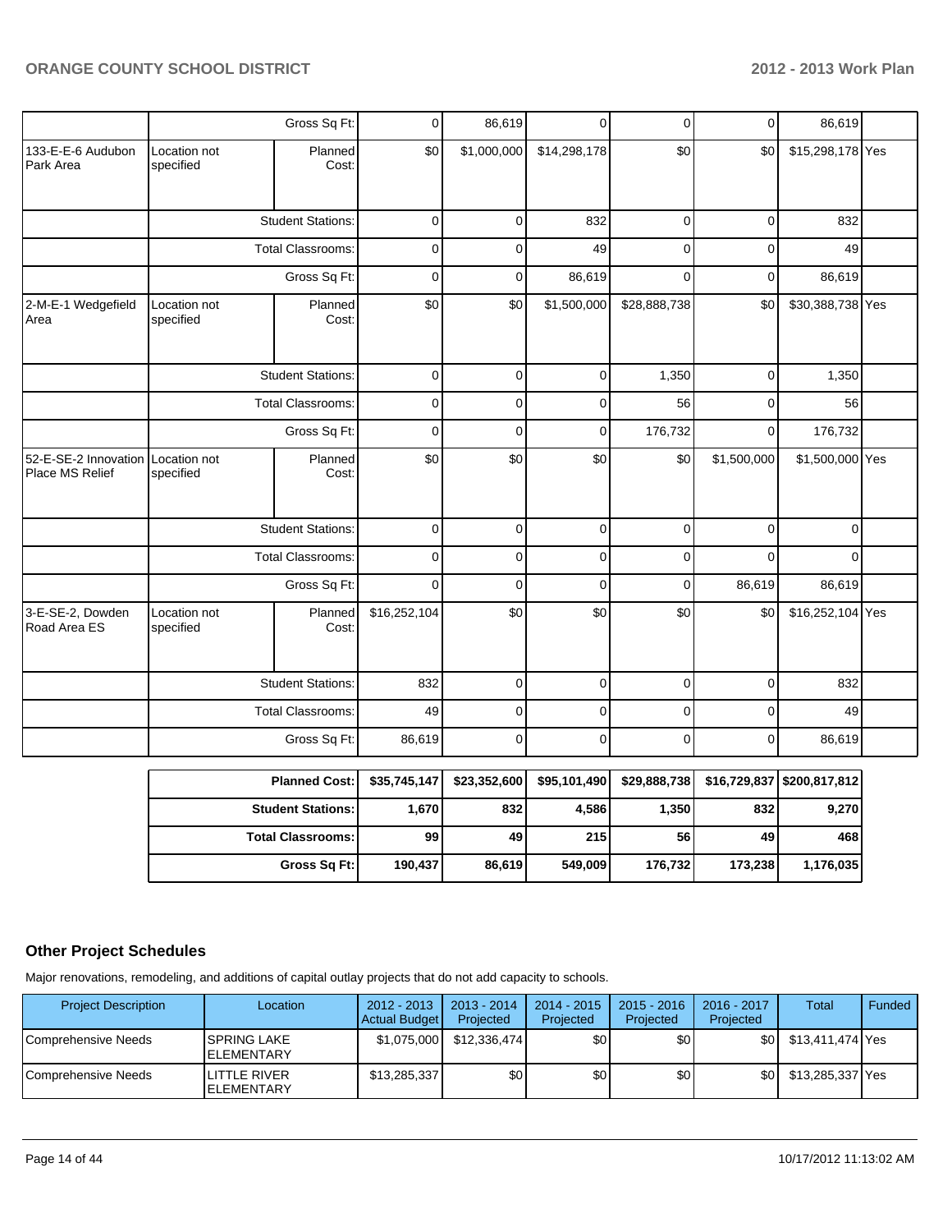| | | | | | | | | | |
|---|---|---|---|---|---|---|---|---|---|
| | | Gross Sq Ft: | 0 | 86,619 | 0 | 0 | 0 | 86,619 | |
| 133-E-E-6 Audubon Park Area | Location not specified | Planned Cost: | $0 | $1,000,000 | $14,298,178 | $0 | $0 | $15,298,178 | Yes |
| | | Student Stations: | 0 | 0 | 832 | 0 | 0 | 832 | |
| | | Total Classrooms: | 0 | 0 | 49 | 0 | 0 | 49 | |
| | | Gross Sq Ft: | 0 | 0 | 86,619 | 0 | 0 | 86,619 | |
| 2-M-E-1 Wedgefield Area | Location not specified | Planned Cost: | $0 | $0 | $1,500,000 | $28,888,738 | $0 | $30,388,738 | Yes |
| | | Student Stations: | 0 | 0 | 0 | 1,350 | 0 | 1,350 | |
| | | Total Classrooms: | 0 | 0 | 0 | 56 | 0 | 56 | |
| | | Gross Sq Ft: | 0 | 0 | 0 | 176,732 | 0 | 176,732 | |
| 52-E-SE-2 Innovation Place MS Relief | Location not specified | Planned Cost: | $0 | $0 | $0 | $0 | $1,500,000 | $1,500,000 | Yes |
| | | Student Stations: | 0 | 0 | 0 | 0 | 0 | 0 | |
| | | Total Classrooms: | 0 | 0 | 0 | 0 | 0 | 0 | |
| | | Gross Sq Ft: | 0 | 0 | 0 | 0 | 86,619 | 86,619 | |
| 3-E-SE-2, Dowden Road Area ES | Location not specified | Planned Cost: | $16,252,104 | $0 | $0 | $0 | $0 | $16,252,104 | Yes |
| | | Student Stations: | 832 | 0 | 0 | 0 | 0 | 832 | |
| | | Total Classrooms: | 49 | 0 | 0 | 0 | 0 | 49 | |
| | | Gross Sq Ft: | 86,619 | 0 | 0 | 0 | 0 | 86,619 | |

| | | | | | | |
|---|---|---|---|---|---|---|
| **Planned Cost:** | $35,745,147 | $23,352,600 | $95,101,490 | $29,888,738 | $16,729,837 | $200,817,812 |
| **Student Stations:** | 1,670 | 832 | 4,586 | 1,350 | 832 | 9,270 |
| **Total Classrooms:** | 99 | 49 | 215 | 56 | 49 | 468 |
| **Gross Sq Ft:** | 190,437 | 86,619 | 549,009 | 176,732 | 173,238 | 1,176,035 |

## Other Project Schedules

Major renovations, remodeling, and additions of capital outlay projects that do not add capacity to schools.

| Project Description | Location | 2012 - 2013 Actual Budget | 2013 - 2014 Projected | 2014 - 2015 Projected | 2015 - 2016 Projected | 2016 - 2017 Projected | Total | Funded |
|---|---|---|---|---|---|---|---|---|
| Comprehensive Needs | SPRING LAKE ELEMENTARY | $1,075,000 | $12,336,474 | $0 | $0 | $0 | $13,411,474 | Yes |
| Comprehensive Needs | LITTLE RIVER ELEMENTARY | $13,285,337 | $0 | $0 | $0 | $0 | $13,285,337 | Yes |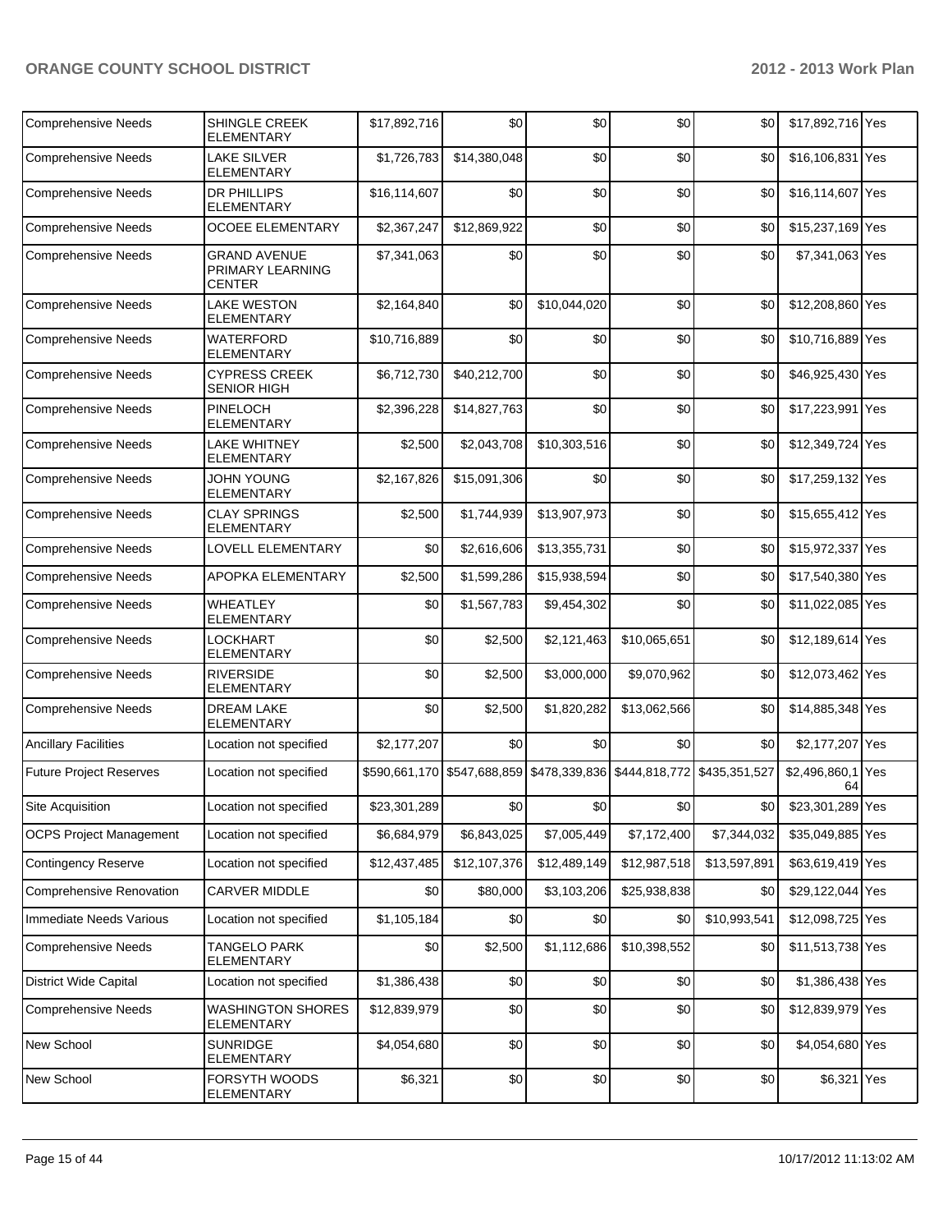| Comprehensive Needs | SHINGLE CREEK ELEMENTARY | $17,892,716 | $0 | $0 | $0 | $0 | $17,892,716 | Yes |
|---|---|---|---|---|---|---|---|---|
| Comprehensive Needs | LAKE SILVER ELEMENTARY | $1,726,783 | $14,380,048 | $0 | $0 | $0 | $16,106,831 | Yes |
| Comprehensive Needs | DR PHILLIPS ELEMENTARY | $16,114,607 | $0 | $0 | $0 | $0 | $16,114,607 | Yes |
| Comprehensive Needs | OCOEE ELEMENTARY | $2,367,247 | $12,869,922 | $0 | $0 | $0 | $15,237,169 | Yes |
| Comprehensive Needs | GRAND AVENUE PRIMARY LEARNING CENTER | $7,341,063 | $0 | $0 | $0 | $0 | $7,341,063 | Yes |
| Comprehensive Needs | LAKE WESTON ELEMENTARY | $2,164,840 | $0 | $10,044,020 | $0 | $0 | $12,208,860 | Yes |
| Comprehensive Needs | WATERFORD ELEMENTARY | $10,716,889 | $0 | $0 | $0 | $0 | $10,716,889 | Yes |
| Comprehensive Needs | CYPRESS CREEK SENIOR HIGH | $6,712,730 | $40,212,700 | $0 | $0 | $0 | $46,925,430 | Yes |
| Comprehensive Needs | PINELOCH ELEMENTARY | $2,396,228 | $14,827,763 | $0 | $0 | $0 | $17,223,991 | Yes |
| Comprehensive Needs | LAKE WHITNEY ELEMENTARY | $2,500 | $2,043,708 | $10,303,516 | $0 | $0 | $12,349,724 | Yes |
| Comprehensive Needs | JOHN YOUNG ELEMENTARY | $2,167,826 | $15,091,306 | $0 | $0 | $0 | $17,259,132 | Yes |
| Comprehensive Needs | CLAY SPRINGS ELEMENTARY | $2,500 | $1,744,939 | $13,907,973 | $0 | $0 | $15,655,412 | Yes |
| Comprehensive Needs | LOVELL ELEMENTARY | $0 | $2,616,606 | $13,355,731 | $0 | $0 | $15,972,337 | Yes |
| Comprehensive Needs | APOPKA ELEMENTARY | $2,500 | $1,599,286 | $15,938,594 | $0 | $0 | $17,540,380 | Yes |
| Comprehensive Needs | WHEATLEY ELEMENTARY | $0 | $1,567,783 | $9,454,302 | $0 | $0 | $11,022,085 | Yes |
| Comprehensive Needs | LOCKHART ELEMENTARY | $0 | $2,500 | $2,121,463 | $10,065,651 | $0 | $12,189,614 | Yes |
| Comprehensive Needs | RIVERSIDE ELEMENTARY | $0 | $2,500 | $3,000,000 | $9,070,962 | $0 | $12,073,462 | Yes |
| Comprehensive Needs | DREAM LAKE ELEMENTARY | $0 | $2,500 | $1,820,282 | $13,062,566 | $0 | $14,885,348 | Yes |
| Ancillary Facilities | Location not specified | $2,177,207 | $0 | $0 | $0 | $0 | $2,177,207 | Yes |
| Future Project Reserves | Location not specified | $590,661,170 | $547,688,859 | $478,339,836 | $444,818,772 | $435,351,527 | $2,496,860,164 | Yes |
| Site Acquisition | Location not specified | $23,301,289 | $0 | $0 | $0 | $0 | $23,301,289 | Yes |
| OCPS Project Management | Location not specified | $6,684,979 | $6,843,025 | $7,005,449 | $7,172,400 | $7,344,032 | $35,049,885 | Yes |
| Contingency Reserve | Location not specified | $12,437,485 | $12,107,376 | $12,489,149 | $12,987,518 | $13,597,891 | $63,619,419 | Yes |
| Comprehensive Renovation | CARVER MIDDLE | $0 | $80,000 | $3,103,206 | $25,938,838 | $0 | $29,122,044 | Yes |
| Immediate Needs Various | Location not specified | $1,105,184 | $0 | $0 | $0 | $10,993,541 | $12,098,725 | Yes |
| Comprehensive Needs | TANGELO PARK ELEMENTARY | $0 | $2,500 | $1,112,686 | $10,398,552 | $0 | $11,513,738 | Yes |
| District Wide Capital | Location not specified | $1,386,438 | $0 | $0 | $0 | $0 | $1,386,438 | Yes |
| Comprehensive Needs | WASHINGTON SHORES ELEMENTARY | $12,839,979 | $0 | $0 | $0 | $0 | $12,839,979 | Yes |
| New School | SUNRIDGE ELEMENTARY | $4,054,680 | $0 | $0 | $0 | $0 | $4,054,680 | Yes |
| New School | FORSYTH WOODS ELEMENTARY | $6,321 | $0 | $0 | $0 | $0 | $6,321 | Yes |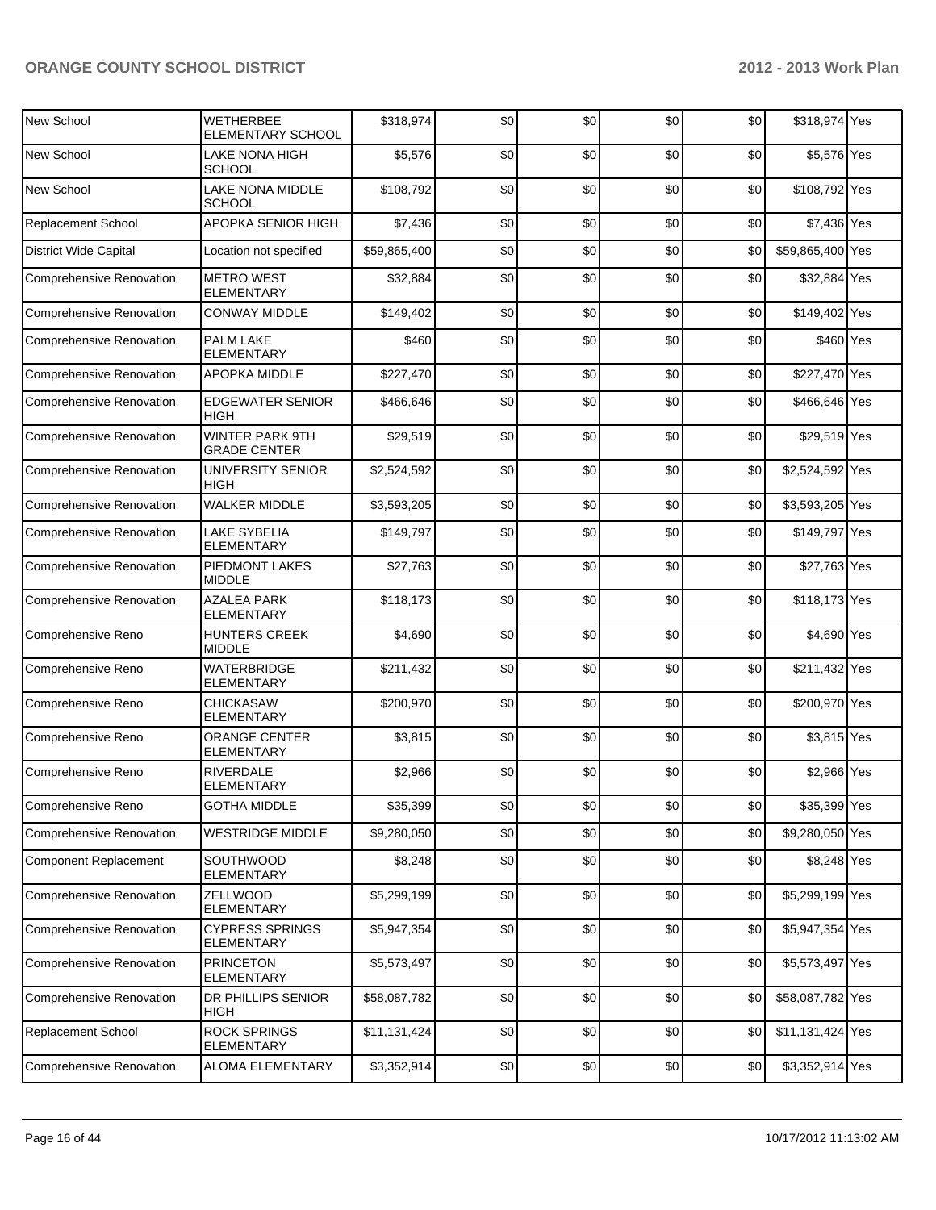| | | | | | | | | |
|---|---|---|---|---|---|---|---|---|
| New School | WETHERBEE ELEMENTARY SCHOOL | $318,974 | $0 | $0 | $0 | $0 | $318,974 | Yes |
| New School | LAKE NONA HIGH SCHOOL | $5,576 | $0 | $0 | $0 | $0 | $5,576 | Yes |
| New School | LAKE NONA MIDDLE SCHOOL | $108,792 | $0 | $0 | $0 | $0 | $108,792 | Yes |
| Replacement School | APOPKA SENIOR HIGH | $7,436 | $0 | $0 | $0 | $0 | $7,436 | Yes |
| District Wide Capital | Location not specified | $59,865,400 | $0 | $0 | $0 | $0 | $59,865,400 | Yes |
| Comprehensive Renovation | METRO WEST ELEMENTARY | $32,884 | $0 | $0 | $0 | $0 | $32,884 | Yes |
| Comprehensive Renovation | CONWAY MIDDLE | $149,402 | $0 | $0 | $0 | $0 | $149,402 | Yes |
| Comprehensive Renovation | PALM LAKE ELEMENTARY | $460 | $0 | $0 | $0 | $0 | $460 | Yes |
| Comprehensive Renovation | APOPKA MIDDLE | $227,470 | $0 | $0 | $0 | $0 | $227,470 | Yes |
| Comprehensive Renovation | EDGEWATER SENIOR HIGH | $466,646 | $0 | $0 | $0 | $0 | $466,646 | Yes |
| Comprehensive Renovation | WINTER PARK 9TH GRADE CENTER | $29,519 | $0 | $0 | $0 | $0 | $29,519 | Yes |
| Comprehensive Renovation | UNIVERSITY SENIOR HIGH | $2,524,592 | $0 | $0 | $0 | $0 | $2,524,592 | Yes |
| Comprehensive Renovation | WALKER MIDDLE | $3,593,205 | $0 | $0 | $0 | $0 | $3,593,205 | Yes |
| Comprehensive Renovation | LAKE SYBELIA ELEMENTARY | $149,797 | $0 | $0 | $0 | $0 | $149,797 | Yes |
| Comprehensive Renovation | PIEDMONT LAKES MIDDLE | $27,763 | $0 | $0 | $0 | $0 | $27,763 | Yes |
| Comprehensive Renovation | AZALEA PARK ELEMENTARY | $118,173 | $0 | $0 | $0 | $0 | $118,173 | Yes |
| Comprehensive Reno | HUNTERS CREEK MIDDLE | $4,690 | $0 | $0 | $0 | $0 | $4,690 | Yes |
| Comprehensive Reno | WATERBRIDGE ELEMENTARY | $211,432 | $0 | $0 | $0 | $0 | $211,432 | Yes |
| Comprehensive Reno | CHICKASAW ELEMENTARY | $200,970 | $0 | $0 | $0 | $0 | $200,970 | Yes |
| Comprehensive Reno | ORANGE CENTER ELEMENTARY | $3,815 | $0 | $0 | $0 | $0 | $3,815 | Yes |
| Comprehensive Reno | RIVERDALE ELEMENTARY | $2,966 | $0 | $0 | $0 | $0 | $2,966 | Yes |
| Comprehensive Reno | GOTHA MIDDLE | $35,399 | $0 | $0 | $0 | $0 | $35,399 | Yes |
| Comprehensive Renovation | WESTRIDGE MIDDLE | $9,280,050 | $0 | $0 | $0 | $0 | $9,280,050 | Yes |
| Component Replacement | SOUTHWOOD ELEMENTARY | $8,248 | $0 | $0 | $0 | $0 | $8,248 | Yes |
| Comprehensive Renovation | ZELLWOOD ELEMENTARY | $5,299,199 | $0 | $0 | $0 | $0 | $5,299,199 | Yes |
| Comprehensive Renovation | CYPRESS SPRINGS ELEMENTARY | $5,947,354 | $0 | $0 | $0 | $0 | $5,947,354 | Yes |
| Comprehensive Renovation | PRINCETON ELEMENTARY | $5,573,497 | $0 | $0 | $0 | $0 | $5,573,497 | Yes |
| Comprehensive Renovation | DR PHILLIPS SENIOR HIGH | $58,087,782 | $0 | $0 | $0 | $0 | $58,087,782 | Yes |
| Replacement School | ROCK SPRINGS ELEMENTARY | $11,131,424 | $0 | $0 | $0 | $0 | $11,131,424 | Yes |
| Comprehensive Renovation | ALOMA ELEMENTARY | $3,352,914 | $0 | $0 | $0 | $0 | $3,352,914 | Yes |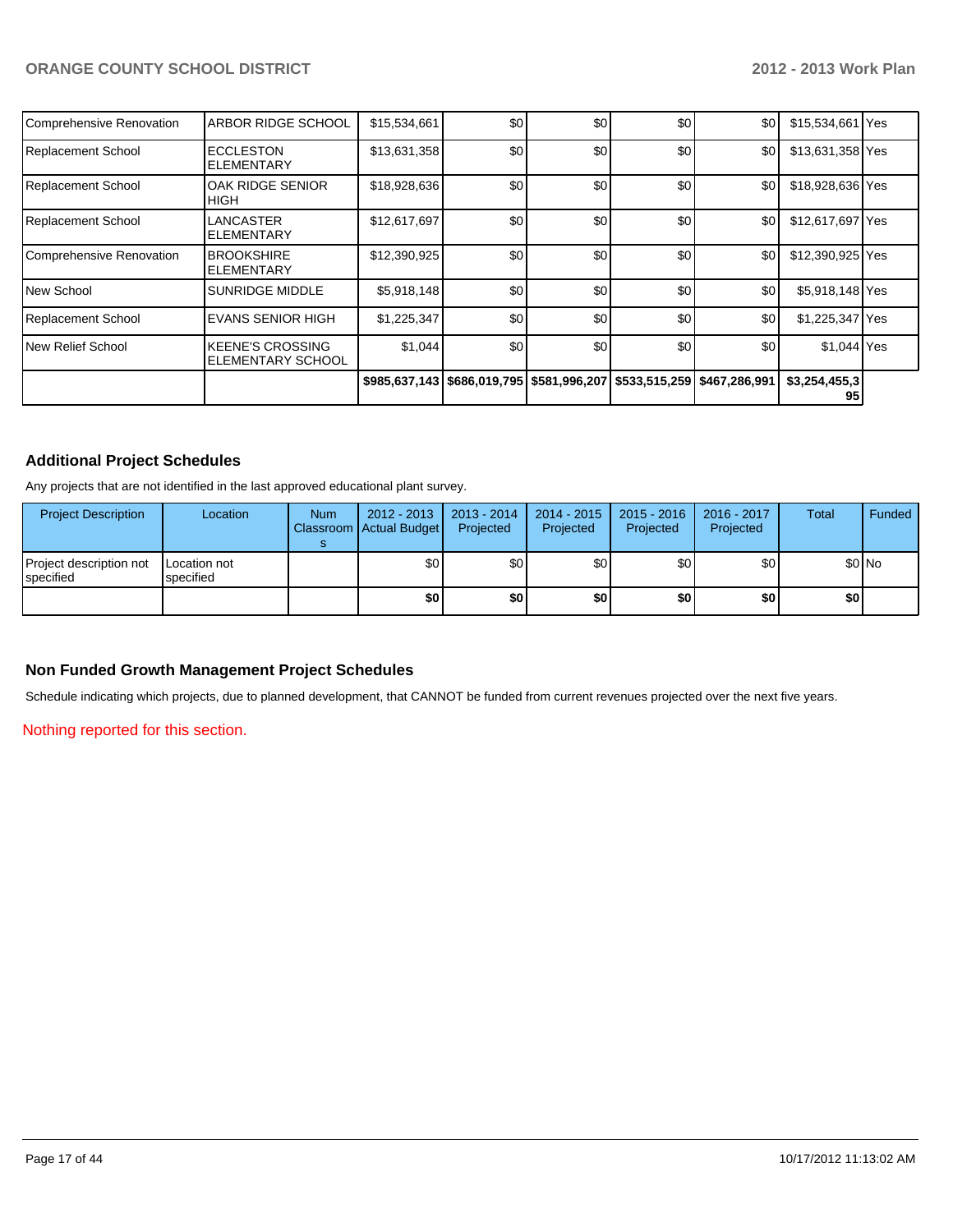| | | | | | | | | |
|---|---|---|---|---|---|---|---|---|
| Comprehensive Renovation | ARBOR RIDGE SCHOOL | $15,534,661 | $0 | $0 | $0 | $0 | $15,534,661 | Yes |
| Replacement School | ECCLESTON ELEMENTARY | $13,631,358 | $0 | $0 | $0 | $0 | $13,631,358 | Yes |
| Replacement School | OAK RIDGE SENIOR HIGH | $18,928,636 | $0 | $0 | $0 | $0 | $18,928,636 | Yes |
| Replacement School | LANCASTER ELEMENTARY | $12,617,697 | $0 | $0 | $0 | $0 | $12,617,697 | Yes |
| Comprehensive Renovation | BROOKSHIRE ELEMENTARY | $12,390,925 | $0 | $0 | $0 | $0 | $12,390,925 | Yes |
| New School | SUNRIDGE MIDDLE | $5,918,148 | $0 | $0 | $0 | $0 | $5,918,148 | Yes |
| Replacement School | EVANS SENIOR HIGH | $1,225,347 | $0 | $0 | $0 | $0 | $1,225,347 | Yes |
| New Relief School | KEENE'S CROSSING ELEMENTARY SCHOOL | $1,044 | $0 | $0 | $0 | $0 | $1,044 | Yes |
| | | $985,637,143 | $686,019,795 | $581,996,207 | $533,515,259 | $467,286,991 | $3,254,455,395 | |

## Additional Project Schedules

Any projects that are not identified in the last approved educational plant survey.

| Project Description | Location | Num Classrooms | 2012 - 2013 Actual Budget | 2013 - 2014 Projected | 2014 - 2015 Projected | 2015 - 2016 Projected | 2016 - 2017 Projected | Total | Funded |
|---|---|---|---|---|---|---|---|---|---|
| Project description not specified | Location not specified | | $0 | $0 | $0 | $0 | $0 | $0 | No |
| | | | **$0** | **$0** | **$0** | **$0** | **$0** | **$0** | |

## Non Funded Growth Management Project Schedules

Schedule indicating which projects, due to planned development, that CANNOT be funded from current revenues projected over the next five years.

Nothing reported for this section.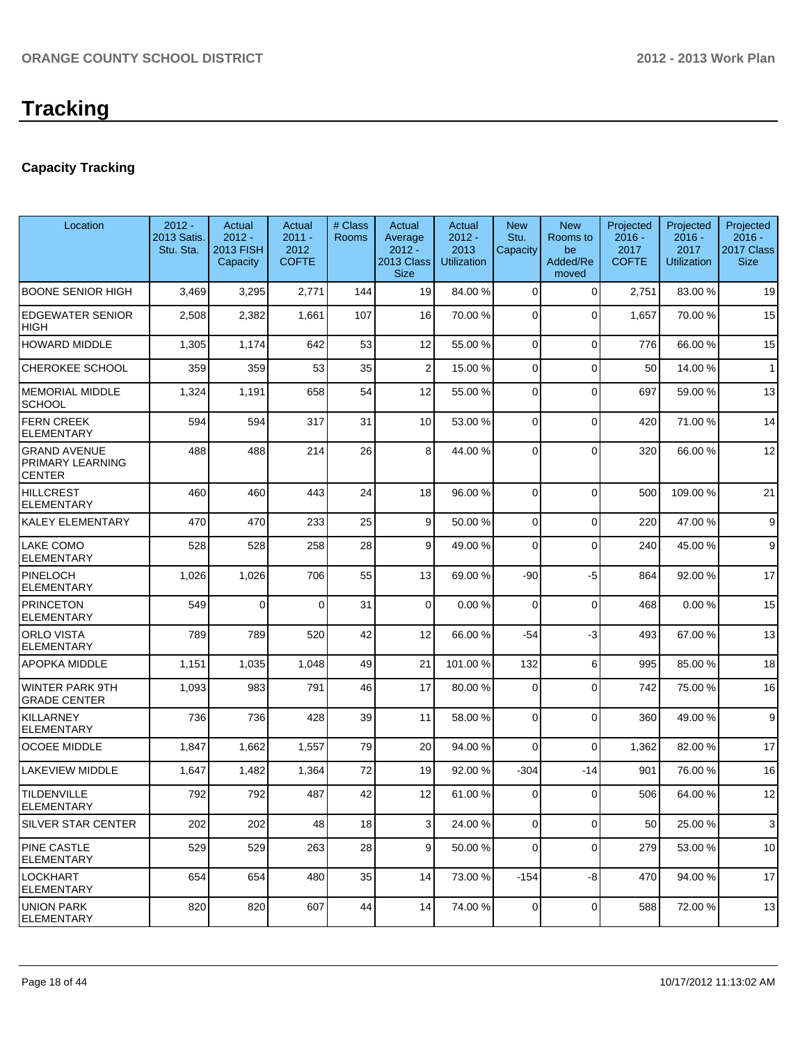# Tracking

## Capacity Tracking

| Location | 2012 - 2013 Satis. Stu. Sta. | Actual 2012 - 2013 FISH Capacity | Actual 2011 - 2012 COFTE | # Class Rooms | Actual Average 2012 - 2013 Class Size | Actual 2012 - 2013 Utilization | New Stu. Capacity | New Rooms to be Added/Removed | Projected 2016 - 2017 COFTE | Projected 2016 - 2017 Utilization | Projected 2016 - 2017 Class Size |
|---|---|---|---|---|---|---|---|---|---|---|---|
| BOONE SENIOR HIGH | 3,469 | 3,295 | 2,771 | 144 | 19 | 84.00 % | 0 | 0 | 2,751 | 83.00 % | 19 |
| EDGEWATER SENIOR HIGH | 2,508 | 2,382 | 1,661 | 107 | 16 | 70.00 % | 0 | 0 | 1,657 | 70.00 % | 15 |
| HOWARD MIDDLE | 1,305 | 1,174 | 642 | 53 | 12 | 55.00 % | 0 | 0 | 776 | 66.00 % | 15 |
| CHEROKEE SCHOOL | 359 | 359 | 53 | 35 | 2 | 15.00 % | 0 | 0 | 50 | 14.00 % | 1 |
| MEMORIAL MIDDLE SCHOOL | 1,324 | 1,191 | 658 | 54 | 12 | 55.00 % | 0 | 0 | 697 | 59.00 % | 13 |
| FERN CREEK ELEMENTARY | 594 | 594 | 317 | 31 | 10 | 53.00 % | 0 | 0 | 420 | 71.00 % | 14 |
| GRAND AVENUE PRIMARY LEARNING CENTER | 488 | 488 | 214 | 26 | 8 | 44.00 % | 0 | 0 | 320 | 66.00 % | 12 |
| HILLCREST ELEMENTARY | 460 | 460 | 443 | 24 | 18 | 96.00 % | 0 | 0 | 500 | 109.00 % | 21 |
| KALEY ELEMENTARY | 470 | 470 | 233 | 25 | 9 | 50.00 % | 0 | 0 | 220 | 47.00 % | 9 |
| LAKE COMO ELEMENTARY | 528 | 528 | 258 | 28 | 9 | 49.00 % | 0 | 0 | 240 | 45.00 % | 9 |
| PINELOCH ELEMENTARY | 1,026 | 1,026 | 706 | 55 | 13 | 69.00 % | -90 | -5 | 864 | 92.00 % | 17 |
| PRINCETON ELEMENTARY | 549 | 0 | 0 | 31 | 0 | 0.00 % | 0 | 0 | 468 | 0.00 % | 15 |
| ORLO VISTA ELEMENTARY | 789 | 789 | 520 | 42 | 12 | 66.00 % | -54 | -3 | 493 | 67.00 % | 13 |
| APOPKA MIDDLE | 1,151 | 1,035 | 1,048 | 49 | 21 | 101.00 % | 132 | 6 | 995 | 85.00 % | 18 |
| WINTER PARK 9TH GRADE CENTER | 1,093 | 983 | 791 | 46 | 17 | 80.00 % | 0 | 0 | 742 | 75.00 % | 16 |
| KILLARNEY ELEMENTARY | 736 | 736 | 428 | 39 | 11 | 58.00 % | 0 | 0 | 360 | 49.00 % | 9 |
| OCOEE MIDDLE | 1,847 | 1,662 | 1,557 | 79 | 20 | 94.00 % | 0 | 0 | 1,362 | 82.00 % | 17 |
| LAKEVIEW MIDDLE | 1,647 | 1,482 | 1,364 | 72 | 19 | 92.00 % | -304 | -14 | 901 | 76.00 % | 16 |
| TILDENVILLE ELEMENTARY | 792 | 792 | 487 | 42 | 12 | 61.00 % | 0 | 0 | 506 | 64.00 % | 12 |
| SILVER STAR CENTER | 202 | 202 | 48 | 18 | 3 | 24.00 % | 0 | 0 | 50 | 25.00 % | 3 |
| PINE CASTLE ELEMENTARY | 529 | 529 | 263 | 28 | 9 | 50.00 % | 0 | 0 | 279 | 53.00 % | 10 |
| LOCKHART ELEMENTARY | 654 | 654 | 480 | 35 | 14 | 73.00 % | -154 | -8 | 470 | 94.00 % | 17 |
| UNION PARK ELEMENTARY | 820 | 820 | 607 | 44 | 14 | 74.00 % | 0 | 0 | 588 | 72.00 % | 13 |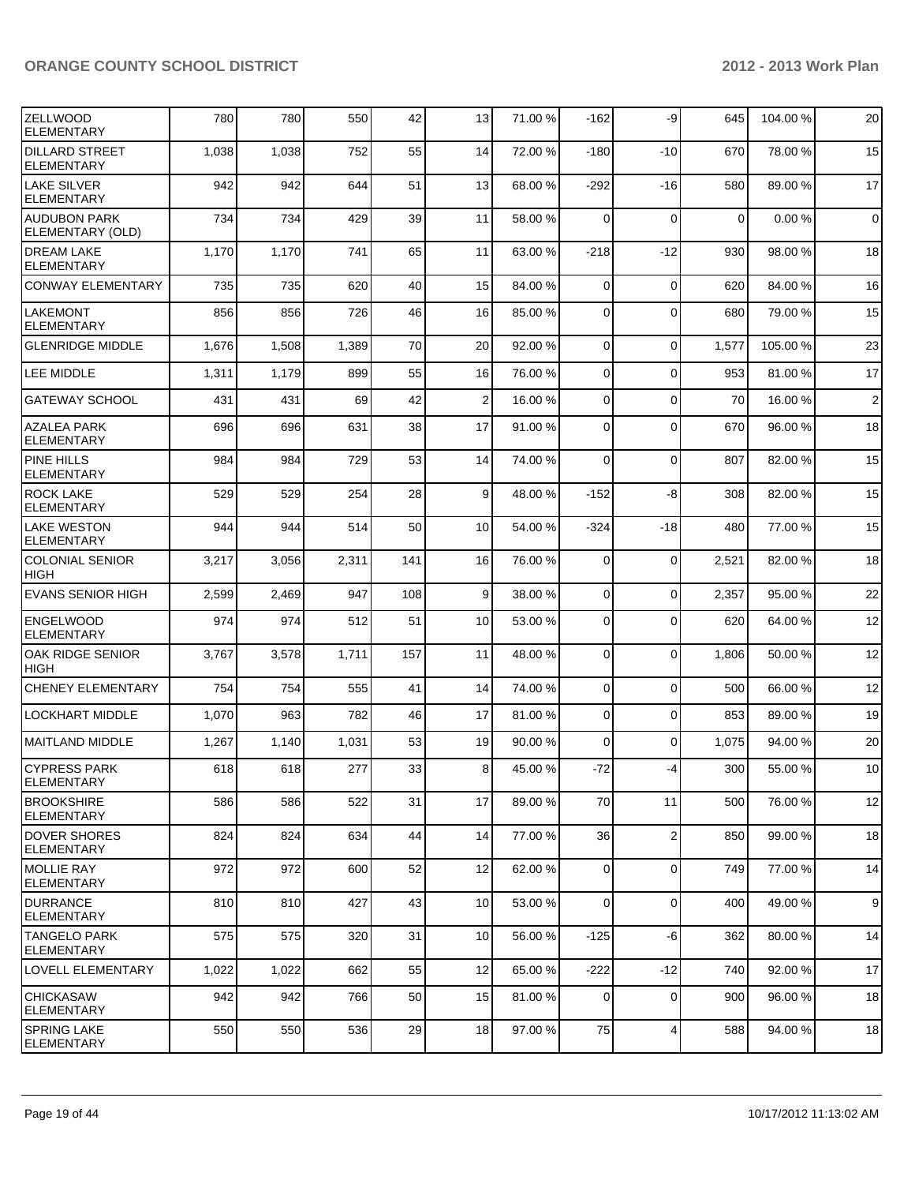| ZELLWOOD ELEMENTARY | 780 | 780 | 550 | 42 | 13 | 71.00 % | -162 | -9 | 645 | 104.00 % | 20 |
|---|---|---|---|---|---|---|---|---|---|---|---|
| DILLARD STREET ELEMENTARY | 1,038 | 1,038 | 752 | 55 | 14 | 72.00 % | -180 | -10 | 670 | 78.00 % | 15 |
| LAKE SILVER ELEMENTARY | 942 | 942 | 644 | 51 | 13 | 68.00 % | -292 | -16 | 580 | 89.00 % | 17 |
| AUDUBON PARK ELEMENTARY (OLD) | 734 | 734 | 429 | 39 | 11 | 58.00 % | 0 | 0 | 0 | 0.00 % | 0 |
| DREAM LAKE ELEMENTARY | 1,170 | 1,170 | 741 | 65 | 11 | 63.00 % | -218 | -12 | 930 | 98.00 % | 18 |
| CONWAY ELEMENTARY | 735 | 735 | 620 | 40 | 15 | 84.00 % | 0 | 0 | 620 | 84.00 % | 16 |
| LAKEMONT ELEMENTARY | 856 | 856 | 726 | 46 | 16 | 85.00 % | 0 | 0 | 680 | 79.00 % | 15 |
| GLENRIDGE MIDDLE | 1,676 | 1,508 | 1,389 | 70 | 20 | 92.00 % | 0 | 0 | 1,577 | 105.00 % | 23 |
| LEE MIDDLE | 1,311 | 1,179 | 899 | 55 | 16 | 76.00 % | 0 | 0 | 953 | 81.00 % | 17 |
| GATEWAY SCHOOL | 431 | 431 | 69 | 42 | 2 | 16.00 % | 0 | 0 | 70 | 16.00 % | 2 |
| AZALEA PARK ELEMENTARY | 696 | 696 | 631 | 38 | 17 | 91.00 % | 0 | 0 | 670 | 96.00 % | 18 |
| PINE HILLS ELEMENTARY | 984 | 984 | 729 | 53 | 14 | 74.00 % | 0 | 0 | 807 | 82.00 % | 15 |
| ROCK LAKE ELEMENTARY | 529 | 529 | 254 | 28 | 9 | 48.00 % | -152 | -8 | 308 | 82.00 % | 15 |
| LAKE WESTON ELEMENTARY | 944 | 944 | 514 | 50 | 10 | 54.00 % | -324 | -18 | 480 | 77.00 % | 15 |
| COLONIAL SENIOR HIGH | 3,217 | 3,056 | 2,311 | 141 | 16 | 76.00 % | 0 | 0 | 2,521 | 82.00 % | 18 |
| EVANS SENIOR HIGH | 2,599 | 2,469 | 947 | 108 | 9 | 38.00 % | 0 | 0 | 2,357 | 95.00 % | 22 |
| ENGELWOOD ELEMENTARY | 974 | 974 | 512 | 51 | 10 | 53.00 % | 0 | 0 | 620 | 64.00 % | 12 |
| OAK RIDGE SENIOR HIGH | 3,767 | 3,578 | 1,711 | 157 | 11 | 48.00 % | 0 | 0 | 1,806 | 50.00 % | 12 |
| CHENEY ELEMENTARY | 754 | 754 | 555 | 41 | 14 | 74.00 % | 0 | 0 | 500 | 66.00 % | 12 |
| LOCKHART MIDDLE | 1,070 | 963 | 782 | 46 | 17 | 81.00 % | 0 | 0 | 853 | 89.00 % | 19 |
| MAITLAND MIDDLE | 1,267 | 1,140 | 1,031 | 53 | 19 | 90.00 % | 0 | 0 | 1,075 | 94.00 % | 20 |
| CYPRESS PARK ELEMENTARY | 618 | 618 | 277 | 33 | 8 | 45.00 % | -72 | -4 | 300 | 55.00 % | 10 |
| BROOKSHIRE ELEMENTARY | 586 | 586 | 522 | 31 | 17 | 89.00 % | 70 | 11 | 500 | 76.00 % | 12 |
| DOVER SHORES ELEMENTARY | 824 | 824 | 634 | 44 | 14 | 77.00 % | 36 | 2 | 850 | 99.00 % | 18 |
| MOLLIE RAY ELEMENTARY | 972 | 972 | 600 | 52 | 12 | 62.00 % | 0 | 0 | 749 | 77.00 % | 14 |
| DURRANCE ELEMENTARY | 810 | 810 | 427 | 43 | 10 | 53.00 % | 0 | 0 | 400 | 49.00 % | 9 |
| TANGELO PARK ELEMENTARY | 575 | 575 | 320 | 31 | 10 | 56.00 % | -125 | -6 | 362 | 80.00 % | 14 |
| LOVELL ELEMENTARY | 1,022 | 1,022 | 662 | 55 | 12 | 65.00 % | -222 | -12 | 740 | 92.00 % | 17 |
| CHICKASAW ELEMENTARY | 942 | 942 | 766 | 50 | 15 | 81.00 % | 0 | 0 | 900 | 96.00 % | 18 |
| SPRING LAKE ELEMENTARY | 550 | 550 | 536 | 29 | 18 | 97.00 % | 75 | 4 | 588 | 94.00 % | 18 |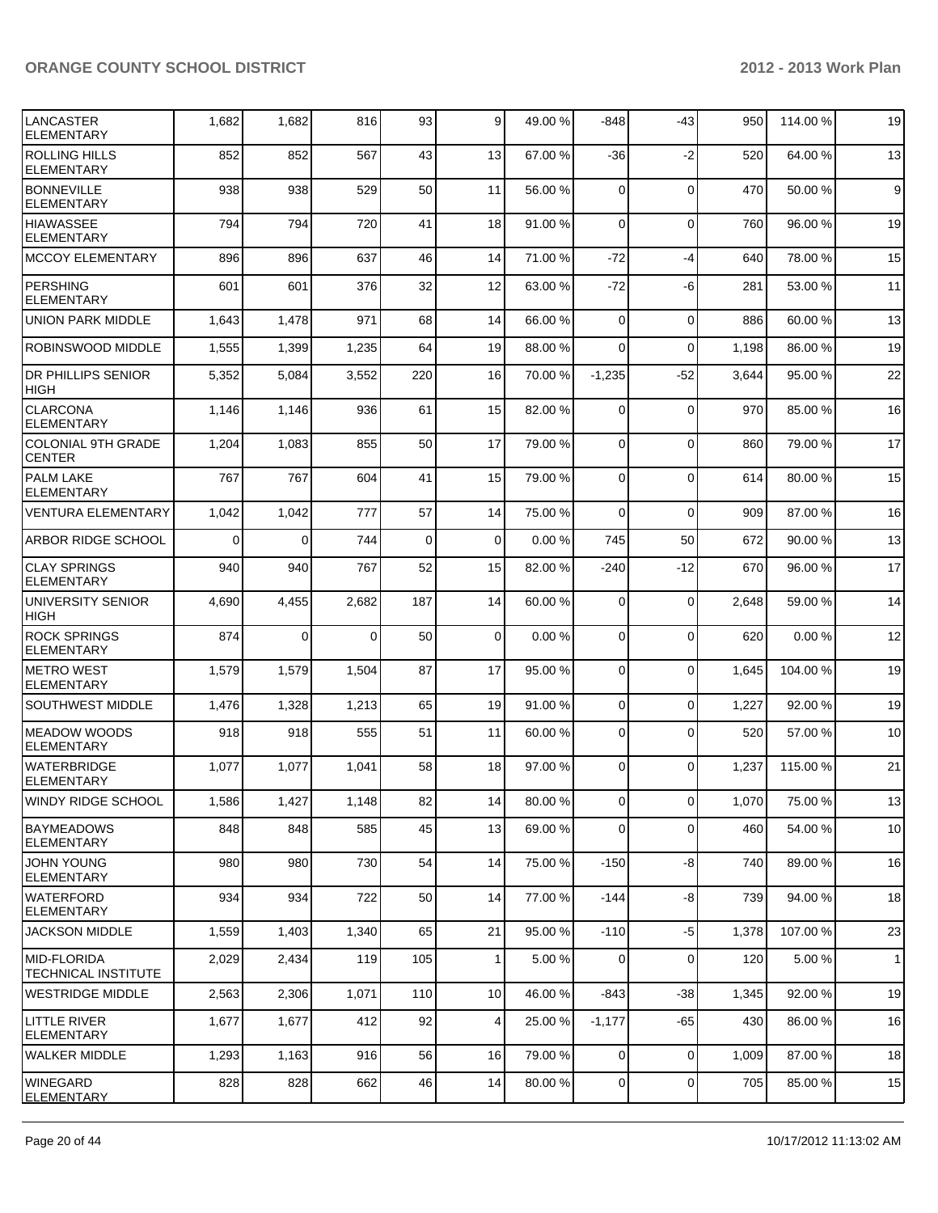| | | | | | | | | | | | |
|---|---|---|---|---|---|---|---|---|---|---|---|
| LANCASTER ELEMENTARY | 1,682 | 1,682 | 816 | 93 | 9 | 49.00 % | -848 | -43 | 950 | 114.00 % | 19 |
| ROLLING HILLS ELEMENTARY | 852 | 852 | 567 | 43 | 13 | 67.00 % | -36 | -2 | 520 | 64.00 % | 13 |
| BONNEVILLE ELEMENTARY | 938 | 938 | 529 | 50 | 11 | 56.00 % | 0 | 0 | 470 | 50.00 % | 9 |
| HIAWASSEE ELEMENTARY | 794 | 794 | 720 | 41 | 18 | 91.00 % | 0 | 0 | 760 | 96.00 % | 19 |
| MCCOY ELEMENTARY | 896 | 896 | 637 | 46 | 14 | 71.00 % | -72 | -4 | 640 | 78.00 % | 15 |
| PERSHING ELEMENTARY | 601 | 601 | 376 | 32 | 12 | 63.00 % | -72 | -6 | 281 | 53.00 % | 11 |
| UNION PARK MIDDLE | 1,643 | 1,478 | 971 | 68 | 14 | 66.00 % | 0 | 0 | 886 | 60.00 % | 13 |
| ROBINSWOOD MIDDLE | 1,555 | 1,399 | 1,235 | 64 | 19 | 88.00 % | 0 | 0 | 1,198 | 86.00 % | 19 |
| DR PHILLIPS SENIOR HIGH | 5,352 | 5,084 | 3,552 | 220 | 16 | 70.00 % | -1,235 | -52 | 3,644 | 95.00 % | 22 |
| CLARCONA ELEMENTARY | 1,146 | 1,146 | 936 | 61 | 15 | 82.00 % | 0 | 0 | 970 | 85.00 % | 16 |
| COLONIAL 9TH GRADE CENTER | 1,204 | 1,083 | 855 | 50 | 17 | 79.00 % | 0 | 0 | 860 | 79.00 % | 17 |
| PALM LAKE ELEMENTARY | 767 | 767 | 604 | 41 | 15 | 79.00 % | 0 | 0 | 614 | 80.00 % | 15 |
| VENTURA ELEMENTARY | 1,042 | 1,042 | 777 | 57 | 14 | 75.00 % | 0 | 0 | 909 | 87.00 % | 16 |
| ARBOR RIDGE SCHOOL | 0 | 0 | 744 | 0 | 0 | 0.00 % | 745 | 50 | 672 | 90.00 % | 13 |
| CLAY SPRINGS ELEMENTARY | 940 | 940 | 767 | 52 | 15 | 82.00 % | -240 | -12 | 670 | 96.00 % | 17 |
| UNIVERSITY SENIOR HIGH | 4,690 | 4,455 | 2,682 | 187 | 14 | 60.00 % | 0 | 0 | 2,648 | 59.00 % | 14 |
| ROCK SPRINGS ELEMENTARY | 874 | 0 | 0 | 50 | 0 | 0.00 % | 0 | 0 | 620 | 0.00 % | 12 |
| METRO WEST ELEMENTARY | 1,579 | 1,579 | 1,504 | 87 | 17 | 95.00 % | 0 | 0 | 1,645 | 104.00 % | 19 |
| SOUTHWEST MIDDLE | 1,476 | 1,328 | 1,213 | 65 | 19 | 91.00 % | 0 | 0 | 1,227 | 92.00 % | 19 |
| MEADOW WOODS ELEMENTARY | 918 | 918 | 555 | 51 | 11 | 60.00 % | 0 | 0 | 520 | 57.00 % | 10 |
| WATERBRIDGE ELEMENTARY | 1,077 | 1,077 | 1,041 | 58 | 18 | 97.00 % | 0 | 0 | 1,237 | 115.00 % | 21 |
| WINDY RIDGE SCHOOL | 1,586 | 1,427 | 1,148 | 82 | 14 | 80.00 % | 0 | 0 | 1,070 | 75.00 % | 13 |
| BAYMEADOWS ELEMENTARY | 848 | 848 | 585 | 45 | 13 | 69.00 % | 0 | 0 | 460 | 54.00 % | 10 |
| JOHN YOUNG ELEMENTARY | 980 | 980 | 730 | 54 | 14 | 75.00 % | -150 | -8 | 740 | 89.00 % | 16 |
| WATERFORD ELEMENTARY | 934 | 934 | 722 | 50 | 14 | 77.00 % | -144 | -8 | 739 | 94.00 % | 18 |
| JACKSON MIDDLE | 1,559 | 1,403 | 1,340 | 65 | 21 | 95.00 % | -110 | -5 | 1,378 | 107.00 % | 23 |
| MID-FLORIDA TECHNICAL INSTITUTE | 2,029 | 2,434 | 119 | 105 | 1 | 5.00 % | 0 | 0 | 120 | 5.00 % | 1 |
| WESTRIDGE MIDDLE | 2,563 | 2,306 | 1,071 | 110 | 10 | 46.00 % | -843 | -38 | 1,345 | 92.00 % | 19 |
| LITTLE RIVER ELEMENTARY | 1,677 | 1,677 | 412 | 92 | 4 | 25.00 % | -1,177 | -65 | 430 | 86.00 % | 16 |
| WALKER MIDDLE | 1,293 | 1,163 | 916 | 56 | 16 | 79.00 % | 0 | 0 | 1,009 | 87.00 % | 18 |
| WINEGARD ELEMENTARY | 828 | 828 | 662 | 46 | 14 | 80.00 % | 0 | 0 | 705 | 85.00 % | 15 |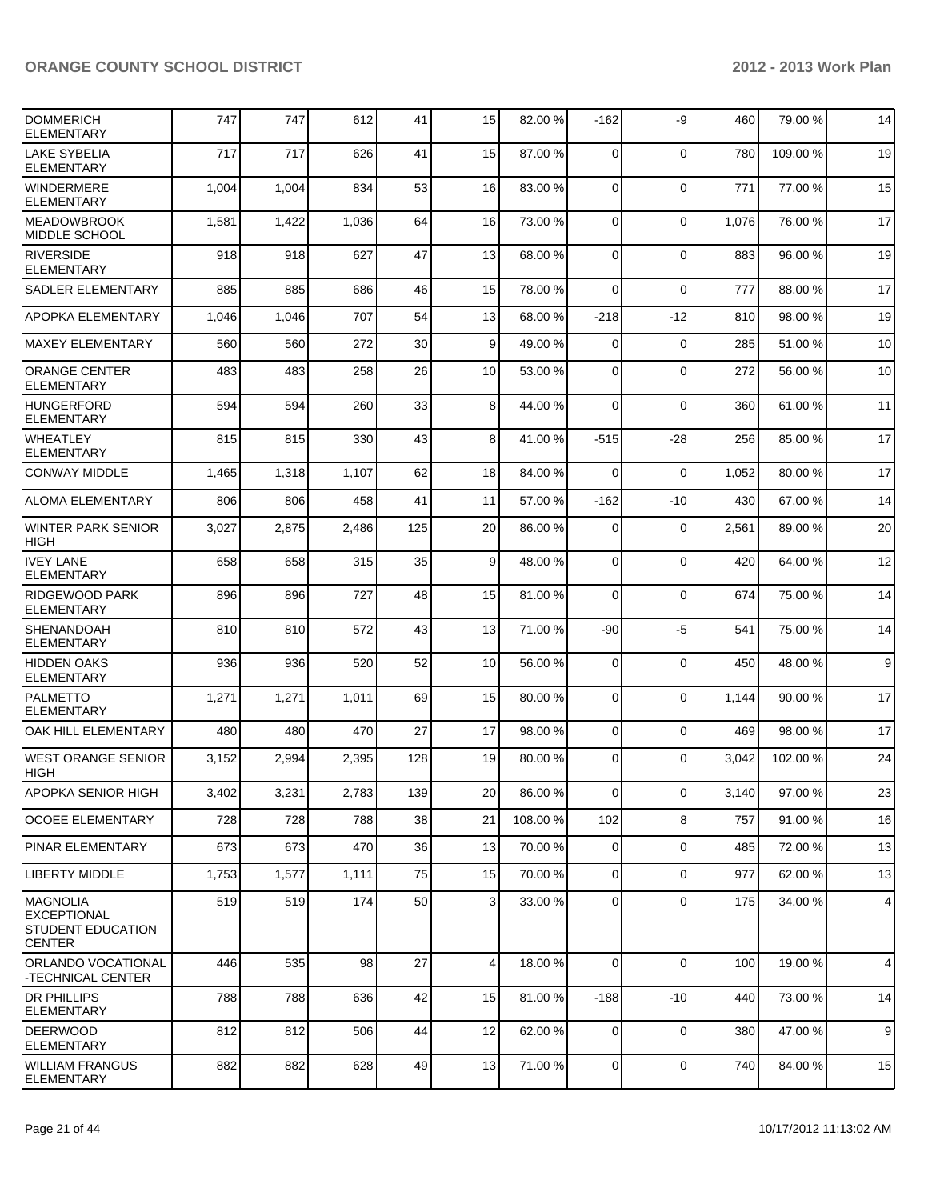| DOMMERICH ELEMENTARY | 747 | 747 | 612 | 41 | 15 | 82.00 % | -162 | -9 | 460 | 79.00 % | 14 |
|---|---|---|---|---|---|---|---|---|---|---|---|
| LAKE SYBELIA ELEMENTARY | 717 | 717 | 626 | 41 | 15 | 87.00 % | 0 | 0 | 780 | 109.00 % | 19 |
| WINDERMERE ELEMENTARY | 1,004 | 1,004 | 834 | 53 | 16 | 83.00 % | 0 | 0 | 771 | 77.00 % | 15 |
| MEADOWBROOK MIDDLE SCHOOL | 1,581 | 1,422 | 1,036 | 64 | 16 | 73.00 % | 0 | 0 | 1,076 | 76.00 % | 17 |
| RIVERSIDE ELEMENTARY | 918 | 918 | 627 | 47 | 13 | 68.00 % | 0 | 0 | 883 | 96.00 % | 19 |
| SADLER ELEMENTARY | 885 | 885 | 686 | 46 | 15 | 78.00 % | 0 | 0 | 777 | 88.00 % | 17 |
| APOPKA ELEMENTARY | 1,046 | 1,046 | 707 | 54 | 13 | 68.00 % | -218 | -12 | 810 | 98.00 % | 19 |
| MAXEY ELEMENTARY | 560 | 560 | 272 | 30 | 9 | 49.00 % | 0 | 0 | 285 | 51.00 % | 10 |
| ORANGE CENTER ELEMENTARY | 483 | 483 | 258 | 26 | 10 | 53.00 % | 0 | 0 | 272 | 56.00 % | 10 |
| HUNGERFORD ELEMENTARY | 594 | 594 | 260 | 33 | 8 | 44.00 % | 0 | 0 | 360 | 61.00 % | 11 |
| WHEATLEY ELEMENTARY | 815 | 815 | 330 | 43 | 8 | 41.00 % | -515 | -28 | 256 | 85.00 % | 17 |
| CONWAY MIDDLE | 1,465 | 1,318 | 1,107 | 62 | 18 | 84.00 % | 0 | 0 | 1,052 | 80.00 % | 17 |
| ALOMA ELEMENTARY | 806 | 806 | 458 | 41 | 11 | 57.00 % | -162 | -10 | 430 | 67.00 % | 14 |
| WINTER PARK SENIOR HIGH | 3,027 | 2,875 | 2,486 | 125 | 20 | 86.00 % | 0 | 0 | 2,561 | 89.00 % | 20 |
| IVEY LANE ELEMENTARY | 658 | 658 | 315 | 35 | 9 | 48.00 % | 0 | 0 | 420 | 64.00 % | 12 |
| RIDGEWOOD PARK ELEMENTARY | 896 | 896 | 727 | 48 | 15 | 81.00 % | 0 | 0 | 674 | 75.00 % | 14 |
| SHENANDOAH ELEMENTARY | 810 | 810 | 572 | 43 | 13 | 71.00 % | -90 | -5 | 541 | 75.00 % | 14 |
| HIDDEN OAKS ELEMENTARY | 936 | 936 | 520 | 52 | 10 | 56.00 % | 0 | 0 | 450 | 48.00 % | 9 |
| PALMETTO ELEMENTARY | 1,271 | 1,271 | 1,011 | 69 | 15 | 80.00 % | 0 | 0 | 1,144 | 90.00 % | 17 |
| OAK HILL ELEMENTARY | 480 | 480 | 470 | 27 | 17 | 98.00 % | 0 | 0 | 469 | 98.00 % | 17 |
| WEST ORANGE SENIOR HIGH | 3,152 | 2,994 | 2,395 | 128 | 19 | 80.00 % | 0 | 0 | 3,042 | 102.00 % | 24 |
| APOPKA SENIOR HIGH | 3,402 | 3,231 | 2,783 | 139 | 20 | 86.00 % | 0 | 0 | 3,140 | 97.00 % | 23 |
| OCOEE ELEMENTARY | 728 | 728 | 788 | 38 | 21 | 108.00 % | 102 | 8 | 757 | 91.00 % | 16 |
| PINAR ELEMENTARY | 673 | 673 | 470 | 36 | 13 | 70.00 % | 0 | 0 | 485 | 72.00 % | 13 |
| LIBERTY MIDDLE | 1,753 | 1,577 | 1,111 | 75 | 15 | 70.00 % | 0 | 0 | 977 | 62.00 % | 13 |
| MAGNOLIA EXCEPTIONAL STUDENT EDUCATION CENTER | 519 | 519 | 174 | 50 | 3 | 33.00 % | 0 | 0 | 175 | 34.00 % | 4 |
| ORLANDO VOCATIONAL -TECHNICAL CENTER | 446 | 535 | 98 | 27 | 4 | 18.00 % | 0 | 0 | 100 | 19.00 % | 4 |
| DR PHILLIPS ELEMENTARY | 788 | 788 | 636 | 42 | 15 | 81.00 % | -188 | -10 | 440 | 73.00 % | 14 |
| DEERWOOD ELEMENTARY | 812 | 812 | 506 | 44 | 12 | 62.00 % | 0 | 0 | 380 | 47.00 % | 9 |
| WILLIAM FRANGUS ELEMENTARY | 882 | 882 | 628 | 49 | 13 | 71.00 % | 0 | 0 | 740 | 84.00 % | 15 |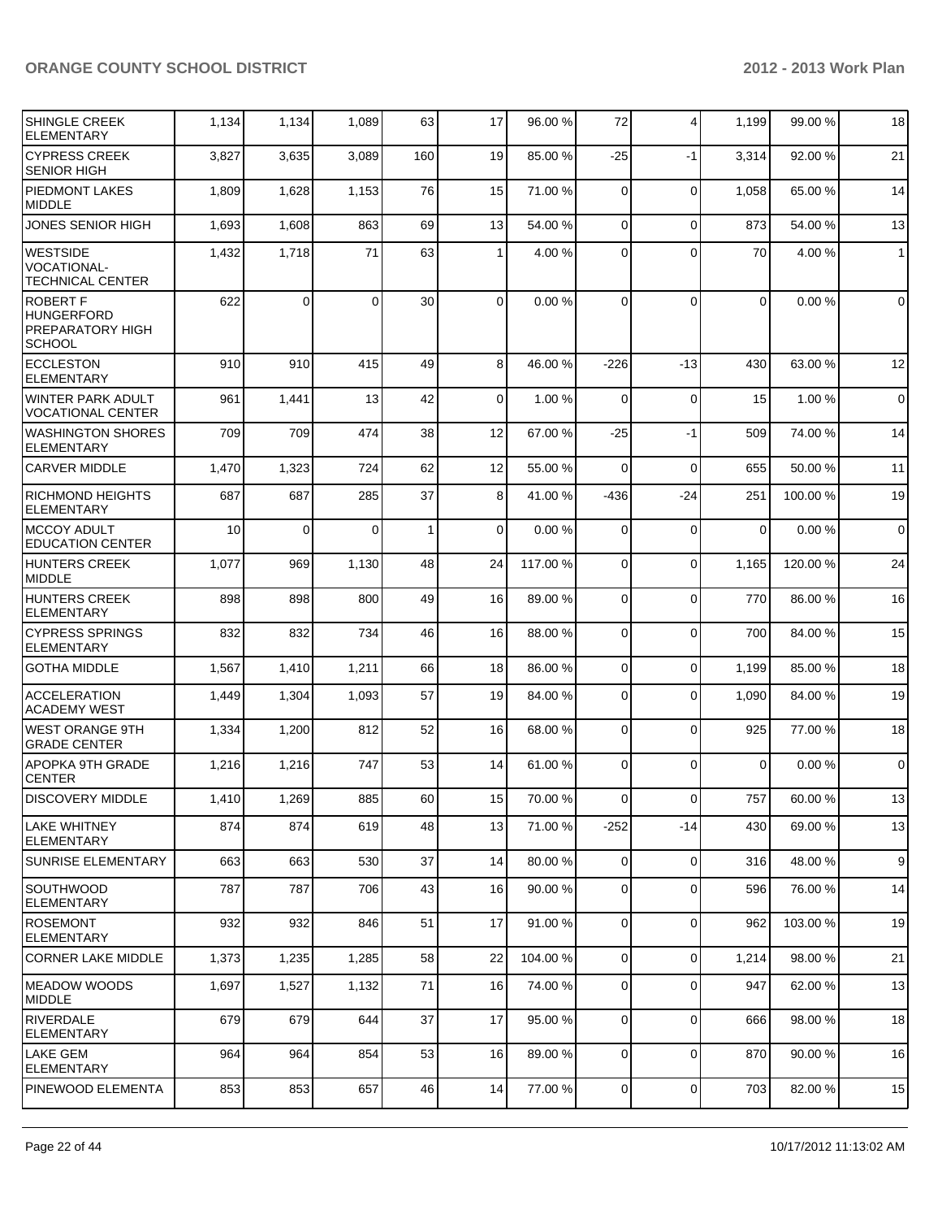| | | | | | | | | | | |
|---|---|---|---|---|---|---|---|---|---|---|
| SHINGLE CREEK ELEMENTARY | 1,134 | 1,134 | 1,089 | 63 | 17 | 96.00 % | 72 | 4 | 1,199 | 99.00 % | 18 |
| CYPRESS CREEK SENIOR HIGH | 3,827 | 3,635 | 3,089 | 160 | 19 | 85.00 % | -25 | -1 | 3,314 | 92.00 % | 21 |
| PIEDMONT LAKES MIDDLE | 1,809 | 1,628 | 1,153 | 76 | 15 | 71.00 % | 0 | 0 | 1,058 | 65.00 % | 14 |
| JONES SENIOR HIGH | 1,693 | 1,608 | 863 | 69 | 13 | 54.00 % | 0 | 0 | 873 | 54.00 % | 13 |
| WESTSIDE VOCATIONAL-TECHNICAL CENTER | 1,432 | 1,718 | 71 | 63 | 1 | 4.00 % | 0 | 0 | 70 | 4.00 % | 1 |
| ROBERT F HUNGERFORD PREPARATORY HIGH SCHOOL | 622 | 0 | 0 | 30 | 0 | 0.00 % | 0 | 0 | 0 | 0.00 % | 0 |
| ECCLESTON ELEMENTARY | 910 | 910 | 415 | 49 | 8 | 46.00 % | -226 | -13 | 430 | 63.00 % | 12 |
| WINTER PARK ADULT VOCATIONAL CENTER | 961 | 1,441 | 13 | 42 | 0 | 1.00 % | 0 | 0 | 15 | 1.00 % | 0 |
| WASHINGTON SHORES ELEMENTARY | 709 | 709 | 474 | 38 | 12 | 67.00 % | -25 | -1 | 509 | 74.00 % | 14 |
| CARVER MIDDLE | 1,470 | 1,323 | 724 | 62 | 12 | 55.00 % | 0 | 0 | 655 | 50.00 % | 11 |
| RICHMOND HEIGHTS ELEMENTARY | 687 | 687 | 285 | 37 | 8 | 41.00 % | -436 | -24 | 251 | 100.00 % | 19 |
| MCCOY ADULT EDUCATION CENTER | 10 | 0 | 0 | 1 | 0 | 0.00 % | 0 | 0 | 0 | 0.00 % | 0 |
| HUNTERS CREEK MIDDLE | 1,077 | 969 | 1,130 | 48 | 24 | 117.00 % | 0 | 0 | 1,165 | 120.00 % | 24 |
| HUNTERS CREEK ELEMENTARY | 898 | 898 | 800 | 49 | 16 | 89.00 % | 0 | 0 | 770 | 86.00 % | 16 |
| CYPRESS SPRINGS ELEMENTARY | 832 | 832 | 734 | 46 | 16 | 88.00 % | 0 | 0 | 700 | 84.00 % | 15 |
| GOTHA MIDDLE | 1,567 | 1,410 | 1,211 | 66 | 18 | 86.00 % | 0 | 0 | 1,199 | 85.00 % | 18 |
| ACCELERATION ACADEMY WEST | 1,449 | 1,304 | 1,093 | 57 | 19 | 84.00 % | 0 | 0 | 1,090 | 84.00 % | 19 |
| WEST ORANGE 9TH GRADE CENTER | 1,334 | 1,200 | 812 | 52 | 16 | 68.00 % | 0 | 0 | 925 | 77.00 % | 18 |
| APOPKA 9TH GRADE CENTER | 1,216 | 1,216 | 747 | 53 | 14 | 61.00 % | 0 | 0 | 0 | 0.00 % | 0 |
| DISCOVERY MIDDLE | 1,410 | 1,269 | 885 | 60 | 15 | 70.00 % | 0 | 0 | 757 | 60.00 % | 13 |
| LAKE WHITNEY ELEMENTARY | 874 | 874 | 619 | 48 | 13 | 71.00 % | -252 | -14 | 430 | 69.00 % | 13 |
| SUNRISE ELEMENTARY | 663 | 663 | 530 | 37 | 14 | 80.00 % | 0 | 0 | 316 | 48.00 % | 9 |
| SOUTHWOOD ELEMENTARY | 787 | 787 | 706 | 43 | 16 | 90.00 % | 0 | 0 | 596 | 76.00 % | 14 |
| ROSEMONT ELEMENTARY | 932 | 932 | 846 | 51 | 17 | 91.00 % | 0 | 0 | 962 | 103.00 % | 19 |
| CORNER LAKE MIDDLE | 1,373 | 1,235 | 1,285 | 58 | 22 | 104.00 % | 0 | 0 | 1,214 | 98.00 % | 21 |
| MEADOW WOODS MIDDLE | 1,697 | 1,527 | 1,132 | 71 | 16 | 74.00 % | 0 | 0 | 947 | 62.00 % | 13 |
| RIVERDALE ELEMENTARY | 679 | 679 | 644 | 37 | 17 | 95.00 % | 0 | 0 | 666 | 98.00 % | 18 |
| LAKE GEM ELEMENTARY | 964 | 964 | 854 | 53 | 16 | 89.00 % | 0 | 0 | 870 | 90.00 % | 16 |
| PINEWOOD ELEMENTA | 853 | 853 | 657 | 46 | 14 | 77.00 % | 0 | 0 | 703 | 82.00 % | 15 |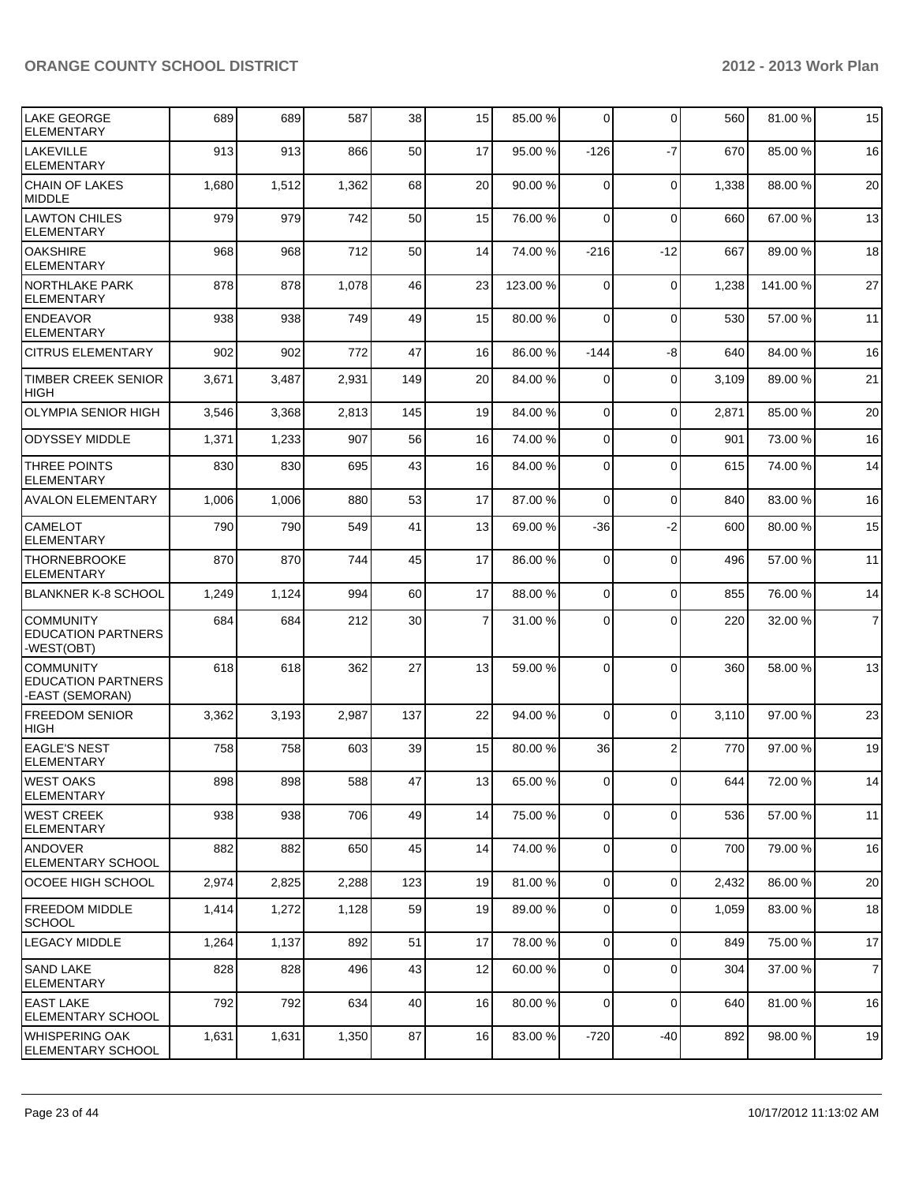| LAKE GEORGE ELEMENTARY | 689 | 689 | 587 | 38 | 15 | 85.00 % | 0 | 0 | 560 | 81.00 % | 15 |
|---|---|---|---|---|---|---|---|---|---|---|---|
| LAKEVILLE ELEMENTARY | 913 | 913 | 866 | 50 | 17 | 95.00 % | -126 | -7 | 670 | 85.00 % | 16 |
| CHAIN OF LAKES MIDDLE | 1,680 | 1,512 | 1,362 | 68 | 20 | 90.00 % | 0 | 0 | 1,338 | 88.00 % | 20 |
| LAWTON CHILES ELEMENTARY | 979 | 979 | 742 | 50 | 15 | 76.00 % | 0 | 0 | 660 | 67.00 % | 13 |
| OAKSHIRE ELEMENTARY | 968 | 968 | 712 | 50 | 14 | 74.00 % | -216 | -12 | 667 | 89.00 % | 18 |
| NORTHLAKE PARK ELEMENTARY | 878 | 878 | 1,078 | 46 | 23 | 123.00 % | 0 | 0 | 1,238 | 141.00 % | 27 |
| ENDEAVOR ELEMENTARY | 938 | 938 | 749 | 49 | 15 | 80.00 % | 0 | 0 | 530 | 57.00 % | 11 |
| CITRUS ELEMENTARY | 902 | 902 | 772 | 47 | 16 | 86.00 % | -144 | -8 | 640 | 84.00 % | 16 |
| TIMBER CREEK SENIOR HIGH | 3,671 | 3,487 | 2,931 | 149 | 20 | 84.00 % | 0 | 0 | 3,109 | 89.00 % | 21 |
| OLYMPIA SENIOR HIGH | 3,546 | 3,368 | 2,813 | 145 | 19 | 84.00 % | 0 | 0 | 2,871 | 85.00 % | 20 |
| ODYSSEY MIDDLE | 1,371 | 1,233 | 907 | 56 | 16 | 74.00 % | 0 | 0 | 901 | 73.00 % | 16 |
| THREE POINTS ELEMENTARY | 830 | 830 | 695 | 43 | 16 | 84.00 % | 0 | 0 | 615 | 74.00 % | 14 |
| AVALON ELEMENTARY | 1,006 | 1,006 | 880 | 53 | 17 | 87.00 % | 0 | 0 | 840 | 83.00 % | 16 |
| CAMELOT ELEMENTARY | 790 | 790 | 549 | 41 | 13 | 69.00 % | -36 | -2 | 600 | 80.00 % | 15 |
| THORNEBROOKE ELEMENTARY | 870 | 870 | 744 | 45 | 17 | 86.00 % | 0 | 0 | 496 | 57.00 % | 11 |
| BLANKNER K-8 SCHOOL | 1,249 | 1,124 | 994 | 60 | 17 | 88.00 % | 0 | 0 | 855 | 76.00 % | 14 |
| COMMUNITY EDUCATION PARTNERS -WEST(OBT) | 684 | 684 | 212 | 30 | 7 | 31.00 % | 0 | 0 | 220 | 32.00 % | 7 |
| COMMUNITY EDUCATION PARTNERS -EAST (SEMORAN) | 618 | 618 | 362 | 27 | 13 | 59.00 % | 0 | 0 | 360 | 58.00 % | 13 |
| FREEDOM SENIOR HIGH | 3,362 | 3,193 | 2,987 | 137 | 22 | 94.00 % | 0 | 0 | 3,110 | 97.00 % | 23 |
| EAGLE'S NEST ELEMENTARY | 758 | 758 | 603 | 39 | 15 | 80.00 % | 36 | 2 | 770 | 97.00 % | 19 |
| WEST OAKS ELEMENTARY | 898 | 898 | 588 | 47 | 13 | 65.00 % | 0 | 0 | 644 | 72.00 % | 14 |
| WEST CREEK ELEMENTARY | 938 | 938 | 706 | 49 | 14 | 75.00 % | 0 | 0 | 536 | 57.00 % | 11 |
| ANDOVER ELEMENTARY SCHOOL | 882 | 882 | 650 | 45 | 14 | 74.00 % | 0 | 0 | 700 | 79.00 % | 16 |
| OCOEE HIGH SCHOOL | 2,974 | 2,825 | 2,288 | 123 | 19 | 81.00 % | 0 | 0 | 2,432 | 86.00 % | 20 |
| FREEDOM MIDDLE SCHOOL | 1,414 | 1,272 | 1,128 | 59 | 19 | 89.00 % | 0 | 0 | 1,059 | 83.00 % | 18 |
| LEGACY MIDDLE | 1,264 | 1,137 | 892 | 51 | 17 | 78.00 % | 0 | 0 | 849 | 75.00 % | 17 |
| SAND LAKE ELEMENTARY | 828 | 828 | 496 | 43 | 12 | 60.00 % | 0 | 0 | 304 | 37.00 % | 7 |
| EAST LAKE ELEMENTARY SCHOOL | 792 | 792 | 634 | 40 | 16 | 80.00 % | 0 | 0 | 640 | 81.00 % | 16 |
| WHISPERING OAK ELEMENTARY SCHOOL | 1,631 | 1,631 | 1,350 | 87 | 16 | 83.00 % | -720 | -40 | 892 | 98.00 % | 19 |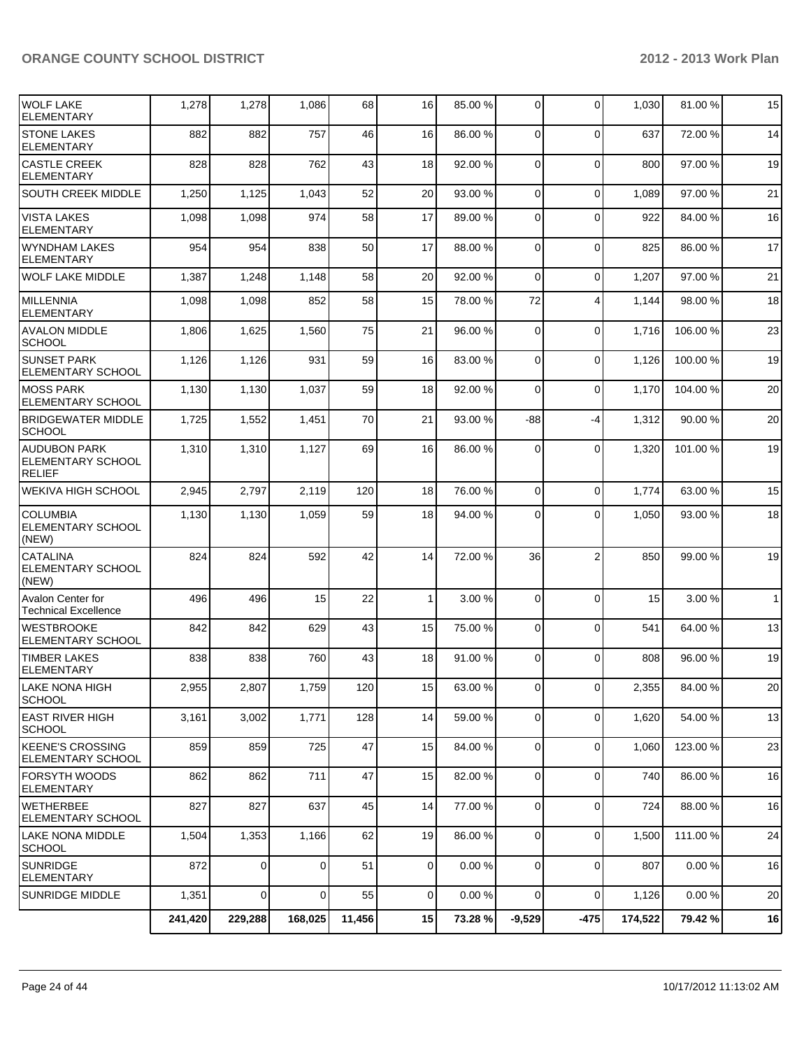| | | | | | | | | | | |
|---|---|---|---|---|---|---|---|---|---|---|
| WOLF LAKE ELEMENTARY | 1,278 | 1,278 | 1,086 | 68 | 16 | 85.00 % | 0 | 0 | 1,030 | 81.00 % | 15 |
| STONE LAKES ELEMENTARY | 882 | 882 | 757 | 46 | 16 | 86.00 % | 0 | 0 | 637 | 72.00 % | 14 |
| CASTLE CREEK ELEMENTARY | 828 | 828 | 762 | 43 | 18 | 92.00 % | 0 | 0 | 800 | 97.00 % | 19 |
| SOUTH CREEK MIDDLE | 1,250 | 1,125 | 1,043 | 52 | 20 | 93.00 % | 0 | 0 | 1,089 | 97.00 % | 21 |
| VISTA LAKES ELEMENTARY | 1,098 | 1,098 | 974 | 58 | 17 | 89.00 % | 0 | 0 | 922 | 84.00 % | 16 |
| WYNDHAM LAKES ELEMENTARY | 954 | 954 | 838 | 50 | 17 | 88.00 % | 0 | 0 | 825 | 86.00 % | 17 |
| WOLF LAKE MIDDLE | 1,387 | 1,248 | 1,148 | 58 | 20 | 92.00 % | 0 | 0 | 1,207 | 97.00 % | 21 |
| MILLENNIA ELEMENTARY | 1,098 | 1,098 | 852 | 58 | 15 | 78.00 % | 72 | 4 | 1,144 | 98.00 % | 18 |
| AVALON MIDDLE SCHOOL | 1,806 | 1,625 | 1,560 | 75 | 21 | 96.00 % | 0 | 0 | 1,716 | 106.00 % | 23 |
| SUNSET PARK ELEMENTARY SCHOOL | 1,126 | 1,126 | 931 | 59 | 16 | 83.00 % | 0 | 0 | 1,126 | 100.00 % | 19 |
| MOSS PARK ELEMENTARY SCHOOL | 1,130 | 1,130 | 1,037 | 59 | 18 | 92.00 % | 0 | 0 | 1,170 | 104.00 % | 20 |
| BRIDGEWATER MIDDLE SCHOOL | 1,725 | 1,552 | 1,451 | 70 | 21 | 93.00 % | -88 | -4 | 1,312 | 90.00 % | 20 |
| AUDUBON PARK ELEMENTARY SCHOOL RELIEF | 1,310 | 1,310 | 1,127 | 69 | 16 | 86.00 % | 0 | 0 | 1,320 | 101.00 % | 19 |
| WEKIVA HIGH SCHOOL | 2,945 | 2,797 | 2,119 | 120 | 18 | 76.00 % | 0 | 0 | 1,774 | 63.00 % | 15 |
| COLUMBIA ELEMENTARY SCHOOL (NEW) | 1,130 | 1,130 | 1,059 | 59 | 18 | 94.00 % | 0 | 0 | 1,050 | 93.00 % | 18 |
| CATALINA ELEMENTARY SCHOOL (NEW) | 824 | 824 | 592 | 42 | 14 | 72.00 % | 36 | 2 | 850 | 99.00 % | 19 |
| Avalon Center for Technical Excellence | 496 | 496 | 15 | 22 | 1 | 3.00 % | 0 | 0 | 15 | 3.00 % | 1 |
| WESTBROOKE ELEMENTARY SCHOOL | 842 | 842 | 629 | 43 | 15 | 75.00 % | 0 | 0 | 541 | 64.00 % | 13 |
| TIMBER LAKES ELEMENTARY | 838 | 838 | 760 | 43 | 18 | 91.00 % | 0 | 0 | 808 | 96.00 % | 19 |
| LAKE NONA HIGH SCHOOL | 2,955 | 2,807 | 1,759 | 120 | 15 | 63.00 % | 0 | 0 | 2,355 | 84.00 % | 20 |
| EAST RIVER HIGH SCHOOL | 3,161 | 3,002 | 1,771 | 128 | 14 | 59.00 % | 0 | 0 | 1,620 | 54.00 % | 13 |
| KEENE'S CROSSING ELEMENTARY SCHOOL | 859 | 859 | 725 | 47 | 15 | 84.00 % | 0 | 0 | 1,060 | 123.00 % | 23 |
| FORSYTH WOODS ELEMENTARY | 862 | 862 | 711 | 47 | 15 | 82.00 % | 0 | 0 | 740 | 86.00 % | 16 |
| WETHERBEE ELEMENTARY SCHOOL | 827 | 827 | 637 | 45 | 14 | 77.00 % | 0 | 0 | 724 | 88.00 % | 16 |
| LAKE NONA MIDDLE SCHOOL | 1,504 | 1,353 | 1,166 | 62 | 19 | 86.00 % | 0 | 0 | 1,500 | 111.00 % | 24 |
| SUNRIDGE ELEMENTARY | 872 | 0 | 0 | 51 | 0 | 0.00 % | 0 | 0 | 807 | 0.00 % | 16 |
| SUNRIDGE MIDDLE | 1,351 | 0 | 0 | 55 | 0 | 0.00 % | 0 | 0 | 1,126 | 0.00 % | 20 |
| | **241,420** | **229,288** | **168,025** | **11,456** | **15** | **73.28 %** | **-9,529** | **-475** | **174,522** | **79.42 %** | **16** |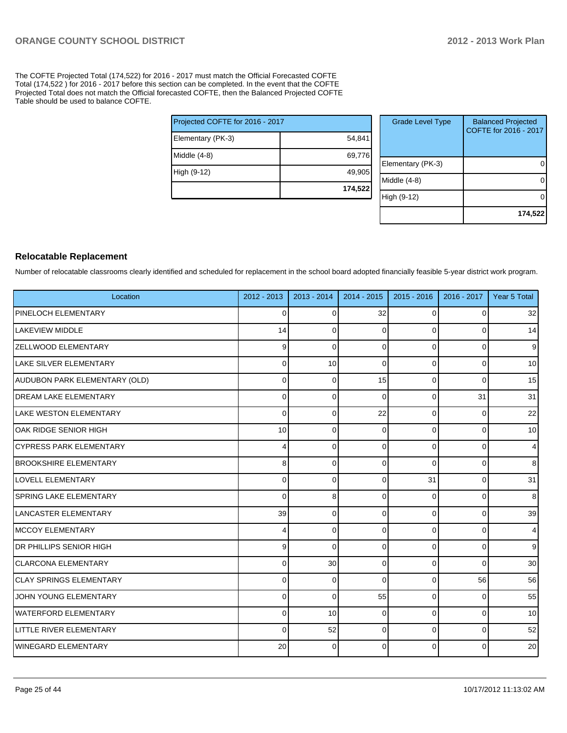The COFTE Projected Total (174,522) for 2016 - 2017 must match the Official Forecasted COFTE Total (174,522 ) for 2016 - 2017 before this section can be completed. In the event that the COFTE Projected Total does not match the Official forecasted COFTE, then the Balanced Projected COFTE Table should be used to balance COFTE.

| Projected COFTE for 2016 - 2017 | |
|---|---|
| Elementary (PK-3) | 54,841 |
| Middle (4-8) | 69,776 |
| High (9-12) | 49,905 |
| | **174,522** |

| Grade Level Type | Balanced Projected COFTE for 2016 - 2017 |
|---|---|
| Elementary (PK-3) | 0 |
| Middle (4-8) | 0 |
| High (9-12) | 0 |
| | **174,522** |

## Relocatable Replacement

Number of relocatable classrooms clearly identified and scheduled for replacement in the school board adopted financially feasible 5-year district work program.

| Location | 2012 - 2013 | 2013 - 2014 | 2014 - 2015 | 2015 - 2016 | 2016 - 2017 | Year 5 Total |
|---|---|---|---|---|---|---|
| PINELOCH ELEMENTARY | 0 | 0 | 32 | 0 | 0 | 32 |
| LAKEVIEW MIDDLE | 14 | 0 | 0 | 0 | 0 | 14 |
| ZELLWOOD ELEMENTARY | 9 | 0 | 0 | 0 | 0 | 9 |
| LAKE SILVER ELEMENTARY | 0 | 10 | 0 | 0 | 0 | 10 |
| AUDUBON PARK ELEMENTARY (OLD) | 0 | 0 | 15 | 0 | 0 | 15 |
| DREAM LAKE ELEMENTARY | 0 | 0 | 0 | 0 | 31 | 31 |
| LAKE WESTON ELEMENTARY | 0 | 0 | 22 | 0 | 0 | 22 |
| OAK RIDGE SENIOR HIGH | 10 | 0 | 0 | 0 | 0 | 10 |
| CYPRESS PARK ELEMENTARY | 4 | 0 | 0 | 0 | 0 | 4 |
| BROOKSHIRE ELEMENTARY | 8 | 0 | 0 | 0 | 0 | 8 |
| LOVELL ELEMENTARY | 0 | 0 | 0 | 31 | 0 | 31 |
| SPRING LAKE ELEMENTARY | 0 | 8 | 0 | 0 | 0 | 8 |
| LANCASTER ELEMENTARY | 39 | 0 | 0 | 0 | 0 | 39 |
| MCCOY ELEMENTARY | 4 | 0 | 0 | 0 | 0 | 4 |
| DR PHILLIPS SENIOR HIGH | 9 | 0 | 0 | 0 | 0 | 9 |
| CLARCONA ELEMENTARY | 0 | 30 | 0 | 0 | 0 | 30 |
| CLAY SPRINGS ELEMENTARY | 0 | 0 | 0 | 0 | 56 | 56 |
| JOHN YOUNG ELEMENTARY | 0 | 0 | 55 | 0 | 0 | 55 |
| WATERFORD ELEMENTARY | 0 | 10 | 0 | 0 | 0 | 10 |
| LITTLE RIVER ELEMENTARY | 0 | 52 | 0 | 0 | 0 | 52 |
| WINEGARD ELEMENTARY | 20 | 0 | 0 | 0 | 0 | 20 |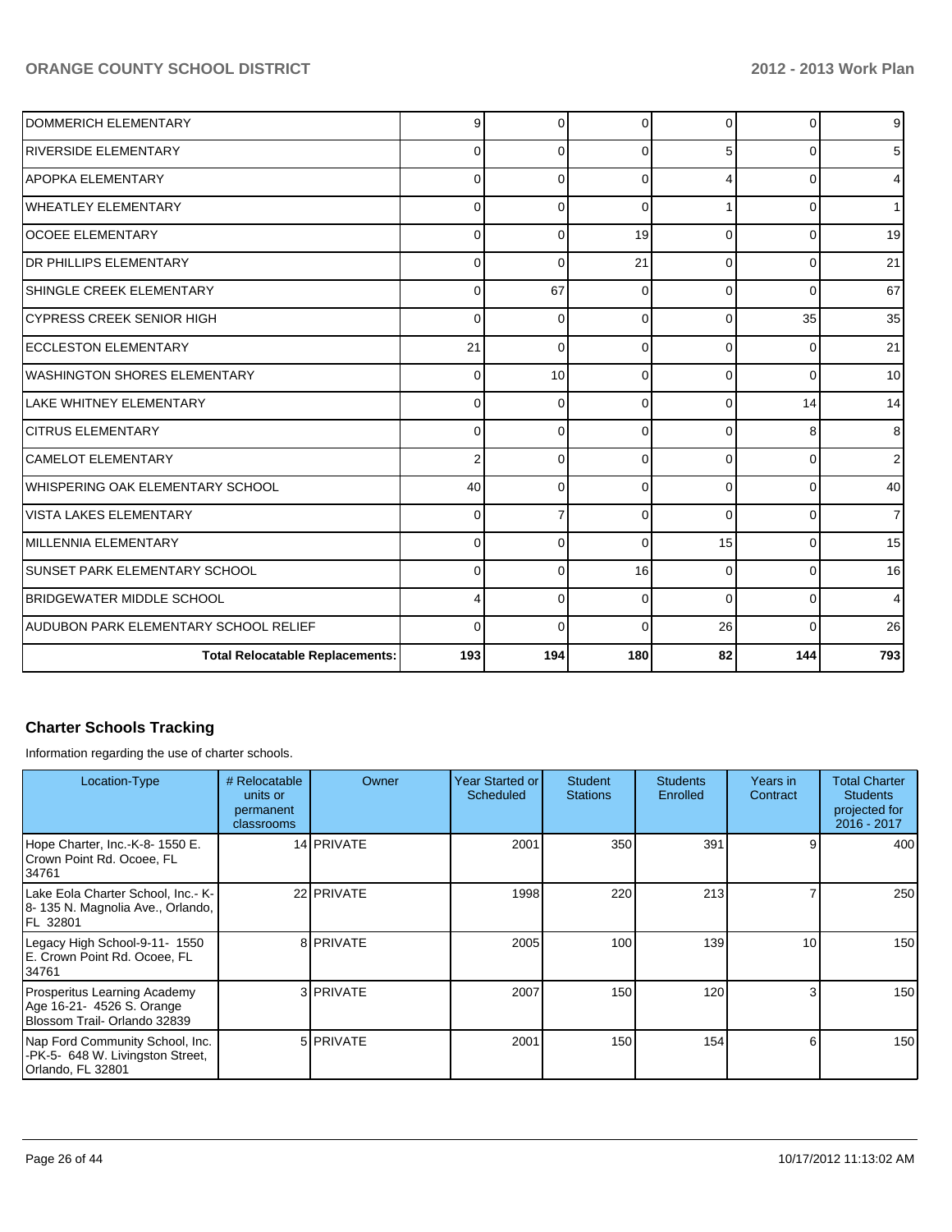| | | | | | | |
|---|---|---|---|---|---|---|
| DOMMERICH ELEMENTARY | 9 | 0 | 0 | 0 | 0 | 9 |
| RIVERSIDE ELEMENTARY | 0 | 0 | 0 | 5 | 0 | 5 |
| APOPKA ELEMENTARY | 0 | 0 | 0 | 4 | 0 | 4 |
| WHEATLEY ELEMENTARY | 0 | 0 | 0 | 1 | 0 | 1 |
| OCOEE ELEMENTARY | 0 | 0 | 19 | 0 | 0 | 19 |
| DR PHILLIPS ELEMENTARY | 0 | 0 | 21 | 0 | 0 | 21 |
| SHINGLE CREEK ELEMENTARY | 0 | 67 | 0 | 0 | 0 | 67 |
| CYPRESS CREEK SENIOR HIGH | 0 | 0 | 0 | 0 | 35 | 35 |
| ECCLESTON ELEMENTARY | 21 | 0 | 0 | 0 | 0 | 21 |
| WASHINGTON SHORES ELEMENTARY | 0 | 10 | 0 | 0 | 0 | 10 |
| LAKE WHITNEY ELEMENTARY | 0 | 0 | 0 | 0 | 14 | 14 |
| CITRUS ELEMENTARY | 0 | 0 | 0 | 0 | 8 | 8 |
| CAMELOT ELEMENTARY | 2 | 0 | 0 | 0 | 0 | 2 |
| WHISPERING OAK ELEMENTARY SCHOOL | 40 | 0 | 0 | 0 | 0 | 40 |
| VISTA LAKES ELEMENTARY | 0 | 7 | 0 | 0 | 0 | 7 |
| MILLENNIA ELEMENTARY | 0 | 0 | 0 | 15 | 0 | 15 |
| SUNSET PARK ELEMENTARY SCHOOL | 0 | 0 | 16 | 0 | 0 | 16 |
| BRIDGEWATER MIDDLE SCHOOL | 4 | 0 | 0 | 0 | 0 | 4 |
| AUDUBON PARK ELEMENTARY SCHOOL RELIEF | 0 | 0 | 0 | 26 | 0 | 26 |
| **Total Relocatable Replacements:** | **193** | **194** | **180** | **82** | **144** | **793** |

## Charter Schools Tracking

Information regarding the use of charter schools.

| Location-Type | # Relocatable units or permanent classrooms | Owner | Year Started or Scheduled | Student Stations | Students Enrolled | Years in Contract | Total Charter Students projected for 2016 - 2017 |
|---|---|---|---|---|---|---|---|
| Hope Charter, Inc.-K-8- 1550 E. Crown Point Rd. Ocoee, FL 34761 | 14 | PRIVATE | 2001 | 350 | 391 | 9 | 400 |
| Lake Eola Charter School, Inc.- K-8- 135 N. Magnolia Ave., Orlando, FL 32801 | 22 | PRIVATE | 1998 | 220 | 213 | 7 | 250 |
| Legacy High School-9-11- 1550 E. Crown Point Rd. Ocoee, FL 34761 | 8 | PRIVATE | 2005 | 100 | 139 | 10 | 150 |
| Prosperitus Learning Academy Age 16-21- 4526 S. Orange Blossom Trail- Orlando 32839 | 3 | PRIVATE | 2007 | 150 | 120 | 3 | 150 |
| Nap Ford Community School, Inc. -PK-5- 648 W. Livingston Street, Orlando, FL 32801 | 5 | PRIVATE | 2001 | 150 | 154 | 6 | 150 |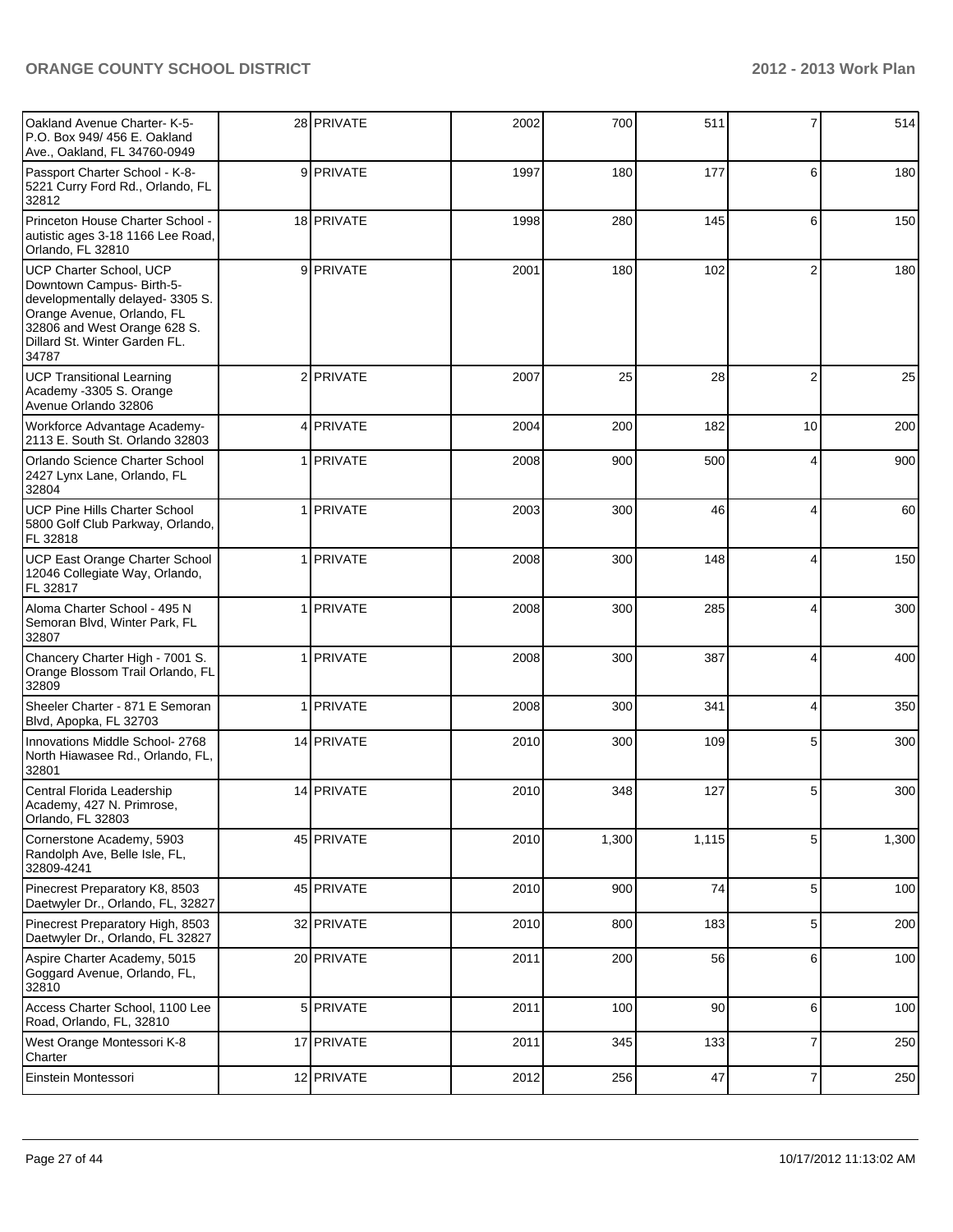| | | | | | | | |
|---|---|---|---|---|---|---|---|
| Oakland Avenue Charter- K-5- P.O. Box 949/ 456 E. Oakland Ave., Oakland, FL 34760-0949 | 28 | PRIVATE | 2002 | 700 | 511 | 7 | 514 |
| Passport Charter School - K-8- 5221 Curry Ford Rd., Orlando, FL 32812 | 9 | PRIVATE | 1997 | 180 | 177 | 6 | 180 |
| Princeton House Charter School - autistic ages 3-18 1166 Lee Road, Orlando, FL 32810 | 18 | PRIVATE | 1998 | 280 | 145 | 6 | 150 |
| UCP Charter School, UCP Downtown Campus- Birth-5- developmentally delayed- 3305 S. Orange Avenue, Orlando, FL 32806 and West Orange 628 S. Dillard St. Winter Garden FL. 34787 | 9 | PRIVATE | 2001 | 180 | 102 | 2 | 180 |
| UCP Transitional Learning Academy -3305 S. Orange Avenue Orlando 32806 | 2 | PRIVATE | 2007 | 25 | 28 | 2 | 25 |
| Workforce Advantage Academy- 2113 E. South St. Orlando 32803 | 4 | PRIVATE | 2004 | 200 | 182 | 10 | 200 |
| Orlando Science Charter School 2427 Lynx Lane, Orlando, FL 32804 | 1 | PRIVATE | 2008 | 900 | 500 | 4 | 900 |
| UCP Pine Hills Charter School 5800 Golf Club Parkway, Orlando, FL 32818 | 1 | PRIVATE | 2003 | 300 | 46 | 4 | 60 |
| UCP East Orange Charter School 12046 Collegiate Way, Orlando, FL 32817 | 1 | PRIVATE | 2008 | 300 | 148 | 4 | 150 |
| Aloma Charter School - 495 N Semoran Blvd, Winter Park, FL 32807 | 1 | PRIVATE | 2008 | 300 | 285 | 4 | 300 |
| Chancery Charter High - 7001 S. Orange Blossom Trail Orlando, FL 32809 | 1 | PRIVATE | 2008 | 300 | 387 | 4 | 400 |
| Sheeler Charter - 871 E Semoran Blvd, Apopka, FL 32703 | 1 | PRIVATE | 2008 | 300 | 341 | 4 | 350 |
| Innovations Middle School- 2768 North Hiawasee Rd., Orlando, FL, 32801 | 14 | PRIVATE | 2010 | 300 | 109 | 5 | 300 |
| Central Florida Leadership Academy, 427 N. Primrose, Orlando, FL 32803 | 14 | PRIVATE | 2010 | 348 | 127 | 5 | 300 |
| Cornerstone Academy, 5903 Randolph Ave, Belle Isle, FL, 32809-4241 | 45 | PRIVATE | 2010 | 1,300 | 1,115 | 5 | 1,300 |
| Pinecrest Preparatory K8, 8503 Daetwyler Dr., Orlando, FL, 32827 | 45 | PRIVATE | 2010 | 900 | 74 | 5 | 100 |
| Pinecrest Preparatory High, 8503 Daetwyler Dr., Orlando, FL 32827 | 32 | PRIVATE | 2010 | 800 | 183 | 5 | 200 |
| Aspire Charter Academy, 5015 Goggard Avenue, Orlando, FL, 32810 | 20 | PRIVATE | 2011 | 200 | 56 | 6 | 100 |
| Access Charter School, 1100 Lee Road, Orlando, FL, 32810 | 5 | PRIVATE | 2011 | 100 | 90 | 6 | 100 |
| West Orange Montessori K-8 Charter | 17 | PRIVATE | 2011 | 345 | 133 | 7 | 250 |
| Einstein Montessori | 12 | PRIVATE | 2012 | 256 | 47 | 7 | 250 |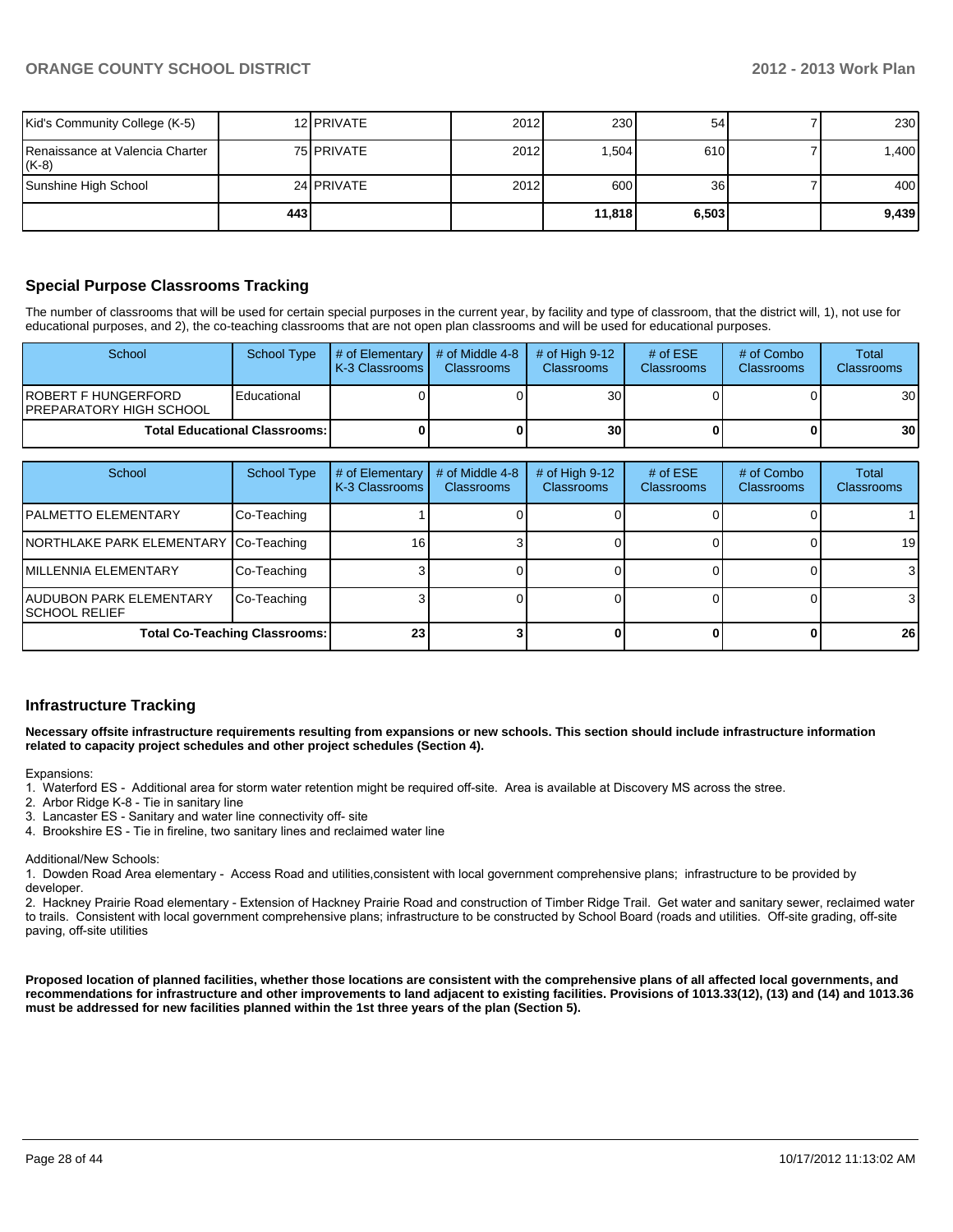| | | | | | | | |
|---|---|---|---|---|---|---|---|
| Kid's Community College (K-5) | 12 | PRIVATE | 2012 | 230 | 54 | 7 | 230 |
| Renaissance at Valencia Charter (K-8) | 75 | PRIVATE | 2012 | 1,504 | 610 | 7 | 1,400 |
| Sunshine High School | 24 | PRIVATE | 2012 | 600 | 36 | 7 | 400 |
| | **443** | | | **11,818** | **6,503** | | **9,439** |

## Special Purpose Classrooms Tracking

The number of classrooms that will be used for certain special purposes in the current year, by facility and type of classroom, that the district will, 1), not use for educational purposes, and 2), the co-teaching classrooms that are not open plan classrooms and will be used for educational purposes.

| School | School Type | # of Elementary K-3 Classrooms | # of Middle 4-8 Classrooms | # of High 9-12 Classrooms | # of ESE Classrooms | # of Combo Classrooms | Total Classrooms |
|---|---|---|---|---|---|---|---|
| ROBERT F HUNGERFORD PREPARATORY HIGH SCHOOL | Educational | 0 | 0 | 30 | 0 | 0 | 30 |
| **Total Educational Classrooms:** | | **0** | **0** | **30** | **0** | **0** | **30** |

| School | School Type | # of Elementary K-3 Classrooms | # of Middle 4-8 Classrooms | # of High 9-12 Classrooms | # of ESE Classrooms | # of Combo Classrooms | Total Classrooms |
|---|---|---|---|---|---|---|---|
| PALMETTO ELEMENTARY | Co-Teaching | 1 | 0 | 0 | 0 | 0 | 1 |
| NORTHLAKE PARK ELEMENTARY | Co-Teaching | 16 | 3 | 0 | 0 | 0 | 19 |
| MILLENNIA ELEMENTARY | Co-Teaching | 3 | 0 | 0 | 0 | 0 | 3 |
| AUDUBON PARK ELEMENTARY SCHOOL RELIEF | Co-Teaching | 3 | 0 | 0 | 0 | 0 | 3 |
| **Total Co-Teaching Classrooms:** | | **23** | **3** | **0** | **0** | **0** | **26** |

## Infrastructure Tracking

**Necessary offsite infrastructure requirements resulting from expansions or new schools. This section should include infrastructure information related to capacity project schedules and other project schedules (Section 4).**

Expansions:
1. Waterford ES - Additional area for storm water retention might be required off-site. Area is available at Discovery MS across the stree.
2. Arbor Ridge K-8 - Tie in sanitary line
3. Lancaster ES - Sanitary and water line connectivity off- site
4. Brookshire ES - Tie in fireline, two sanitary lines and reclaimed water line

Additional/New Schools:
1. Dowden Road Area elementary - Access Road and utilities,consistent with local government comprehensive plans; infrastructure to be provided by developer.
2. Hackney Prairie Road elementary - Extension of Hackney Prairie Road and construction of Timber Ridge Trail. Get water and sanitary sewer, reclaimed water to trails. Consistent with local government comprehensive plans; infrastructure to be constructed by School Board (roads and utilities. Off-site grading, off-site paving, off-site utilities

**Proposed location of planned facilities, whether those locations are consistent with the comprehensive plans of all affected local governments, and recommendations for infrastructure and other improvements to land adjacent to existing facilities. Provisions of 1013.33(12), (13) and (14) and 1013.36 must be addressed for new facilities planned within the 1st three years of the plan (Section 5).**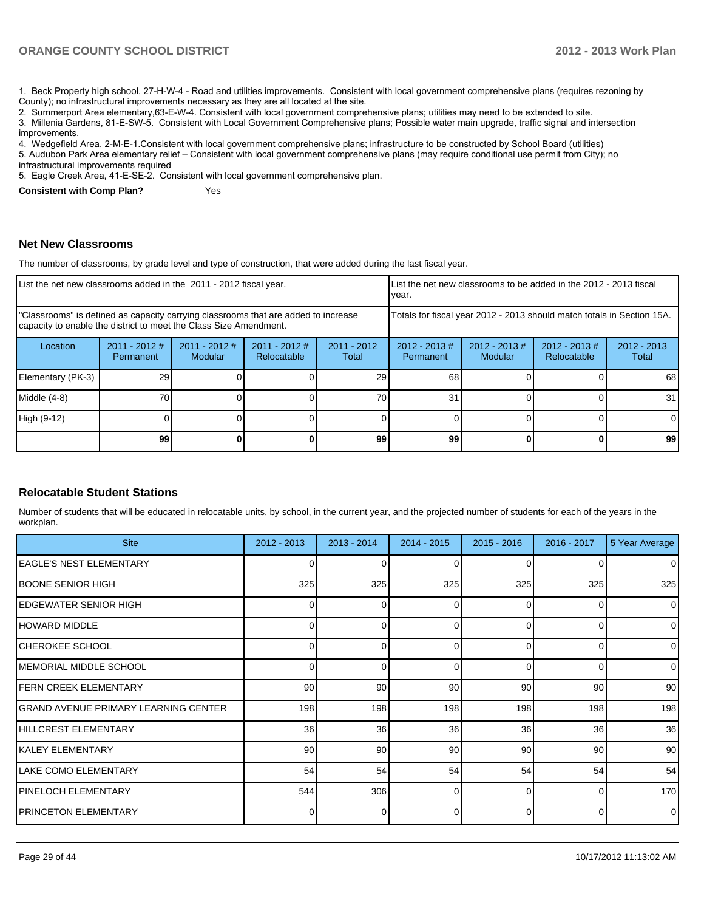1. Beck Property high school, 27-H-W-4 - Road and utilities improvements. Consistent with local government comprehensive plans (requires rezoning by County); no infrastructural improvements necessary as they are all located at the site.
2. Summerport Area elementary,63-E-W-4. Consistent with local government comprehensive plans; utilities may need to be extended to site.
3. Millenia Gardens, 81-E-SW-5. Consistent with Local Government Comprehensive plans; Possible water main upgrade, traffic signal and intersection improvements.
4. Wedgefield Area, 2-M-E-1.Consistent with local government comprehensive plans; infrastructure to be constructed by School Board (utilities)
5. Audubon Park Area elementary relief – Consistent with local government comprehensive plans (may require conditional use permit from City); no infrastructural improvements required
5. Eagle Creek Area, 41-E-SE-2. Consistent with local government comprehensive plan.

**Consistent with Comp Plan?** Yes

## Net New Classrooms

The number of classrooms, by grade level and type of construction, that were added during the last fiscal year.

| List the net new classrooms added in the 2011 - 2012 fiscal year. | | | | | List the net new classrooms to be added in the 2012 - 2013 fiscal year. | | | |
|---|---|---|---|---|---|---|---|---|
| "Classrooms" is defined as capacity carrying classrooms that are added to increase capacity to enable the district to meet the Class Size Amendment. | | | | | Totals for fiscal year 2012 - 2013 should match totals in Section 15A. | | | |
| Location | 2011 - 2012 # Permanent | 2011 - 2012 # Modular | 2011 - 2012 # Relocatable | 2011 - 2012 Total | 2012 - 2013 # Permanent | 2012 - 2013 # Modular | 2012 - 2013 # Relocatable | 2012 - 2013 Total |
| Elementary (PK-3) | 29 | 0 | 0 | 29 | 68 | 0 | 0 | 68 |
| Middle (4-8) | 70 | 0 | 0 | 70 | 31 | 0 | 0 | 31 |
| High (9-12) | 0 | 0 | 0 | 0 | 0 | 0 | 0 | 0 |
| | 99 | 0 | 0 | 99 | 99 | 0 | 0 | 99 |

## Relocatable Student Stations

Number of students that will be educated in relocatable units, by school, in the current year, and the projected number of students for each of the years in the workplan.

| Site | 2012 - 2013 | 2013 - 2014 | 2014 - 2015 | 2015 - 2016 | 2016 - 2017 | 5 Year Average |
|---|---|---|---|---|---|---|
| EAGLE'S NEST ELEMENTARY | 0 | 0 | 0 | 0 | 0 | 0 |
| BOONE SENIOR HIGH | 325 | 325 | 325 | 325 | 325 | 325 |
| EDGEWATER SENIOR HIGH | 0 | 0 | 0 | 0 | 0 | 0 |
| HOWARD MIDDLE | 0 | 0 | 0 | 0 | 0 | 0 |
| CHEROKEE SCHOOL | 0 | 0 | 0 | 0 | 0 | 0 |
| MEMORIAL MIDDLE SCHOOL | 0 | 0 | 0 | 0 | 0 | 0 |
| FERN CREEK ELEMENTARY | 90 | 90 | 90 | 90 | 90 | 90 |
| GRAND AVENUE PRIMARY LEARNING CENTER | 198 | 198 | 198 | 198 | 198 | 198 |
| HILLCREST ELEMENTARY | 36 | 36 | 36 | 36 | 36 | 36 |
| KALEY ELEMENTARY | 90 | 90 | 90 | 90 | 90 | 90 |
| LAKE COMO ELEMENTARY | 54 | 54 | 54 | 54 | 54 | 54 |
| PINELOCH ELEMENTARY | 544 | 306 | 0 | 0 | 0 | 170 |
| PRINCETON ELEMENTARY | 0 | 0 | 0 | 0 | 0 | 0 |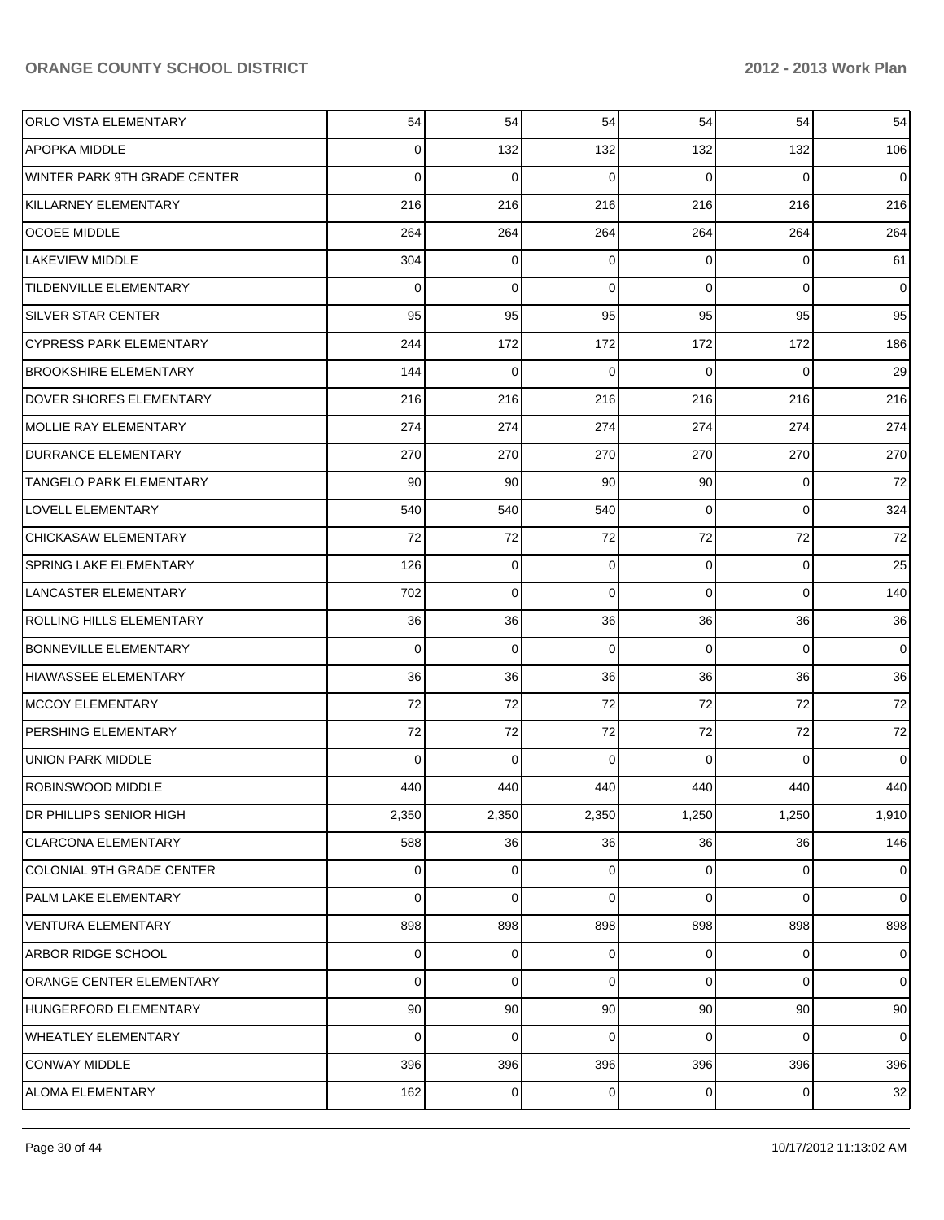| | | | | | | |
|---|---|---|---|---|---|---|
| ORLO VISTA ELEMENTARY | 54 | 54 | 54 | 54 | 54 | 54 |
| APOPKA MIDDLE | 0 | 132 | 132 | 132 | 132 | 106 |
| WINTER PARK 9TH GRADE CENTER | 0 | 0 | 0 | 0 | 0 | 0 |
| KILLARNEY ELEMENTARY | 216 | 216 | 216 | 216 | 216 | 216 |
| OCOEE MIDDLE | 264 | 264 | 264 | 264 | 264 | 264 |
| LAKEVIEW MIDDLE | 304 | 0 | 0 | 0 | 0 | 61 |
| TILDENVILLE ELEMENTARY | 0 | 0 | 0 | 0 | 0 | 0 |
| SILVER STAR CENTER | 95 | 95 | 95 | 95 | 95 | 95 |
| CYPRESS PARK ELEMENTARY | 244 | 172 | 172 | 172 | 172 | 186 |
| BROOKSHIRE ELEMENTARY | 144 | 0 | 0 | 0 | 0 | 29 |
| DOVER SHORES ELEMENTARY | 216 | 216 | 216 | 216 | 216 | 216 |
| MOLLIE RAY ELEMENTARY | 274 | 274 | 274 | 274 | 274 | 274 |
| DURRANCE ELEMENTARY | 270 | 270 | 270 | 270 | 270 | 270 |
| TANGELO PARK ELEMENTARY | 90 | 90 | 90 | 90 | 0 | 72 |
| LOVELL ELEMENTARY | 540 | 540 | 540 | 0 | 0 | 324 |
| CHICKASAW ELEMENTARY | 72 | 72 | 72 | 72 | 72 | 72 |
| SPRING LAKE ELEMENTARY | 126 | 0 | 0 | 0 | 0 | 25 |
| LANCASTER ELEMENTARY | 702 | 0 | 0 | 0 | 0 | 140 |
| ROLLING HILLS ELEMENTARY | 36 | 36 | 36 | 36 | 36 | 36 |
| BONNEVILLE ELEMENTARY | 0 | 0 | 0 | 0 | 0 | 0 |
| HIAWASSEE ELEMENTARY | 36 | 36 | 36 | 36 | 36 | 36 |
| MCCOY ELEMENTARY | 72 | 72 | 72 | 72 | 72 | 72 |
| PERSHING ELEMENTARY | 72 | 72 | 72 | 72 | 72 | 72 |
| UNION PARK MIDDLE | 0 | 0 | 0 | 0 | 0 | 0 |
| ROBINSWOOD MIDDLE | 440 | 440 | 440 | 440 | 440 | 440 |
| DR PHILLIPS SENIOR HIGH | 2,350 | 2,350 | 2,350 | 1,250 | 1,250 | 1,910 |
| CLARCONA ELEMENTARY | 588 | 36 | 36 | 36 | 36 | 146 |
| COLONIAL 9TH GRADE CENTER | 0 | 0 | 0 | 0 | 0 | 0 |
| PALM LAKE ELEMENTARY | 0 | 0 | 0 | 0 | 0 | 0 |
| VENTURA ELEMENTARY | 898 | 898 | 898 | 898 | 898 | 898 |
| ARBOR RIDGE SCHOOL | 0 | 0 | 0 | 0 | 0 | 0 |
| ORANGE CENTER ELEMENTARY | 0 | 0 | 0 | 0 | 0 | 0 |
| HUNGERFORD ELEMENTARY | 90 | 90 | 90 | 90 | 90 | 90 |
| WHEATLEY ELEMENTARY | 0 | 0 | 0 | 0 | 0 | 0 |
| CONWAY MIDDLE | 396 | 396 | 396 | 396 | 396 | 396 |
| ALOMA ELEMENTARY | 162 | 0 | 0 | 0 | 0 | 32 |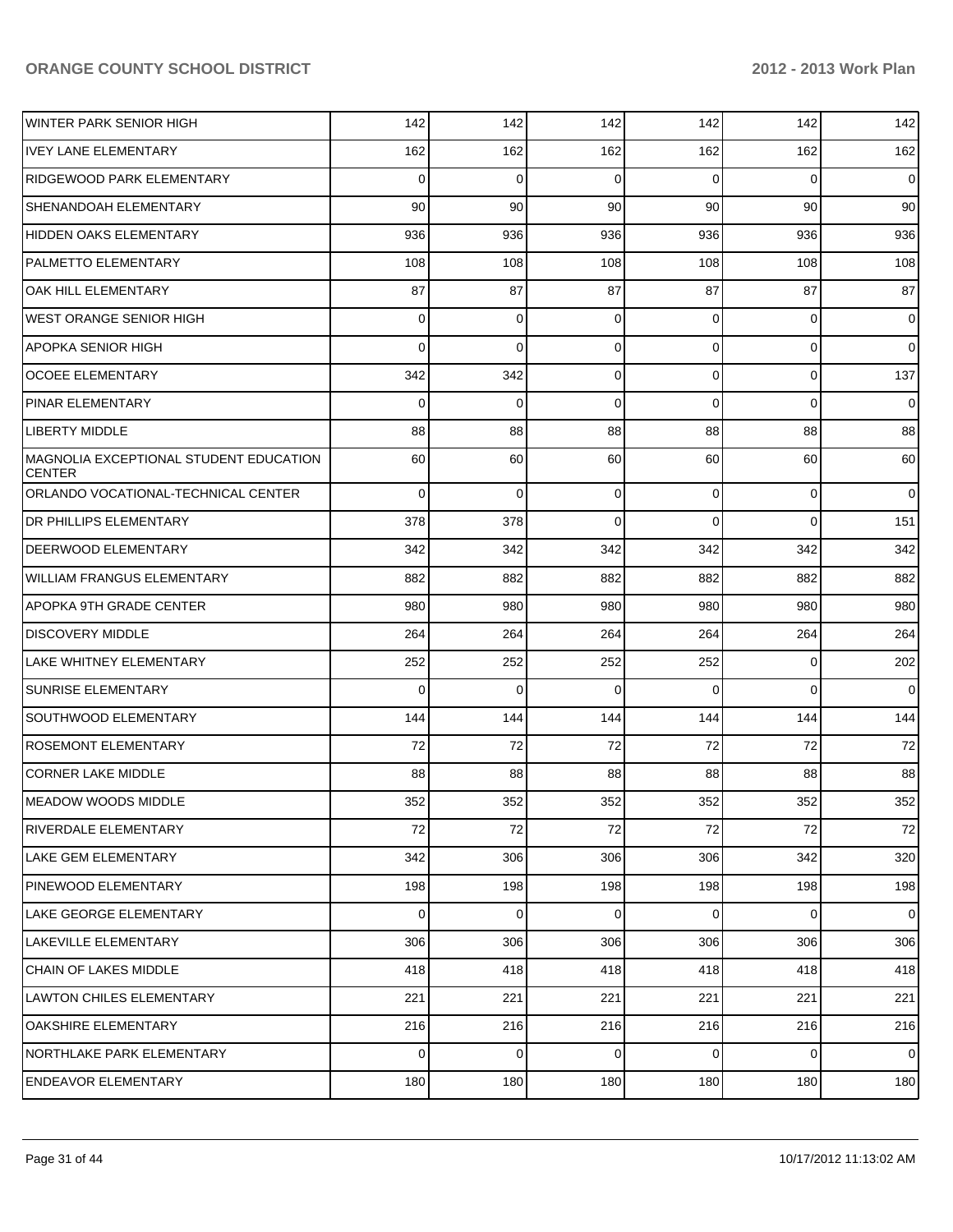| | | | | | | |
|---|---|---|---|---|---|---|
| WINTER PARK SENIOR HIGH | 142 | 142 | 142 | 142 | 142 | 142 |
| IVEY LANE ELEMENTARY | 162 | 162 | 162 | 162 | 162 | 162 |
| RIDGEWOOD PARK ELEMENTARY | 0 | 0 | 0 | 0 | 0 | 0 |
| SHENANDOAH ELEMENTARY | 90 | 90 | 90 | 90 | 90 | 90 |
| HIDDEN OAKS ELEMENTARY | 936 | 936 | 936 | 936 | 936 | 936 |
| PALMETTO ELEMENTARY | 108 | 108 | 108 | 108 | 108 | 108 |
| OAK HILL ELEMENTARY | 87 | 87 | 87 | 87 | 87 | 87 |
| WEST ORANGE SENIOR HIGH | 0 | 0 | 0 | 0 | 0 | 0 |
| APOPKA SENIOR HIGH | 0 | 0 | 0 | 0 | 0 | 0 |
| OCOEE ELEMENTARY | 342 | 342 | 0 | 0 | 0 | 137 |
| PINAR ELEMENTARY | 0 | 0 | 0 | 0 | 0 | 0 |
| LIBERTY MIDDLE | 88 | 88 | 88 | 88 | 88 | 88 |
| MAGNOLIA EXCEPTIONAL STUDENT EDUCATION CENTER | 60 | 60 | 60 | 60 | 60 | 60 |
| ORLANDO VOCATIONAL-TECHNICAL CENTER | 0 | 0 | 0 | 0 | 0 | 0 |
| DR PHILLIPS ELEMENTARY | 378 | 378 | 0 | 0 | 0 | 151 |
| DEERWOOD ELEMENTARY | 342 | 342 | 342 | 342 | 342 | 342 |
| WILLIAM FRANGUS ELEMENTARY | 882 | 882 | 882 | 882 | 882 | 882 |
| APOPKA 9TH GRADE CENTER | 980 | 980 | 980 | 980 | 980 | 980 |
| DISCOVERY MIDDLE | 264 | 264 | 264 | 264 | 264 | 264 |
| LAKE WHITNEY ELEMENTARY | 252 | 252 | 252 | 252 | 0 | 202 |
| SUNRISE ELEMENTARY | 0 | 0 | 0 | 0 | 0 | 0 |
| SOUTHWOOD ELEMENTARY | 144 | 144 | 144 | 144 | 144 | 144 |
| ROSEMONT ELEMENTARY | 72 | 72 | 72 | 72 | 72 | 72 |
| CORNER LAKE MIDDLE | 88 | 88 | 88 | 88 | 88 | 88 |
| MEADOW WOODS MIDDLE | 352 | 352 | 352 | 352 | 352 | 352 |
| RIVERDALE ELEMENTARY | 72 | 72 | 72 | 72 | 72 | 72 |
| LAKE GEM ELEMENTARY | 342 | 306 | 306 | 306 | 342 | 320 |
| PINEWOOD ELEMENTARY | 198 | 198 | 198 | 198 | 198 | 198 |
| LAKE GEORGE ELEMENTARY | 0 | 0 | 0 | 0 | 0 | 0 |
| LAKEVILLE ELEMENTARY | 306 | 306 | 306 | 306 | 306 | 306 |
| CHAIN OF LAKES MIDDLE | 418 | 418 | 418 | 418 | 418 | 418 |
| LAWTON CHILES ELEMENTARY | 221 | 221 | 221 | 221 | 221 | 221 |
| OAKSHIRE ELEMENTARY | 216 | 216 | 216 | 216 | 216 | 216 |
| NORTHLAKE PARK ELEMENTARY | 0 | 0 | 0 | 0 | 0 | 0 |
| ENDEAVOR ELEMENTARY | 180 | 180 | 180 | 180 | 180 | 180 |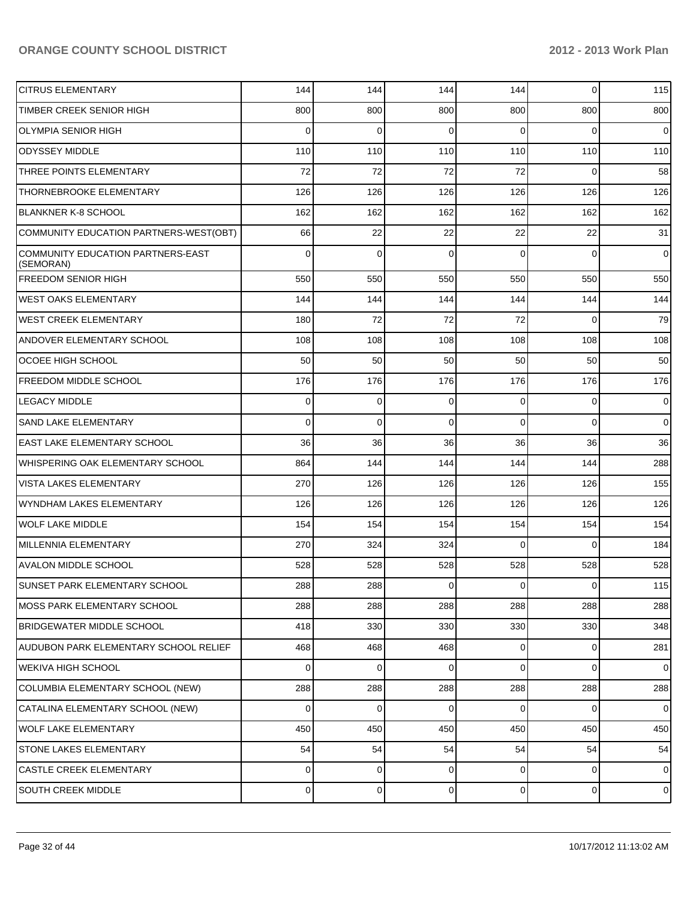| | | | | | | |
|---|---|---|---|---|---|---|
| CITRUS ELEMENTARY | 144 | 144 | 144 | 144 | 0 | 115 |
| TIMBER CREEK SENIOR HIGH | 800 | 800 | 800 | 800 | 800 | 800 |
| OLYMPIA SENIOR HIGH | 0 | 0 | 0 | 0 | 0 | 0 |
| ODYSSEY MIDDLE | 110 | 110 | 110 | 110 | 110 | 110 |
| THREE POINTS ELEMENTARY | 72 | 72 | 72 | 72 | 0 | 58 |
| THORNEBROOKE ELEMENTARY | 126 | 126 | 126 | 126 | 126 | 126 |
| BLANKNER K-8 SCHOOL | 162 | 162 | 162 | 162 | 162 | 162 |
| COMMUNITY EDUCATION PARTNERS-WEST(OBT) | 66 | 22 | 22 | 22 | 22 | 31 |
| COMMUNITY EDUCATION PARTNERS-EAST (SEMORAN) | 0 | 0 | 0 | 0 | 0 | 0 |
| FREEDOM SENIOR HIGH | 550 | 550 | 550 | 550 | 550 | 550 |
| WEST OAKS ELEMENTARY | 144 | 144 | 144 | 144 | 144 | 144 |
| WEST CREEK ELEMENTARY | 180 | 72 | 72 | 72 | 0 | 79 |
| ANDOVER ELEMENTARY SCHOOL | 108 | 108 | 108 | 108 | 108 | 108 |
| OCOEE HIGH SCHOOL | 50 | 50 | 50 | 50 | 50 | 50 |
| FREEDOM MIDDLE SCHOOL | 176 | 176 | 176 | 176 | 176 | 176 |
| LEGACY MIDDLE | 0 | 0 | 0 | 0 | 0 | 0 |
| SAND LAKE ELEMENTARY | 0 | 0 | 0 | 0 | 0 | 0 |
| EAST LAKE ELEMENTARY SCHOOL | 36 | 36 | 36 | 36 | 36 | 36 |
| WHISPERING OAK ELEMENTARY SCHOOL | 864 | 144 | 144 | 144 | 144 | 288 |
| VISTA LAKES ELEMENTARY | 270 | 126 | 126 | 126 | 126 | 155 |
| WYNDHAM LAKES ELEMENTARY | 126 | 126 | 126 | 126 | 126 | 126 |
| WOLF LAKE MIDDLE | 154 | 154 | 154 | 154 | 154 | 154 |
| MILLENNIA ELEMENTARY | 270 | 324 | 324 | 0 | 0 | 184 |
| AVALON MIDDLE SCHOOL | 528 | 528 | 528 | 528 | 528 | 528 |
| SUNSET PARK ELEMENTARY SCHOOL | 288 | 288 | 0 | 0 | 0 | 115 |
| MOSS PARK ELEMENTARY SCHOOL | 288 | 288 | 288 | 288 | 288 | 288 |
| BRIDGEWATER MIDDLE SCHOOL | 418 | 330 | 330 | 330 | 330 | 348 |
| AUDUBON PARK ELEMENTARY SCHOOL RELIEF | 468 | 468 | 468 | 0 | 0 | 281 |
| WEKIVA HIGH SCHOOL | 0 | 0 | 0 | 0 | 0 | 0 |
| COLUMBIA ELEMENTARY SCHOOL (NEW) | 288 | 288 | 288 | 288 | 288 | 288 |
| CATALINA ELEMENTARY SCHOOL (NEW) | 0 | 0 | 0 | 0 | 0 | 0 |
| WOLF LAKE ELEMENTARY | 450 | 450 | 450 | 450 | 450 | 450 |
| STONE LAKES ELEMENTARY | 54 | 54 | 54 | 54 | 54 | 54 |
| CASTLE CREEK ELEMENTARY | 0 | 0 | 0 | 0 | 0 | 0 |
| SOUTH CREEK MIDDLE | 0 | 0 | 0 | 0 | 0 | 0 |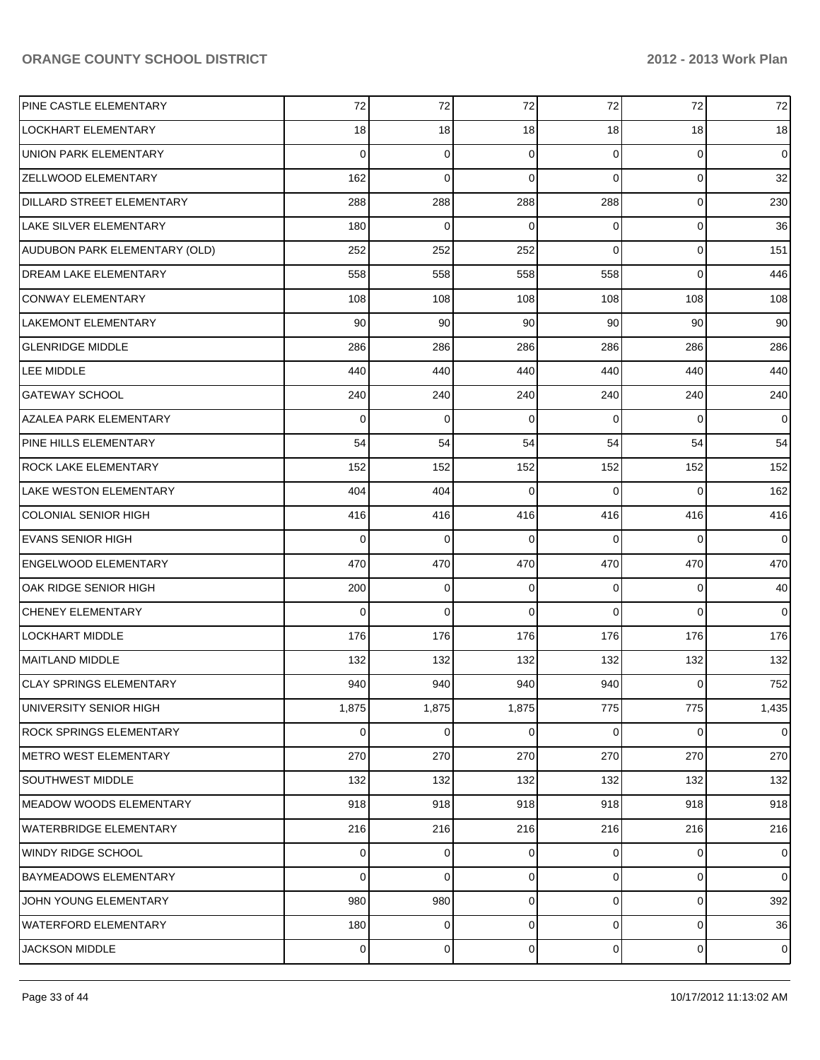| | | | | | | |
|---|---|---|---|---|---|---|
| PINE CASTLE ELEMENTARY | 72 | 72 | 72 | 72 | 72 | 72 |
| LOCKHART ELEMENTARY | 18 | 18 | 18 | 18 | 18 | 18 |
| UNION PARK ELEMENTARY | 0 | 0 | 0 | 0 | 0 | 0 |
| ZELLWOOD ELEMENTARY | 162 | 0 | 0 | 0 | 0 | 32 |
| DILLARD STREET ELEMENTARY | 288 | 288 | 288 | 288 | 0 | 230 |
| LAKE SILVER ELEMENTARY | 180 | 0 | 0 | 0 | 0 | 36 |
| AUDUBON PARK ELEMENTARY (OLD) | 252 | 252 | 252 | 0 | 0 | 151 |
| DREAM LAKE ELEMENTARY | 558 | 558 | 558 | 558 | 0 | 446 |
| CONWAY ELEMENTARY | 108 | 108 | 108 | 108 | 108 | 108 |
| LAKEMONT ELEMENTARY | 90 | 90 | 90 | 90 | 90 | 90 |
| GLENRIDGE MIDDLE | 286 | 286 | 286 | 286 | 286 | 286 |
| LEE MIDDLE | 440 | 440 | 440 | 440 | 440 | 440 |
| GATEWAY SCHOOL | 240 | 240 | 240 | 240 | 240 | 240 |
| AZALEA PARK ELEMENTARY | 0 | 0 | 0 | 0 | 0 | 0 |
| PINE HILLS ELEMENTARY | 54 | 54 | 54 | 54 | 54 | 54 |
| ROCK LAKE ELEMENTARY | 152 | 152 | 152 | 152 | 152 | 152 |
| LAKE WESTON ELEMENTARY | 404 | 404 | 0 | 0 | 0 | 162 |
| COLONIAL SENIOR HIGH | 416 | 416 | 416 | 416 | 416 | 416 |
| EVANS SENIOR HIGH | 0 | 0 | 0 | 0 | 0 | 0 |
| ENGELWOOD ELEMENTARY | 470 | 470 | 470 | 470 | 470 | 470 |
| OAK RIDGE SENIOR HIGH | 200 | 0 | 0 | 0 | 0 | 40 |
| CHENEY ELEMENTARY | 0 | 0 | 0 | 0 | 0 | 0 |
| LOCKHART MIDDLE | 176 | 176 | 176 | 176 | 176 | 176 |
| MAITLAND MIDDLE | 132 | 132 | 132 | 132 | 132 | 132 |
| CLAY SPRINGS ELEMENTARY | 940 | 940 | 940 | 940 | 0 | 752 |
| UNIVERSITY SENIOR HIGH | 1,875 | 1,875 | 1,875 | 775 | 775 | 1,435 |
| ROCK SPRINGS ELEMENTARY | 0 | 0 | 0 | 0 | 0 | 0 |
| METRO WEST ELEMENTARY | 270 | 270 | 270 | 270 | 270 | 270 |
| SOUTHWEST MIDDLE | 132 | 132 | 132 | 132 | 132 | 132 |
| MEADOW WOODS ELEMENTARY | 918 | 918 | 918 | 918 | 918 | 918 |
| WATERBRIDGE ELEMENTARY | 216 | 216 | 216 | 216 | 216 | 216 |
| WINDY RIDGE SCHOOL | 0 | 0 | 0 | 0 | 0 | 0 |
| BAYMEADOWS ELEMENTARY | 0 | 0 | 0 | 0 | 0 | 0 |
| JOHN YOUNG ELEMENTARY | 980 | 980 | 0 | 0 | 0 | 392 |
| WATERFORD ELEMENTARY | 180 | 0 | 0 | 0 | 0 | 36 |
| JACKSON MIDDLE | 0 | 0 | 0 | 0 | 0 | 0 |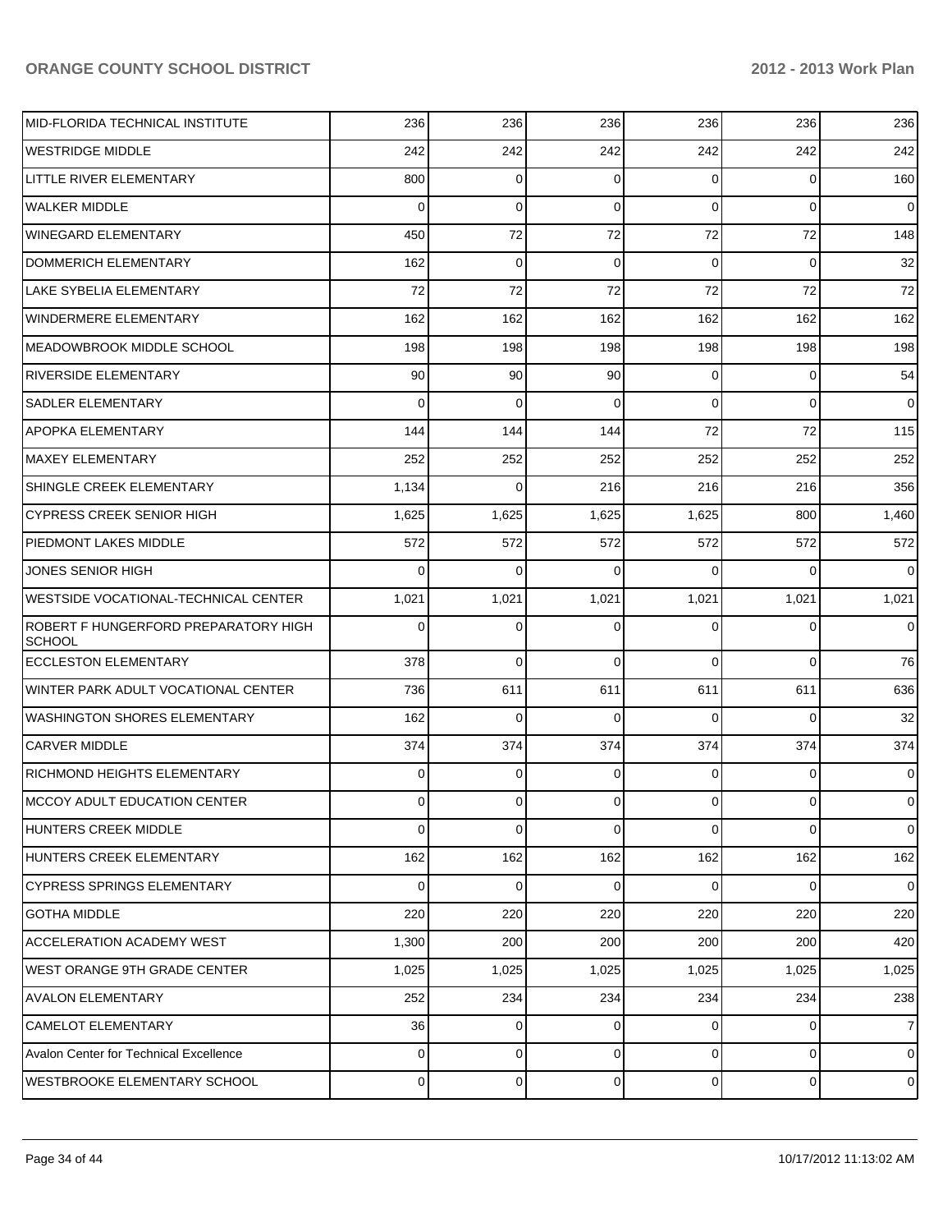| | | | | | | |
|---|---|---|---|---|---|---|
| MID-FLORIDA TECHNICAL INSTITUTE | 236 | 236 | 236 | 236 | 236 | 236 |
| WESTRIDGE MIDDLE | 242 | 242 | 242 | 242 | 242 | 242 |
| LITTLE RIVER ELEMENTARY | 800 | 0 | 0 | 0 | 0 | 160 |
| WALKER MIDDLE | 0 | 0 | 0 | 0 | 0 | 0 |
| WINEGARD ELEMENTARY | 450 | 72 | 72 | 72 | 72 | 148 |
| DOMMERICH ELEMENTARY | 162 | 0 | 0 | 0 | 0 | 32 |
| LAKE SYBELIA ELEMENTARY | 72 | 72 | 72 | 72 | 72 | 72 |
| WINDERMERE ELEMENTARY | 162 | 162 | 162 | 162 | 162 | 162 |
| MEADOWBROOK MIDDLE SCHOOL | 198 | 198 | 198 | 198 | 198 | 198 |
| RIVERSIDE ELEMENTARY | 90 | 90 | 90 | 0 | 0 | 54 |
| SADLER ELEMENTARY | 0 | 0 | 0 | 0 | 0 | 0 |
| APOPKA ELEMENTARY | 144 | 144 | 144 | 72 | 72 | 115 |
| MAXEY ELEMENTARY | 252 | 252 | 252 | 252 | 252 | 252 |
| SHINGLE CREEK ELEMENTARY | 1,134 | 0 | 216 | 216 | 216 | 356 |
| CYPRESS CREEK SENIOR HIGH | 1,625 | 1,625 | 1,625 | 1,625 | 800 | 1,460 |
| PIEDMONT LAKES MIDDLE | 572 | 572 | 572 | 572 | 572 | 572 |
| JONES SENIOR HIGH | 0 | 0 | 0 | 0 | 0 | 0 |
| WESTSIDE VOCATIONAL-TECHNICAL CENTER | 1,021 | 1,021 | 1,021 | 1,021 | 1,021 | 1,021 |
| ROBERT F HUNGERFORD PREPARATORY HIGH SCHOOL | 0 | 0 | 0 | 0 | 0 | 0 |
| ECCLESTON ELEMENTARY | 378 | 0 | 0 | 0 | 0 | 76 |
| WINTER PARK ADULT VOCATIONAL CENTER | 736 | 611 | 611 | 611 | 611 | 636 |
| WASHINGTON SHORES ELEMENTARY | 162 | 0 | 0 | 0 | 0 | 32 |
| CARVER MIDDLE | 374 | 374 | 374 | 374 | 374 | 374 |
| RICHMOND HEIGHTS ELEMENTARY | 0 | 0 | 0 | 0 | 0 | 0 |
| MCCOY ADULT EDUCATION CENTER | 0 | 0 | 0 | 0 | 0 | 0 |
| HUNTERS CREEK MIDDLE | 0 | 0 | 0 | 0 | 0 | 0 |
| HUNTERS CREEK ELEMENTARY | 162 | 162 | 162 | 162 | 162 | 162 |
| CYPRESS SPRINGS ELEMENTARY | 0 | 0 | 0 | 0 | 0 | 0 |
| GOTHA MIDDLE | 220 | 220 | 220 | 220 | 220 | 220 |
| ACCELERATION ACADEMY WEST | 1,300 | 200 | 200 | 200 | 200 | 420 |
| WEST ORANGE 9TH GRADE CENTER | 1,025 | 1,025 | 1,025 | 1,025 | 1,025 | 1,025 |
| AVALON ELEMENTARY | 252 | 234 | 234 | 234 | 234 | 238 |
| CAMELOT ELEMENTARY | 36 | 0 | 0 | 0 | 0 | 7 |
| Avalon Center for Technical Excellence | 0 | 0 | 0 | 0 | 0 | 0 |
| WESTBROOKE ELEMENTARY SCHOOL | 0 | 0 | 0 | 0 | 0 | 0 |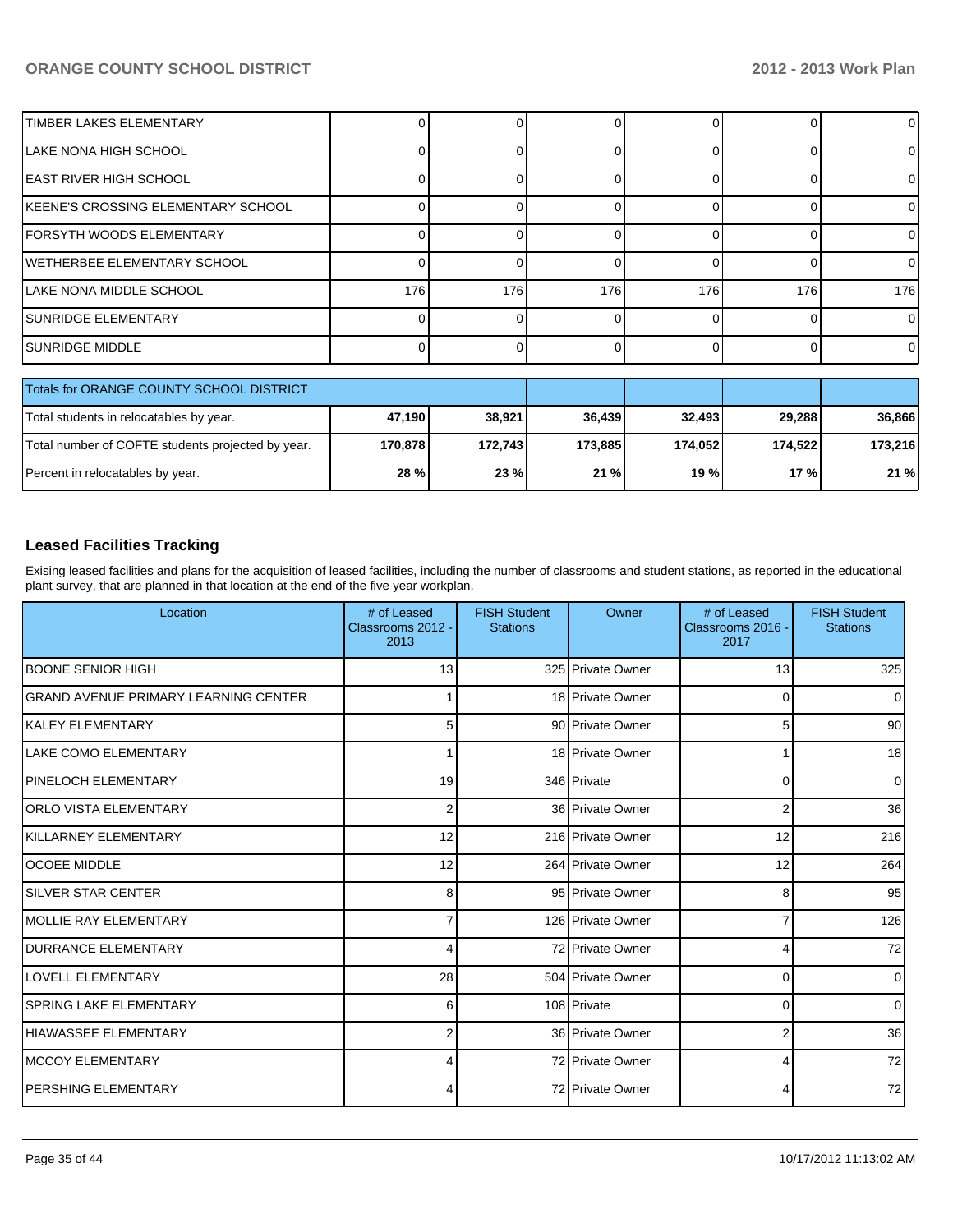| | | | | | | |
|---|---|---|---|---|---|---|
| TIMBER LAKES ELEMENTARY | 0 | 0 | 0 | 0 | 0 | 0 |
| LAKE NONA HIGH SCHOOL | 0 | 0 | 0 | 0 | 0 | 0 |
| EAST RIVER HIGH SCHOOL | 0 | 0 | 0 | 0 | 0 | 0 |
| KEENE'S CROSSING ELEMENTARY SCHOOL | 0 | 0 | 0 | 0 | 0 | 0 |
| FORSYTH WOODS ELEMENTARY | 0 | 0 | 0 | 0 | 0 | 0 |
| WETHERBEE ELEMENTARY SCHOOL | 0 | 0 | 0 | 0 | 0 | 0 |
| LAKE NONA MIDDLE SCHOOL | 176 | 176 | 176 | 176 | 176 | 176 |
| SUNRIDGE ELEMENTARY | 0 | 0 | 0 | 0 | 0 | 0 |
| SUNRIDGE MIDDLE | 0 | 0 | 0 | 0 | 0 | 0 |

| Totals for ORANGE COUNTY SCHOOL DISTRICT | | | | | | |
|---|---|---|---|---|---|---|
| Total students in relocatables by year. | **47,190** | **38,921** | **36,439** | **32,493** | **29,288** | **36,866** |
| Total number of COFTE students projected by year. | **170,878** | **172,743** | **173,885** | **174,052** | **174,522** | **173,216** |
| Percent in relocatables by year. | **28 %** | **23 %** | **21 %** | **19 %** | **17 %** | **21 %** |

## Leased Facilities Tracking

Exising leased facilities and plans for the acquisition of leased facilities, including the number of classrooms and student stations, as reported in the educational plant survey, that are planned in that location at the end of the five year workplan.

| Location | # of Leased Classrooms 2012 - 2013 | FISH Student Stations | Owner | # of Leased Classrooms 2016 - 2017 | FISH Student Stations |
|---|---|---|---|---|---|
| BOONE SENIOR HIGH | 13 | 325 | Private Owner | 13 | 325 |
| GRAND AVENUE PRIMARY LEARNING CENTER | 1 | 18 | Private Owner | 0 | 0 |
| KALEY ELEMENTARY | 5 | 90 | Private Owner | 5 | 90 |
| LAKE COMO ELEMENTARY | 1 | 18 | Private Owner | 1 | 18 |
| PINELOCH ELEMENTARY | 19 | 346 | Private | 0 | 0 |
| ORLO VISTA ELEMENTARY | 2 | 36 | Private Owner | 2 | 36 |
| KILLARNEY ELEMENTARY | 12 | 216 | Private Owner | 12 | 216 |
| OCOEE MIDDLE | 12 | 264 | Private Owner | 12 | 264 |
| SILVER STAR CENTER | 8 | 95 | Private Owner | 8 | 95 |
| MOLLIE RAY ELEMENTARY | 7 | 126 | Private Owner | 7 | 126 |
| DURRANCE ELEMENTARY | 4 | 72 | Private Owner | 4 | 72 |
| LOVELL ELEMENTARY | 28 | 504 | Private Owner | 0 | 0 |
| SPRING LAKE ELEMENTARY | 6 | 108 | Private | 0 | 0 |
| HIAWASSEE ELEMENTARY | 2 | 36 | Private Owner | 2 | 36 |
| MCCOY ELEMENTARY | 4 | 72 | Private Owner | 4 | 72 |
| PERSHING ELEMENTARY | 4 | 72 | Private Owner | 4 | 72 |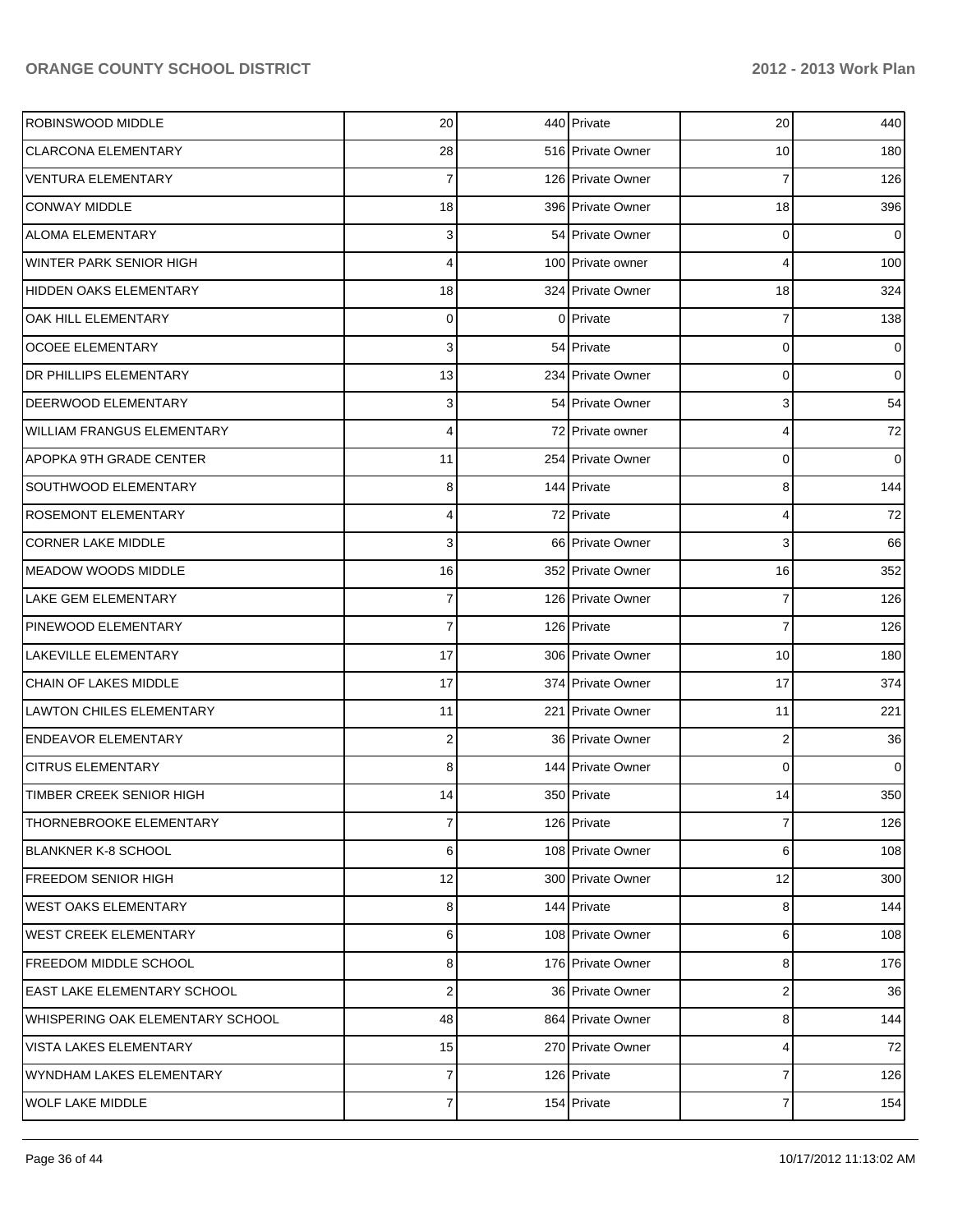| | | | | | |
|---|---|---|---|---|---|
| ROBINSWOOD MIDDLE | 20 | 440 | Private | 20 | 440 |
| CLARCONA ELEMENTARY | 28 | 516 | Private Owner | 10 | 180 |
| VENTURA ELEMENTARY | 7 | 126 | Private Owner | 7 | 126 |
| CONWAY MIDDLE | 18 | 396 | Private Owner | 18 | 396 |
| ALOMA ELEMENTARY | 3 | 54 | Private Owner | 0 | 0 |
| WINTER PARK SENIOR HIGH | 4 | 100 | Private owner | 4 | 100 |
| HIDDEN OAKS ELEMENTARY | 18 | 324 | Private Owner | 18 | 324 |
| OAK HILL ELEMENTARY | 0 | 0 | Private | 7 | 138 |
| OCOEE ELEMENTARY | 3 | 54 | Private | 0 | 0 |
| DR PHILLIPS ELEMENTARY | 13 | 234 | Private Owner | 0 | 0 |
| DEERWOOD ELEMENTARY | 3 | 54 | Private Owner | 3 | 54 |
| WILLIAM FRANGUS ELEMENTARY | 4 | 72 | Private owner | 4 | 72 |
| APOPKA 9TH GRADE CENTER | 11 | 254 | Private Owner | 0 | 0 |
| SOUTHWOOD ELEMENTARY | 8 | 144 | Private | 8 | 144 |
| ROSEMONT ELEMENTARY | 4 | 72 | Private | 4 | 72 |
| CORNER LAKE MIDDLE | 3 | 66 | Private Owner | 3 | 66 |
| MEADOW WOODS MIDDLE | 16 | 352 | Private Owner | 16 | 352 |
| LAKE GEM ELEMENTARY | 7 | 126 | Private Owner | 7 | 126 |
| PINEWOOD ELEMENTARY | 7 | 126 | Private | 7 | 126 |
| LAKEVILLE ELEMENTARY | 17 | 306 | Private Owner | 10 | 180 |
| CHAIN OF LAKES MIDDLE | 17 | 374 | Private Owner | 17 | 374 |
| LAWTON CHILES ELEMENTARY | 11 | 221 | Private Owner | 11 | 221 |
| ENDEAVOR ELEMENTARY | 2 | 36 | Private Owner | 2 | 36 |
| CITRUS ELEMENTARY | 8 | 144 | Private Owner | 0 | 0 |
| TIMBER CREEK SENIOR HIGH | 14 | 350 | Private | 14 | 350 |
| THORNEBROOKE ELEMENTARY | 7 | 126 | Private | 7 | 126 |
| BLANKNER K-8 SCHOOL | 6 | 108 | Private Owner | 6 | 108 |
| FREEDOM SENIOR HIGH | 12 | 300 | Private Owner | 12 | 300 |
| WEST OAKS ELEMENTARY | 8 | 144 | Private | 8 | 144 |
| WEST CREEK ELEMENTARY | 6 | 108 | Private Owner | 6 | 108 |
| FREEDOM MIDDLE SCHOOL | 8 | 176 | Private Owner | 8 | 176 |
| EAST LAKE ELEMENTARY SCHOOL | 2 | 36 | Private Owner | 2 | 36 |
| WHISPERING OAK ELEMENTARY SCHOOL | 48 | 864 | Private Owner | 8 | 144 |
| VISTA LAKES ELEMENTARY | 15 | 270 | Private Owner | 4 | 72 |
| WYNDHAM LAKES ELEMENTARY | 7 | 126 | Private | 7 | 126 |
| WOLF LAKE MIDDLE | 7 | 154 | Private | 7 | 154 |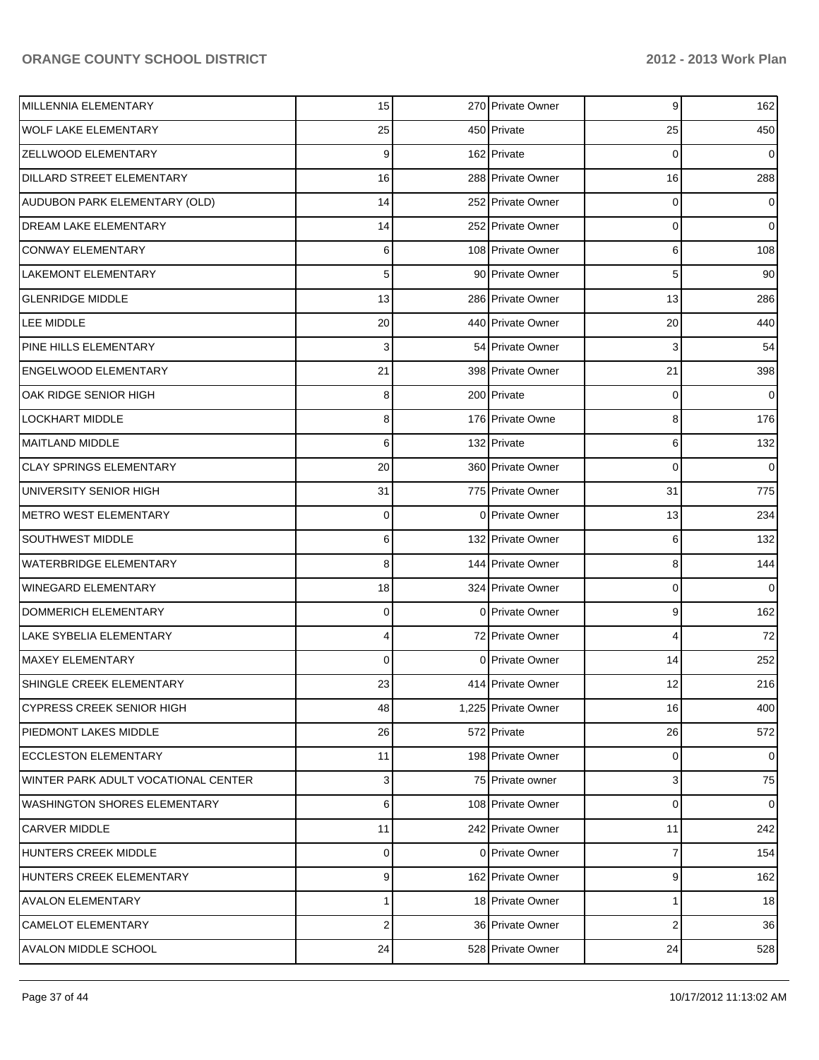| | | | | | |
|---|---|---|---|---|---|
| MILLENNIA ELEMENTARY | 15 | 270 | Private Owner | 9 | 162 |
| WOLF LAKE ELEMENTARY | 25 | 450 | Private | 25 | 450 |
| ZELLWOOD ELEMENTARY | 9 | 162 | Private | 0 | 0 |
| DILLARD STREET ELEMENTARY | 16 | 288 | Private Owner | 16 | 288 |
| AUDUBON PARK ELEMENTARY (OLD) | 14 | 252 | Private Owner | 0 | 0 |
| DREAM LAKE ELEMENTARY | 14 | 252 | Private Owner | 0 | 0 |
| CONWAY ELEMENTARY | 6 | 108 | Private Owner | 6 | 108 |
| LAKEMONT ELEMENTARY | 5 | 90 | Private Owner | 5 | 90 |
| GLENRIDGE MIDDLE | 13 | 286 | Private Owner | 13 | 286 |
| LEE MIDDLE | 20 | 440 | Private Owner | 20 | 440 |
| PINE HILLS ELEMENTARY | 3 | 54 | Private Owner | 3 | 54 |
| ENGELWOOD ELEMENTARY | 21 | 398 | Private Owner | 21 | 398 |
| OAK RIDGE SENIOR HIGH | 8 | 200 | Private | 0 | 0 |
| LOCKHART MIDDLE | 8 | 176 | Private Owne | 8 | 176 |
| MAITLAND MIDDLE | 6 | 132 | Private | 6 | 132 |
| CLAY SPRINGS ELEMENTARY | 20 | 360 | Private Owner | 0 | 0 |
| UNIVERSITY SENIOR HIGH | 31 | 775 | Private Owner | 31 | 775 |
| METRO WEST ELEMENTARY | 0 | 0 | Private Owner | 13 | 234 |
| SOUTHWEST MIDDLE | 6 | 132 | Private Owner | 6 | 132 |
| WATERBRIDGE ELEMENTARY | 8 | 144 | Private Owner | 8 | 144 |
| WINEGARD ELEMENTARY | 18 | 324 | Private Owner | 0 | 0 |
| DOMMERICH ELEMENTARY | 0 | 0 | Private Owner | 9 | 162 |
| LAKE SYBELIA ELEMENTARY | 4 | 72 | Private Owner | 4 | 72 |
| MAXEY ELEMENTARY | 0 | 0 | Private Owner | 14 | 252 |
| SHINGLE CREEK ELEMENTARY | 23 | 414 | Private Owner | 12 | 216 |
| CYPRESS CREEK SENIOR HIGH | 48 | 1,225 | Private Owner | 16 | 400 |
| PIEDMONT LAKES MIDDLE | 26 | 572 | Private | 26 | 572 |
| ECCLESTON ELEMENTARY | 11 | 198 | Private Owner | 0 | 0 |
| WINTER PARK ADULT VOCATIONAL CENTER | 3 | 75 | Private owner | 3 | 75 |
| WASHINGTON SHORES ELEMENTARY | 6 | 108 | Private Owner | 0 | 0 |
| CARVER MIDDLE | 11 | 242 | Private Owner | 11 | 242 |
| HUNTERS CREEK MIDDLE | 0 | 0 | Private Owner | 7 | 154 |
| HUNTERS CREEK ELEMENTARY | 9 | 162 | Private Owner | 9 | 162 |
| AVALON ELEMENTARY | 1 | 18 | Private Owner | 1 | 18 |
| CAMELOT ELEMENTARY | 2 | 36 | Private Owner | 2 | 36 |
| AVALON MIDDLE SCHOOL | 24 | 528 | Private Owner | 24 | 528 |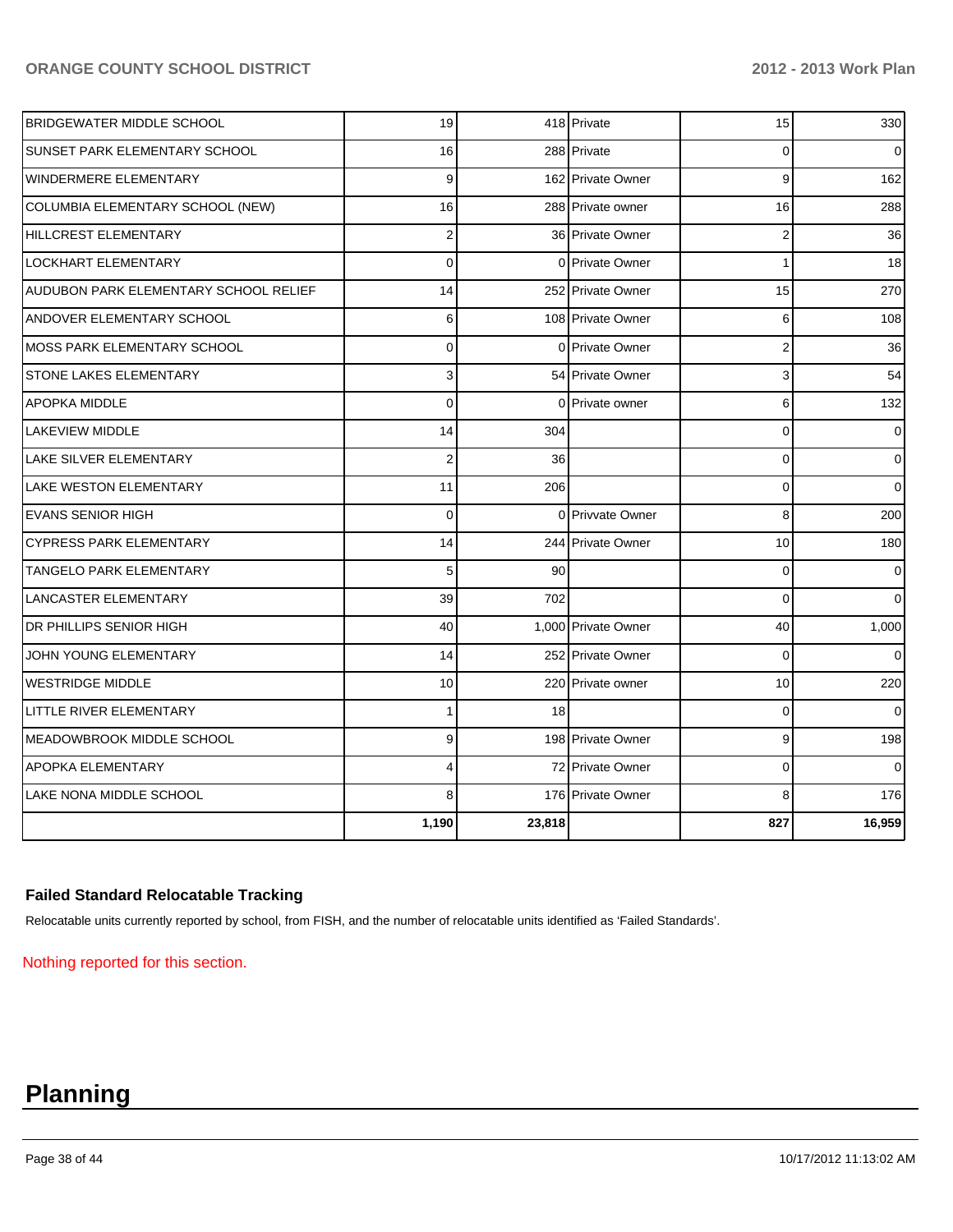| | | | | | |
|---|---|---|---|---|---|
| BRIDGEWATER MIDDLE SCHOOL | 19 | 418 | Private | 15 | 330 |
| SUNSET PARK ELEMENTARY SCHOOL | 16 | 288 | Private | 0 | 0 |
| WINDERMERE ELEMENTARY | 9 | 162 | Private Owner | 9 | 162 |
| COLUMBIA ELEMENTARY SCHOOL (NEW) | 16 | 288 | Private owner | 16 | 288 |
| HILLCREST ELEMENTARY | 2 | 36 | Private Owner | 2 | 36 |
| LOCKHART ELEMENTARY | 0 | 0 | Private Owner | 1 | 18 |
| AUDUBON PARK ELEMENTARY SCHOOL RELIEF | 14 | 252 | Private Owner | 15 | 270 |
| ANDOVER ELEMENTARY SCHOOL | 6 | 108 | Private Owner | 6 | 108 |
| MOSS PARK ELEMENTARY SCHOOL | 0 | 0 | Private Owner | 2 | 36 |
| STONE LAKES ELEMENTARY | 3 | 54 | Private Owner | 3 | 54 |
| APOPKA MIDDLE | 0 | 0 | Private owner | 6 | 132 |
| LAKEVIEW MIDDLE | 14 | 304 | | 0 | 0 |
| LAKE SILVER ELEMENTARY | 2 | 36 | | 0 | 0 |
| LAKE WESTON ELEMENTARY | 11 | 206 | | 0 | 0 |
| EVANS SENIOR HIGH | 0 | 0 | Privvate Owner | 8 | 200 |
| CYPRESS PARK ELEMENTARY | 14 | 244 | Private Owner | 10 | 180 |
| TANGELO PARK ELEMENTARY | 5 | 90 | | 0 | 0 |
| LANCASTER ELEMENTARY | 39 | 702 | | 0 | 0 |
| DR PHILLIPS SENIOR HIGH | 40 | 1,000 | Private Owner | 40 | 1,000 |
| JOHN YOUNG ELEMENTARY | 14 | 252 | Private Owner | 0 | 0 |
| WESTRIDGE MIDDLE | 10 | 220 | Private owner | 10 | 220 |
| LITTLE RIVER ELEMENTARY | 1 | 18 | | 0 | 0 |
| MEADOWBROOK MIDDLE SCHOOL | 9 | 198 | Private Owner | 9 | 198 |
| APOPKA ELEMENTARY | 4 | 72 | Private Owner | 0 | 0 |
| LAKE NONA MIDDLE SCHOOL | 8 | 176 | Private Owner | 8 | 176 |
| | **1,190** | **23,818** | | **827** | **16,959** |

### Failed Standard Relocatable Tracking

Relocatable units currently reported by school, from FISH, and the number of relocatable units identified as 'Failed Standards'.

Nothing reported for this section.

# Planning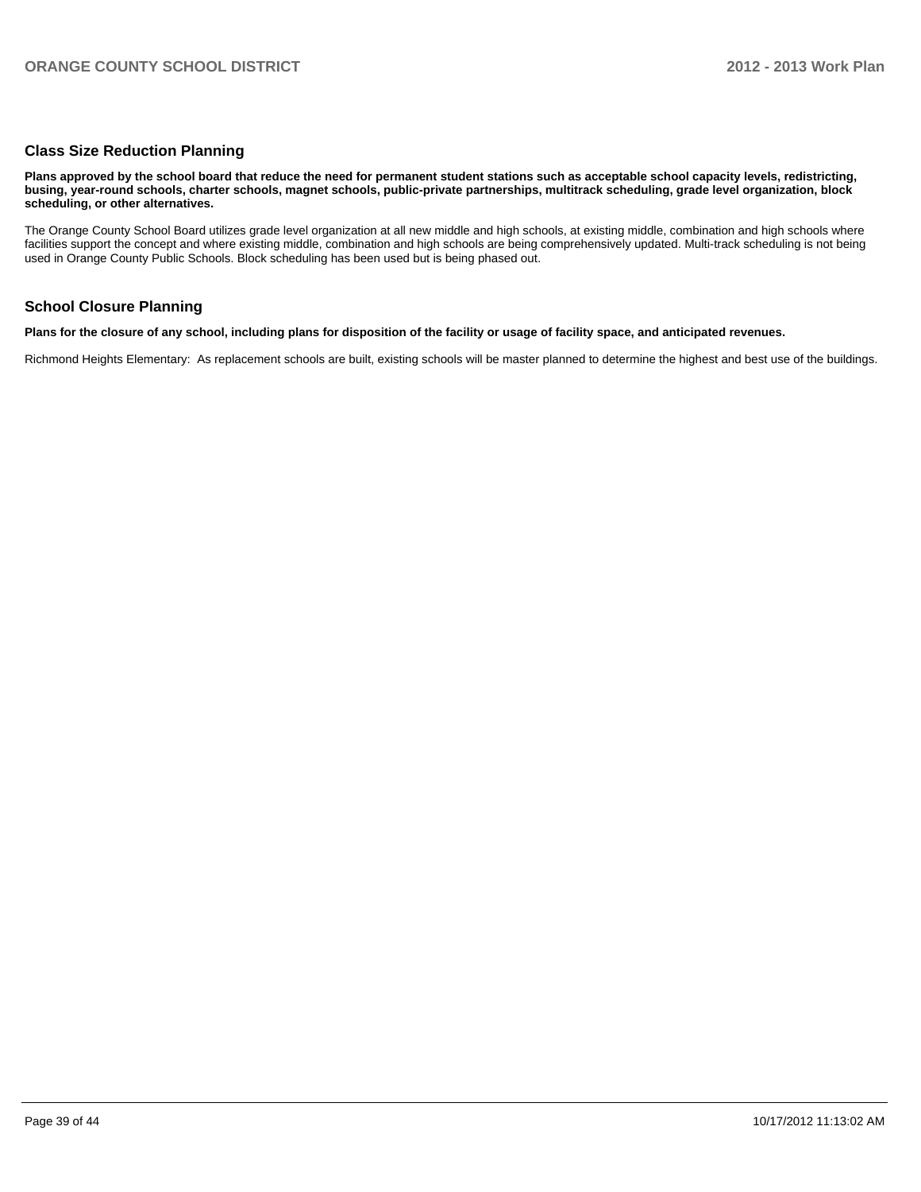## Class Size Reduction Planning

**Plans approved by the school board that reduce the need for permanent student stations such as acceptable school capacity levels, redistricting, busing, year-round schools, charter schools, magnet schools, public-private partnerships, multitrack scheduling, grade level organization, block scheduling, or other alternatives.**

The Orange County School Board utilizes grade level organization at all new middle and high schools, at existing middle, combination and high schools where facilities support the concept and where existing middle, combination and high schools are being comprehensively updated. Multi-track scheduling is not being used in Orange County Public Schools. Block scheduling has been used but is being phased out.

## School Closure Planning

**Plans for the closure of any school, including plans for disposition of the facility or usage of facility space, and anticipated revenues.**

Richmond Heights Elementary: As replacement schools are built, existing schools will be master planned to determine the highest and best use of the buildings.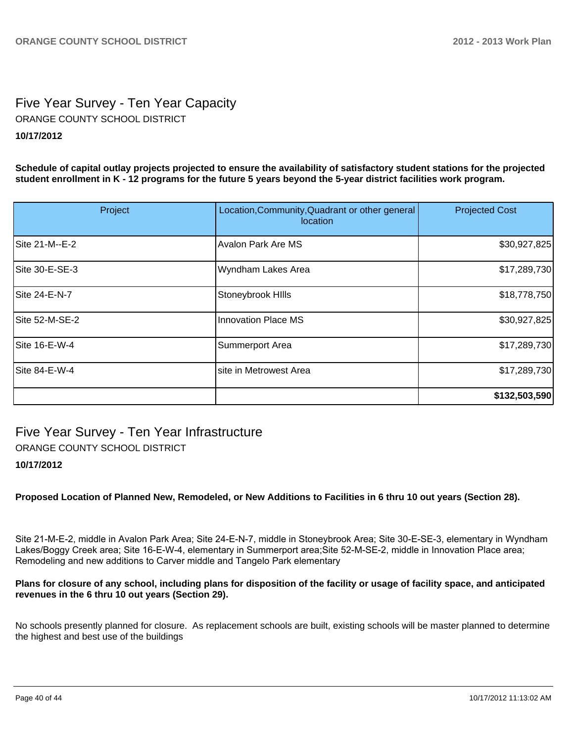# Five Year Survey - Ten Year Capacity

ORANGE COUNTY SCHOOL DISTRICT

**10/17/2012**

**Schedule of capital outlay projects projected to ensure the availability of satisfactory student stations for the projected student enrollment in K - 12 programs for the future 5 years beyond the 5-year district facilities work program.**

| Project | Location,Community,Quadrant or other general location | Projected Cost |
|---|---|---|
| Site 21-M--E-2 | Avalon Park Are MS | $30,927,825 |
| Site 30-E-SE-3 | Wyndham Lakes Area | $17,289,730 |
| Site 24-E-N-7 | Stoneybrook HIlls | $18,778,750 |
| Site 52-M-SE-2 | Innovation Place MS | $30,927,825 |
| Site 16-E-W-4 | Summerport Area | $17,289,730 |
| Site 84-E-W-4 | site in Metrowest Area | $17,289,730 |
| | | **$132,503,590** |

# Five Year Survey - Ten Year Infrastructure

ORANGE COUNTY SCHOOL DISTRICT

**10/17/2012**

**Proposed Location of Planned New, Remodeled, or New Additions to Facilities in 6 thru 10 out years (Section 28).**

Site 21-M-E-2, middle in Avalon Park Area; Site 24-E-N-7, middle in Stoneybrook Area; Site 30-E-SE-3, elementary in Wyndham Lakes/Boggy Creek area; Site 16-E-W-4, elementary in Summerport area;Site 52-M-SE-2, middle in Innovation Place area; Remodeling and new additions to Carver middle and Tangelo Park elementary

**Plans for closure of any school, including plans for disposition of the facility or usage of facility space, and anticipated revenues in the 6 thru 10 out years (Section 29).**

No schools presently planned for closure. As replacement schools are built, existing schools will be master planned to determine the highest and best use of the buildings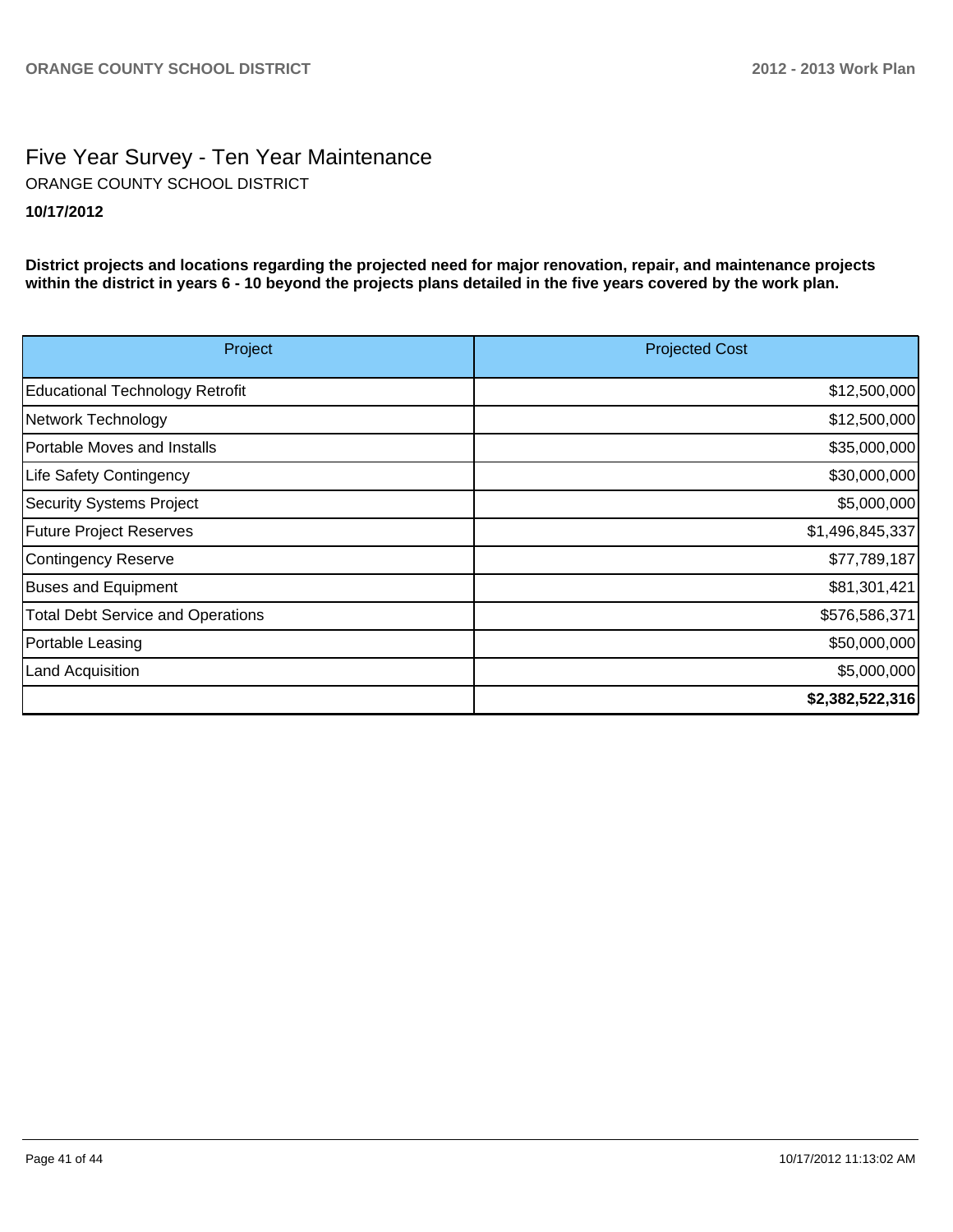# Five Year Survey - Ten Year Maintenance

ORANGE COUNTY SCHOOL DISTRICT

**10/17/2012**

**District projects and locations regarding the projected need for major renovation, repair, and maintenance projects within the district in years 6 - 10 beyond the projects plans detailed in the five years covered by the work plan.**

| Project | Projected Cost |
|---|---:|
| Educational Technology Retrofit | $12,500,000 |
| Network Technology | $12,500,000 |
| Portable Moves and Installs | $35,000,000 |
| Life Safety Contingency | $30,000,000 |
| Security Systems Project | $5,000,000 |
| Future Project Reserves | $1,496,845,337 |
| Contingency Reserve | $77,789,187 |
| Buses and Equipment | $81,301,421 |
| Total Debt Service and Operations | $576,586,371 |
| Portable Leasing | $50,000,000 |
| Land Acquisition | $5,000,000 |
| | **$2,382,522,316** |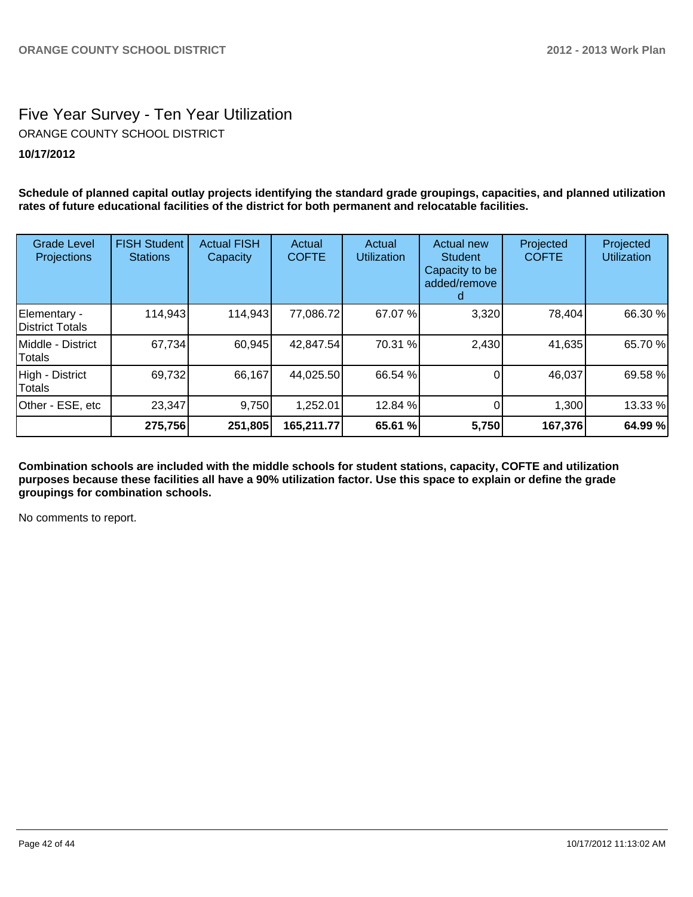# Five Year Survey - Ten Year Utilization

ORANGE COUNTY SCHOOL DISTRICT

**10/17/2012**

**Schedule of planned capital outlay projects identifying the standard grade groupings, capacities, and planned utilization rates of future educational facilities of the district for both permanent and relocatable facilities.**

| Grade Level Projections | FISH Student Stations | Actual FISH Capacity | Actual COFTE | Actual Utilization | Actual new Student Capacity to be added/removed | Projected COFTE | Projected Utilization |
|---|---|---|---|---|---|---|---|
| Elementary - District Totals | 114,943 | 114,943 | 77,086.72 | 67.07 % | 3,320 | 78,404 | 66.30 % |
| Middle - District Totals | 67,734 | 60,945 | 42,847.54 | 70.31 % | 2,430 | 41,635 | 65.70 % |
| High - District Totals | 69,732 | 66,167 | 44,025.50 | 66.54 % | 0 | 46,037 | 69.58 % |
| Other - ESE, etc | 23,347 | 9,750 | 1,252.01 | 12.84 % | 0 | 1,300 | 13.33 % |
| | **275,756** | **251,805** | **165,211.77** | **65.61 %** | **5,750** | **167,376** | **64.99 %** |

**Combination schools are included with the middle schools for student stations, capacity, COFTE and utilization purposes because these facilities all have a 90% utilization factor. Use this space to explain or define the grade groupings for combination schools.**

No comments to report.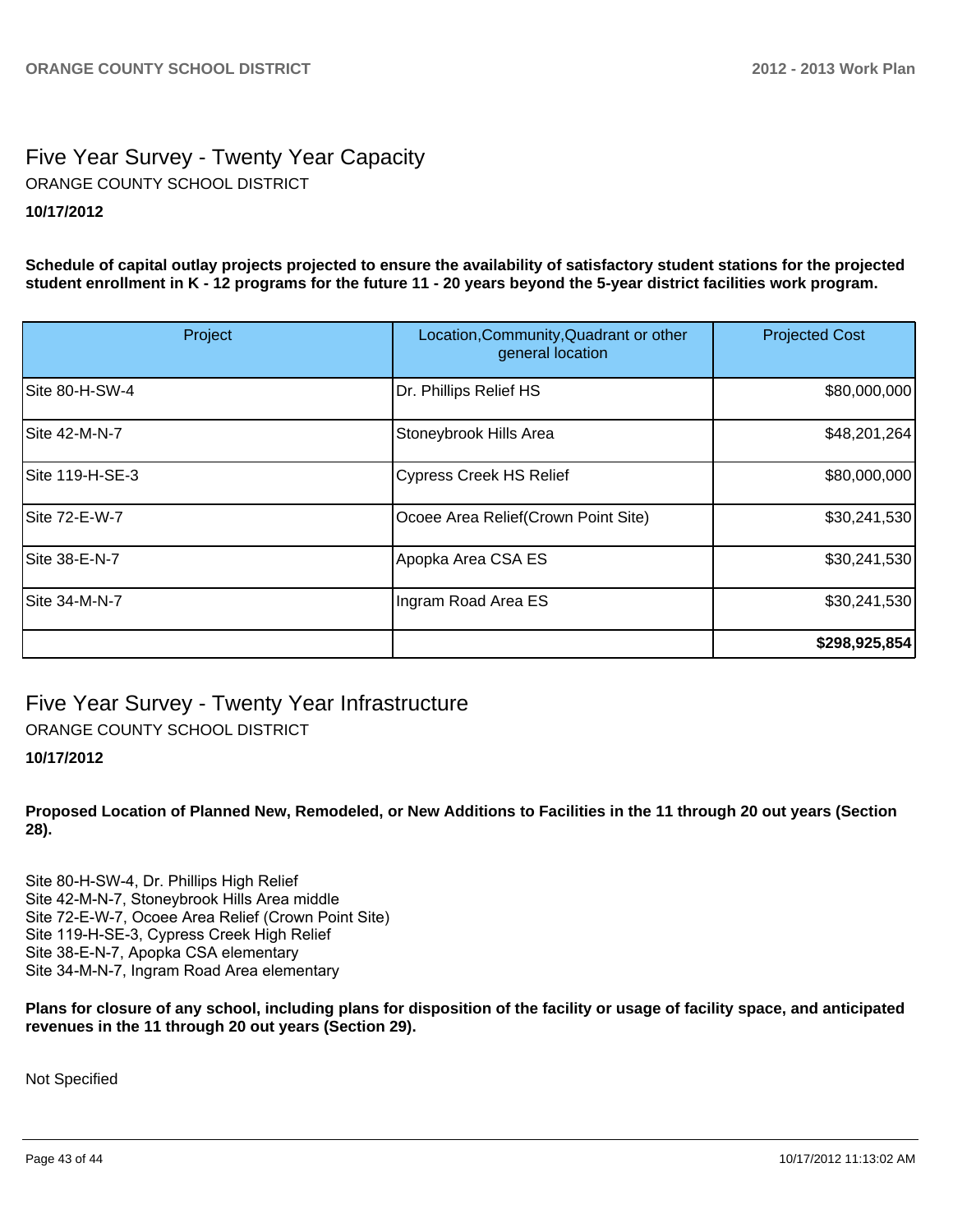## Five Year Survey - Twenty Year Capacity

ORANGE COUNTY SCHOOL DISTRICT

**10/17/2012**

**Schedule of capital outlay projects projected to ensure the availability of satisfactory student stations for the projected student enrollment in K - 12 programs for the future 11 - 20 years beyond the 5-year district facilities work program.**

| Project | Location,Community,Quadrant or other general location | Projected Cost |
|---|---|---:|
| Site 80-H-SW-4 | Dr. Phillips Relief HS | $80,000,000 |
| Site 42-M-N-7 | Stoneybrook Hills Area | $48,201,264 |
| Site 119-H-SE-3 | Cypress Creek HS Relief | $80,000,000 |
| Site 72-E-W-7 | Ocoee Area Relief(Crown Point Site) | $30,241,530 |
| Site 38-E-N-7 | Apopka Area CSA ES | $30,241,530 |
| Site 34-M-N-7 | Ingram Road Area ES | $30,241,530 |
| | | **$298,925,854** |

## Five Year Survey - Twenty Year Infrastructure

ORANGE COUNTY SCHOOL DISTRICT

**10/17/2012**

**Proposed Location of Planned New, Remodeled, or New Additions to Facilities in the 11 through 20 out years (Section 28).**

Site 80-H-SW-4, Dr. Phillips High Relief
Site 42-M-N-7, Stoneybrook Hills Area middle
Site 72-E-W-7, Ocoee Area Relief (Crown Point Site)
Site 119-H-SE-3, Cypress Creek High Relief
Site 38-E-N-7, Apopka CSA elementary
Site 34-M-N-7, Ingram Road Area elementary

**Plans for closure of any school, including plans for disposition of the facility or usage of facility space, and anticipated revenues in the 11 through 20 out years (Section 29).**

Not Specified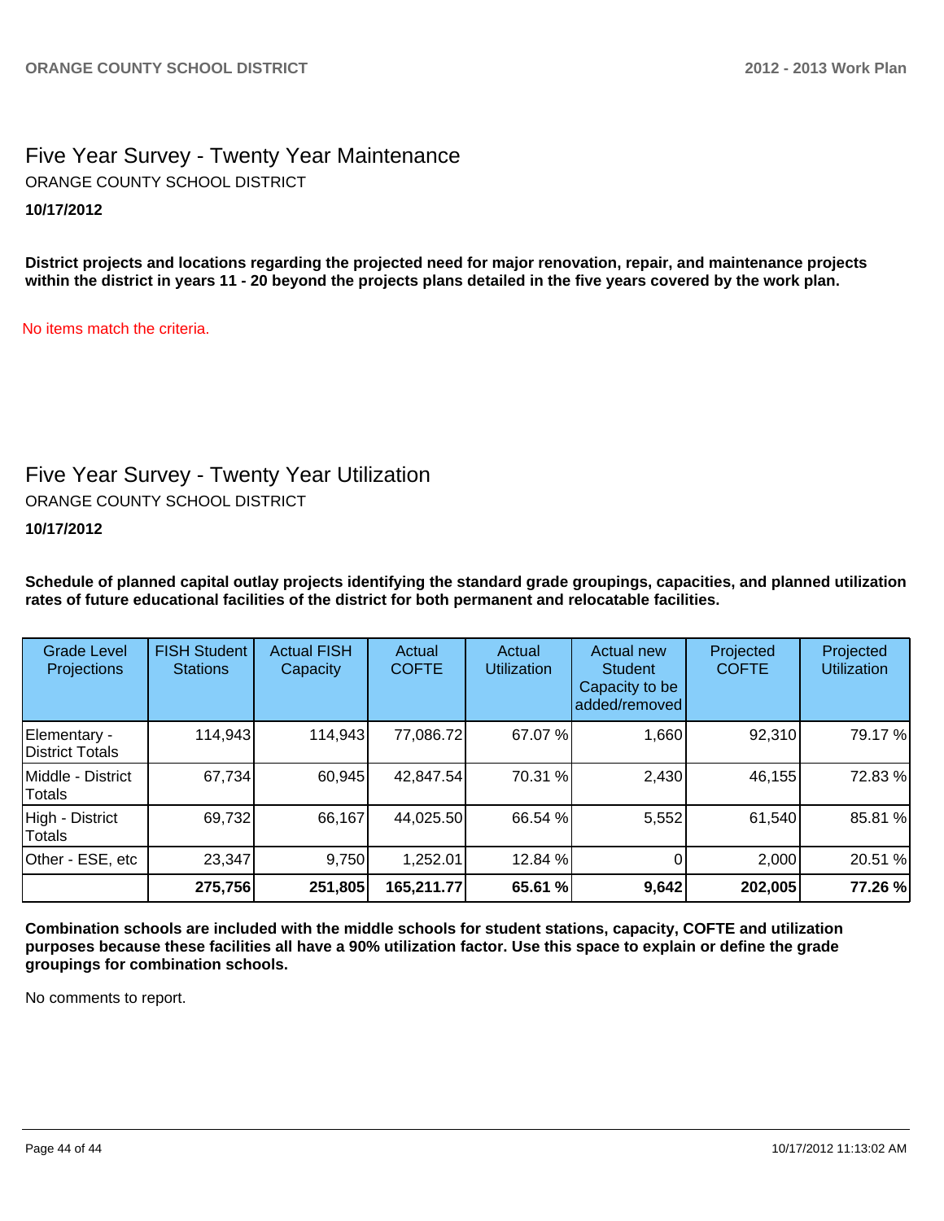## Five Year Survey - Twenty Year Maintenance

ORANGE COUNTY SCHOOL DISTRICT

**10/17/2012**

**District projects and locations regarding the projected need for major renovation, repair, and maintenance projects within the district in years 11 - 20 beyond the projects plans detailed in the five years covered by the work plan.**

No items match the criteria.

## Five Year Survey - Twenty Year Utilization

ORANGE COUNTY SCHOOL DISTRICT

**10/17/2012**

**Schedule of planned capital outlay projects identifying the standard grade groupings, capacities, and planned utilization rates of future educational facilities of the district for both permanent and relocatable facilities.**

| Grade Level Projections | FISH Student Stations | Actual FISH Capacity | Actual COFTE | Actual Utilization | Actual new Student Capacity to be added/removed | Projected COFTE | Projected Utilization |
|---|---|---|---|---|---|---|---|
| Elementary - District Totals | 114,943 | 114,943 | 77,086.72 | 67.07 % | 1,660 | 92,310 | 79.17 % |
| Middle - District Totals | 67,734 | 60,945 | 42,847.54 | 70.31 % | 2,430 | 46,155 | 72.83 % |
| High - District Totals | 69,732 | 66,167 | 44,025.50 | 66.54 % | 5,552 | 61,540 | 85.81 % |
| Other - ESE, etc | 23,347 | 9,750 | 1,252.01 | 12.84 % | 0 | 2,000 | 20.51 % |
| | **275,756** | **251,805** | **165,211.77** | **65.61 %** | **9,642** | **202,005** | **77.26 %** |

**Combination schools are included with the middle schools for student stations, capacity, COFTE and utilization purposes because these facilities all have a 90% utilization factor. Use this space to explain or define the grade groupings for combination schools.**

No comments to report.